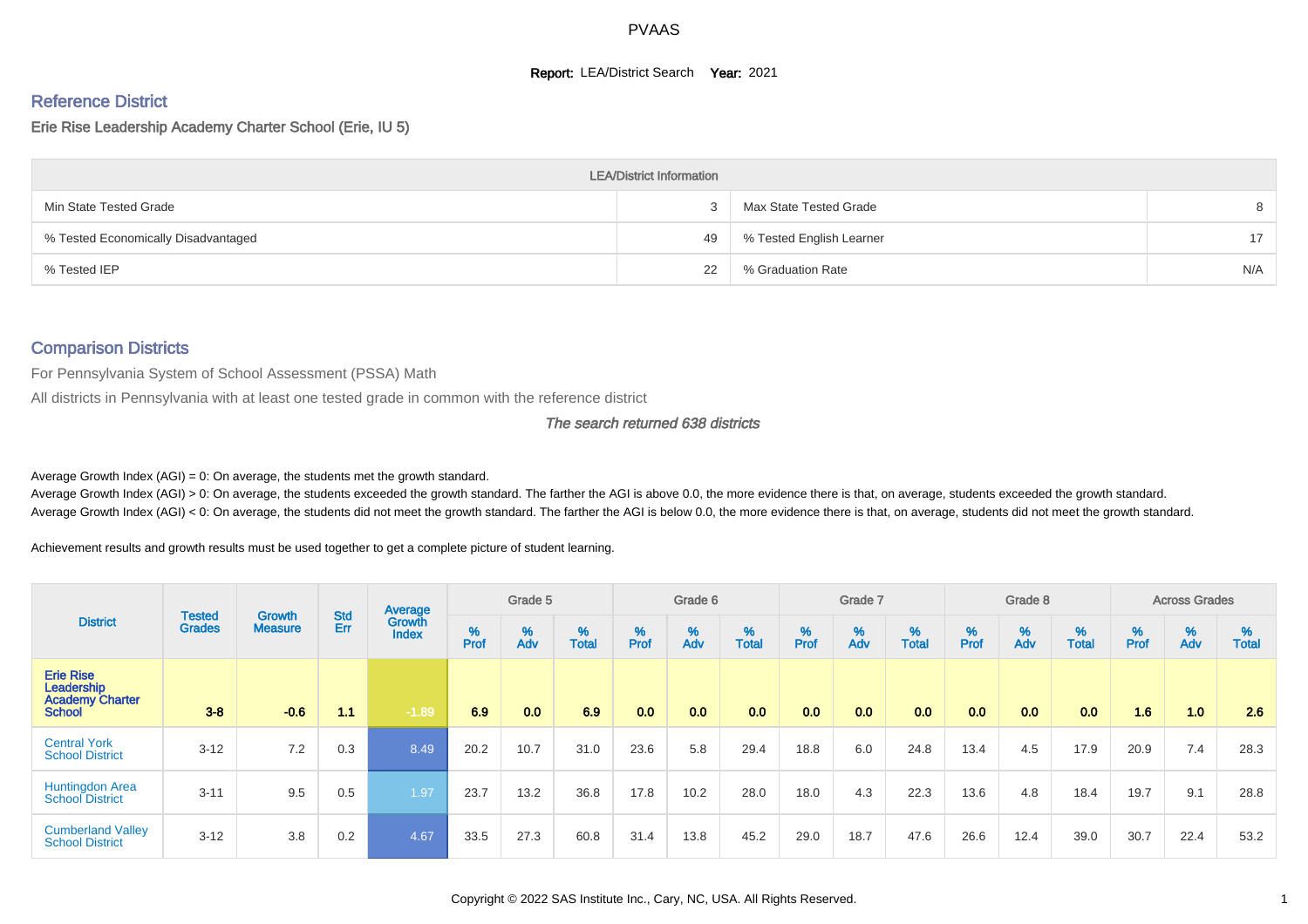PVAAS

**Report:** LEA/District Search **Year:** 2021

## Reference District

### Erie Rise Leadership Academy Charter School (Erie, IU 5)

| LEA/District Information | | | |
|---|---|---|---|
| Min State Tested Grade | 3 | Max State Tested Grade | 8 |
| % Tested Economically Disadvantaged | 49 | % Tested English Learner | 17 |
| % Tested IEP | 22 | % Graduation Rate | N/A |

## Comparison Districts

For Pennsylvania System of School Assessment (PSSA) Math

All districts in Pennsylvania with at least one tested grade in common with the reference district

*The search returned 638 districts*

Average Growth Index (AGI) = 0: On average, the students met the growth standard.

Average Growth Index (AGI) > 0: On average, the students exceeded the growth standard. The farther the AGI is above 0.0, the more evidence there is that, on average, students exceeded the growth standard.

Average Growth Index (AGI) < 0: On average, the students did not meet the growth standard. The farther the AGI is below 0.0, the more evidence there is that, on average, students did not meet the growth standard.

Achievement results and growth results must be used together to get a complete picture of student learning.

| District | Tested Grades | Growth Measure | Std Err | Average Growth Index | Grade 5 | | | Grade 6 | | | Grade 7 | | | Grade 8 | | | Across Grades | | |
|---|---|---|---|---|---|---|---|---|---|---|---|---|---|---|---|---|---|---|---|
| | | | | | % Prof | % Adv | % Total | % Prof | % Adv | % Total | % Prof | % Adv | % Total | % Prof | % Adv | % Total | % Prof | % Adv | % Total |
| **Erie Rise Leadership Academy Charter School** | **3-8** | **-0.6** | **1.1** | **-1.89** | **6.9** | **0.0** | **6.9** | **0.0** | **0.0** | **0.0** | **0.0** | **0.0** | **0.0** | **0.0** | **0.0** | **0.0** | **1.6** | **1.0** | **2.6** |
| Central York School District | 3-12 | 7.2 | 0.3 | 8.49 | 20.2 | 10.7 | 31.0 | 23.6 | 5.8 | 29.4 | 18.8 | 6.0 | 24.8 | 13.4 | 4.5 | 17.9 | 20.9 | 7.4 | 28.3 |
| Huntingdon Area School District | 3-11 | 9.5 | 0.5 | 1.97 | 23.7 | 13.2 | 36.8 | 17.8 | 10.2 | 28.0 | 18.0 | 4.3 | 22.3 | 13.6 | 4.8 | 18.4 | 19.7 | 9.1 | 28.8 |
| Cumberland Valley School District | 3-12 | 3.8 | 0.2 | 4.67 | 33.5 | 27.3 | 60.8 | 31.4 | 13.8 | 45.2 | 29.0 | 18.7 | 47.6 | 26.6 | 12.4 | 39.0 | 30.7 | 22.4 | 53.2 |

Copyright © 2022 SAS Institute Inc., Cary, NC, USA. All Rights Reserved.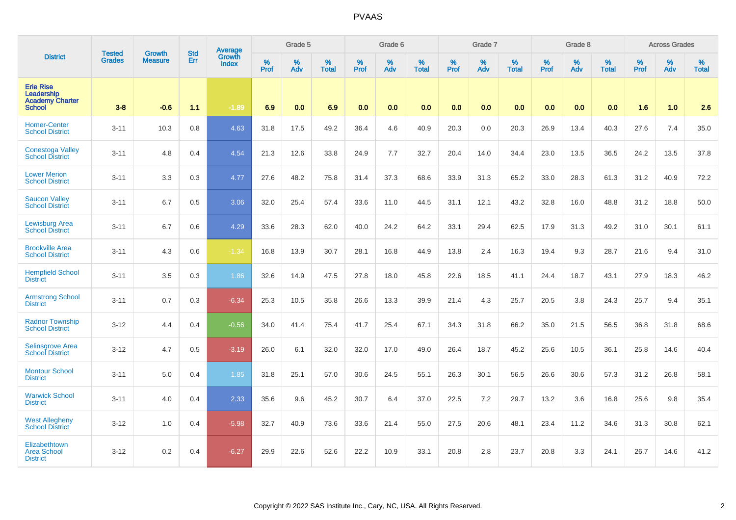# PVAAS

| District | Tested Grades | Growth Measure | Std Err | Average Growth Index | Grade 5 | | | Grade 6 | | | Grade 7 | | | Grade 8 | | | Across Grades | | |
|---|---|---|---|---|---|---|---|---|---|---|---|---|---|---|---|---|---|---|---|
| | | | | | % Prof | % Adv | % Total | % Prof | % Adv | % Total | % Prof | % Adv | % Total | % Prof | % Adv | % Total | % Prof | % Adv | % Total |
| **Erie Rise Leadership Academy Charter School** | **3-8** | **-0.6** | **1.1** | **-1.89** | **6.9** | **0.0** | **6.9** | **0.0** | **0.0** | **0.0** | **0.0** | **0.0** | **0.0** | **0.0** | **0.0** | **0.0** | **1.6** | **1.0** | **2.6** |
| Homer-Center School District | 3-11 | 10.3 | 0.8 | 4.63 | 31.8 | 17.5 | 49.2 | 36.4 | 4.6 | 40.9 | 20.3 | 0.0 | 20.3 | 26.9 | 13.4 | 40.3 | 27.6 | 7.4 | 35.0 |
| Conestoga Valley School District | 3-11 | 4.8 | 0.4 | 4.54 | 21.3 | 12.6 | 33.8 | 24.9 | 7.7 | 32.7 | 20.4 | 14.0 | 34.4 | 23.0 | 13.5 | 36.5 | 24.2 | 13.5 | 37.8 |
| Lower Merion School District | 3-11 | 3.3 | 0.3 | 4.77 | 27.6 | 48.2 | 75.8 | 31.4 | 37.3 | 68.6 | 33.9 | 31.3 | 65.2 | 33.0 | 28.3 | 61.3 | 31.2 | 40.9 | 72.2 |
| Saucon Valley School District | 3-11 | 6.7 | 0.5 | 3.06 | 32.0 | 25.4 | 57.4 | 33.6 | 11.0 | 44.5 | 31.1 | 12.1 | 43.2 | 32.8 | 16.0 | 48.8 | 31.2 | 18.8 | 50.0 |
| Lewisburg Area School District | 3-11 | 6.7 | 0.6 | 4.29 | 33.6 | 28.3 | 62.0 | 40.0 | 24.2 | 64.2 | 33.1 | 29.4 | 62.5 | 17.9 | 31.3 | 49.2 | 31.0 | 30.1 | 61.1 |
| Brookville Area School District | 3-11 | 4.3 | 0.6 | -1.34 | 16.8 | 13.9 | 30.7 | 28.1 | 16.8 | 44.9 | 13.8 | 2.4 | 16.3 | 19.4 | 9.3 | 28.7 | 21.6 | 9.4 | 31.0 |
| Hempfield School District | 3-11 | 3.5 | 0.3 | 1.86 | 32.6 | 14.9 | 47.5 | 27.8 | 18.0 | 45.8 | 22.6 | 18.5 | 41.1 | 24.4 | 18.7 | 43.1 | 27.9 | 18.3 | 46.2 |
| Armstrong School District | 3-11 | 0.7 | 0.3 | -6.34 | 25.3 | 10.5 | 35.8 | 26.6 | 13.3 | 39.9 | 21.4 | 4.3 | 25.7 | 20.5 | 3.8 | 24.3 | 25.7 | 9.4 | 35.1 |
| Radnor Township School District | 3-12 | 4.4 | 0.4 | -0.56 | 34.0 | 41.4 | 75.4 | 41.7 | 25.4 | 67.1 | 34.3 | 31.8 | 66.2 | 35.0 | 21.5 | 56.5 | 36.8 | 31.8 | 68.6 |
| Selinsgrove Area School District | 3-12 | 4.7 | 0.5 | -3.19 | 26.0 | 6.1 | 32.0 | 32.0 | 17.0 | 49.0 | 26.4 | 18.7 | 45.2 | 25.6 | 10.5 | 36.1 | 25.8 | 14.6 | 40.4 |
| Montour School District | 3-11 | 5.0 | 0.4 | 1.85 | 31.8 | 25.1 | 57.0 | 30.6 | 24.5 | 55.1 | 26.3 | 30.1 | 56.5 | 26.6 | 30.6 | 57.3 | 31.2 | 26.8 | 58.1 |
| Warwick School District | 3-11 | 4.0 | 0.4 | 2.33 | 35.6 | 9.6 | 45.2 | 30.7 | 6.4 | 37.0 | 22.5 | 7.2 | 29.7 | 13.2 | 3.6 | 16.8 | 25.6 | 9.8 | 35.4 |
| West Allegheny School District | 3-12 | 1.0 | 0.4 | -5.98 | 32.7 | 40.9 | 73.6 | 33.6 | 21.4 | 55.0 | 27.5 | 20.6 | 48.1 | 23.4 | 11.2 | 34.6 | 31.3 | 30.8 | 62.1 |
| Elizabethtown Area School District | 3-12 | 0.2 | 0.4 | -6.27 | 29.9 | 22.6 | 52.6 | 22.2 | 10.9 | 33.1 | 20.8 | 2.8 | 23.7 | 20.8 | 3.3 | 24.1 | 26.7 | 14.6 | 41.2 |

Copyright © 2022 SAS Institute Inc., Cary, NC, USA. All Rights Reserved.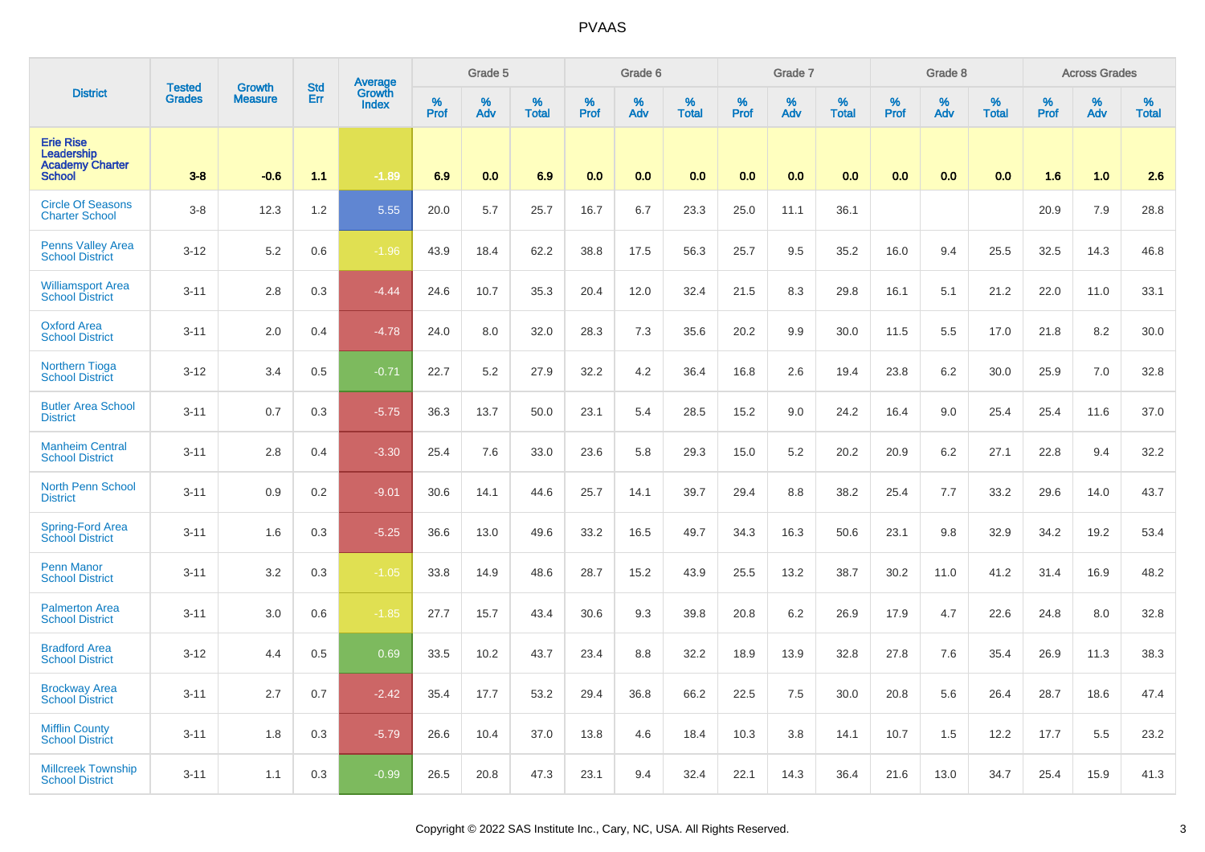# PVAAS

| District | Tested Grades | Growth Measure | Std Err | Average Growth Index | Grade 5 | | | Grade 6 | | | Grade 7 | | | Grade 8 | | | Across Grades | | |
|---|---|---|---|---|---|---|---|---|---|---|---|---|---|---|---|---|---|---|---|
| | | | | | % Prof | % Adv | % Total | % Prof | % Adv | % Total | % Prof | % Adv | % Total | % Prof | % Adv | % Total | % Prof | % Adv | % Total |
| **Erie Rise Leadership Academy Charter School** | **3-8** | **-0.6** | **1.1** | **-1.89** | **6.9** | **0.0** | **6.9** | **0.0** | **0.0** | **0.0** | **0.0** | **0.0** | **0.0** | **0.0** | **0.0** | **0.0** | **1.6** | **1.0** | **2.6** |
| Circle Of Seasons Charter School | 3-8 | 12.3 | 1.2 | 5.55 | 20.0 | 5.7 | 25.7 | 16.7 | 6.7 | 23.3 | 25.0 | 11.1 | 36.1 | | | | 20.9 | 7.9 | 28.8 |
| Penns Valley Area School District | 3-12 | 5.2 | 0.6 | -1.96 | 43.9 | 18.4 | 62.2 | 38.8 | 17.5 | 56.3 | 25.7 | 9.5 | 35.2 | 16.0 | 9.4 | 25.5 | 32.5 | 14.3 | 46.8 |
| Williamsport Area School District | 3-11 | 2.8 | 0.3 | -4.44 | 24.6 | 10.7 | 35.3 | 20.4 | 12.0 | 32.4 | 21.5 | 8.3 | 29.8 | 16.1 | 5.1 | 21.2 | 22.0 | 11.0 | 33.1 |
| Oxford Area School District | 3-11 | 2.0 | 0.4 | -4.78 | 24.0 | 8.0 | 32.0 | 28.3 | 7.3 | 35.6 | 20.2 | 9.9 | 30.0 | 11.5 | 5.5 | 17.0 | 21.8 | 8.2 | 30.0 |
| Northern Tioga School District | 3-12 | 3.4 | 0.5 | -0.71 | 22.7 | 5.2 | 27.9 | 32.2 | 4.2 | 36.4 | 16.8 | 2.6 | 19.4 | 23.8 | 6.2 | 30.0 | 25.9 | 7.0 | 32.8 |
| Butler Area School District | 3-11 | 0.7 | 0.3 | -5.75 | 36.3 | 13.7 | 50.0 | 23.1 | 5.4 | 28.5 | 15.2 | 9.0 | 24.2 | 16.4 | 9.0 | 25.4 | 25.4 | 11.6 | 37.0 |
| Manheim Central School District | 3-11 | 2.8 | 0.4 | -3.30 | 25.4 | 7.6 | 33.0 | 23.6 | 5.8 | 29.3 | 15.0 | 5.2 | 20.2 | 20.9 | 6.2 | 27.1 | 22.8 | 9.4 | 32.2 |
| North Penn School District | 3-11 | 0.9 | 0.2 | -9.01 | 30.6 | 14.1 | 44.6 | 25.7 | 14.1 | 39.7 | 29.4 | 8.8 | 38.2 | 25.4 | 7.7 | 33.2 | 29.6 | 14.0 | 43.7 |
| Spring-Ford Area School District | 3-11 | 1.6 | 0.3 | -5.25 | 36.6 | 13.0 | 49.6 | 33.2 | 16.5 | 49.7 | 34.3 | 16.3 | 50.6 | 23.1 | 9.8 | 32.9 | 34.2 | 19.2 | 53.4 |
| Penn Manor School District | 3-11 | 3.2 | 0.3 | -1.05 | 33.8 | 14.9 | 48.6 | 28.7 | 15.2 | 43.9 | 25.5 | 13.2 | 38.7 | 30.2 | 11.0 | 41.2 | 31.4 | 16.9 | 48.2 |
| Palmerton Area School District | 3-11 | 3.0 | 0.6 | -1.85 | 27.7 | 15.7 | 43.4 | 30.6 | 9.3 | 39.8 | 20.8 | 6.2 | 26.9 | 17.9 | 4.7 | 22.6 | 24.8 | 8.0 | 32.8 |
| Bradford Area School District | 3-12 | 4.4 | 0.5 | 0.69 | 33.5 | 10.2 | 43.7 | 23.4 | 8.8 | 32.2 | 18.9 | 13.9 | 32.8 | 27.8 | 7.6 | 35.4 | 26.9 | 11.3 | 38.3 |
| Brockway Area School District | 3-11 | 2.7 | 0.7 | -2.42 | 35.4 | 17.7 | 53.2 | 29.4 | 36.8 | 66.2 | 22.5 | 7.5 | 30.0 | 20.8 | 5.6 | 26.4 | 28.7 | 18.6 | 47.4 |
| Mifflin County School District | 3-11 | 1.8 | 0.3 | -5.79 | 26.6 | 10.4 | 37.0 | 13.8 | 4.6 | 18.4 | 10.3 | 3.8 | 14.1 | 10.7 | 1.5 | 12.2 | 17.7 | 5.5 | 23.2 |
| Millcreek Township School District | 3-11 | 1.1 | 0.3 | -0.99 | 26.5 | 20.8 | 47.3 | 23.1 | 9.4 | 32.4 | 22.1 | 14.3 | 36.4 | 21.6 | 13.0 | 34.7 | 25.4 | 15.9 | 41.3 |

Copyright © 2022 SAS Institute Inc., Cary, NC, USA. All Rights Reserved.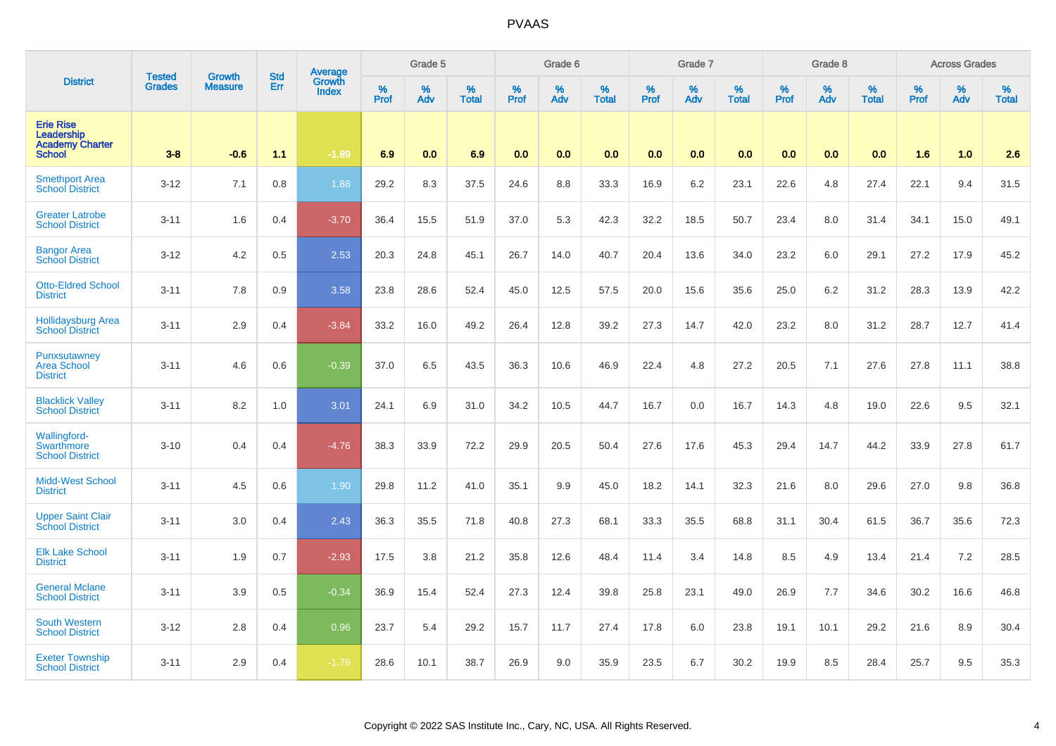# PVAAS

| District | Tested Grades | Growth Measure | Std Err | Average Growth Index | Grade 5 | | | Grade 6 | | | Grade 7 | | | Grade 8 | | | Across Grades | | |
|---|---|---|---|---|---|---|---|---|---|---|---|---|---|---|---|---|---|---|---|
| | | | | | % Prof | % Adv | % Total | % Prof | % Adv | % Total | % Prof | % Adv | % Total | % Prof | % Adv | % Total | % Prof | % Adv | % Total |
| **Erie Rise Leadership Academy Charter School** | **3-8** | **-0.6** | **1.1** | **-1.89** | **6.9** | **0.0** | **6.9** | **0.0** | **0.0** | **0.0** | **0.0** | **0.0** | **0.0** | **0.0** | **0.0** | **0.0** | **1.6** | **1.0** | **2.6** |
| Smethport Area School District | 3-12 | 7.1 | 0.8 | 1.88 | 29.2 | 8.3 | 37.5 | 24.6 | 8.8 | 33.3 | 16.9 | 6.2 | 23.1 | 22.6 | 4.8 | 27.4 | 22.1 | 9.4 | 31.5 |
| Greater Latrobe School District | 3-11 | 1.6 | 0.4 | -3.70 | 36.4 | 15.5 | 51.9 | 37.0 | 5.3 | 42.3 | 32.2 | 18.5 | 50.7 | 23.4 | 8.0 | 31.4 | 34.1 | 15.0 | 49.1 |
| Bangor Area School District | 3-12 | 4.2 | 0.5 | 2.53 | 20.3 | 24.8 | 45.1 | 26.7 | 14.0 | 40.7 | 20.4 | 13.6 | 34.0 | 23.2 | 6.0 | 29.1 | 27.2 | 17.9 | 45.2 |
| Otto-Eldred School District | 3-11 | 7.8 | 0.9 | 3.58 | 23.8 | 28.6 | 52.4 | 45.0 | 12.5 | 57.5 | 20.0 | 15.6 | 35.6 | 25.0 | 6.2 | 31.2 | 28.3 | 13.9 | 42.2 |
| Hollidaysburg Area School District | 3-11 | 2.9 | 0.4 | -3.84 | 33.2 | 16.0 | 49.2 | 26.4 | 12.8 | 39.2 | 27.3 | 14.7 | 42.0 | 23.2 | 8.0 | 31.2 | 28.7 | 12.7 | 41.4 |
| Punxsutawney Area School District | 3-11 | 4.6 | 0.6 | -0.39 | 37.0 | 6.5 | 43.5 | 36.3 | 10.6 | 46.9 | 22.4 | 4.8 | 27.2 | 20.5 | 7.1 | 27.6 | 27.8 | 11.1 | 38.8 |
| Blacklick Valley School District | 3-11 | 8.2 | 1.0 | 3.01 | 24.1 | 6.9 | 31.0 | 34.2 | 10.5 | 44.7 | 16.7 | 0.0 | 16.7 | 14.3 | 4.8 | 19.0 | 22.6 | 9.5 | 32.1 |
| Wallingford-Swarthmore School District | 3-10 | 0.4 | 0.4 | -4.76 | 38.3 | 33.9 | 72.2 | 29.9 | 20.5 | 50.4 | 27.6 | 17.6 | 45.3 | 29.4 | 14.7 | 44.2 | 33.9 | 27.8 | 61.7 |
| Midd-West School District | 3-11 | 4.5 | 0.6 | 1.90 | 29.8 | 11.2 | 41.0 | 35.1 | 9.9 | 45.0 | 18.2 | 14.1 | 32.3 | 21.6 | 8.0 | 29.6 | 27.0 | 9.8 | 36.8 |
| Upper Saint Clair School District | 3-11 | 3.0 | 0.4 | 2.43 | 36.3 | 35.5 | 71.8 | 40.8 | 27.3 | 68.1 | 33.3 | 35.5 | 68.8 | 31.1 | 30.4 | 61.5 | 36.7 | 35.6 | 72.3 |
| Elk Lake School District | 3-11 | 1.9 | 0.7 | -2.93 | 17.5 | 3.8 | 21.2 | 35.8 | 12.6 | 48.4 | 11.4 | 3.4 | 14.8 | 8.5 | 4.9 | 13.4 | 21.4 | 7.2 | 28.5 |
| General Mclane School District | 3-11 | 3.9 | 0.5 | -0.34 | 36.9 | 15.4 | 52.4 | 27.3 | 12.4 | 39.8 | 25.8 | 23.1 | 49.0 | 26.9 | 7.7 | 34.6 | 30.2 | 16.6 | 46.8 |
| South Western School District | 3-12 | 2.8 | 0.4 | 0.96 | 23.7 | 5.4 | 29.2 | 15.7 | 11.7 | 27.4 | 17.8 | 6.0 | 23.8 | 19.1 | 10.1 | 29.2 | 21.6 | 8.9 | 30.4 |
| Exeter Township School District | 3-11 | 2.9 | 0.4 | -1.78 | 28.6 | 10.1 | 38.7 | 26.9 | 9.0 | 35.9 | 23.5 | 6.7 | 30.2 | 19.9 | 8.5 | 28.4 | 25.7 | 9.5 | 35.3 |

Copyright © 2022 SAS Institute Inc., Cary, NC, USA. All Rights Reserved.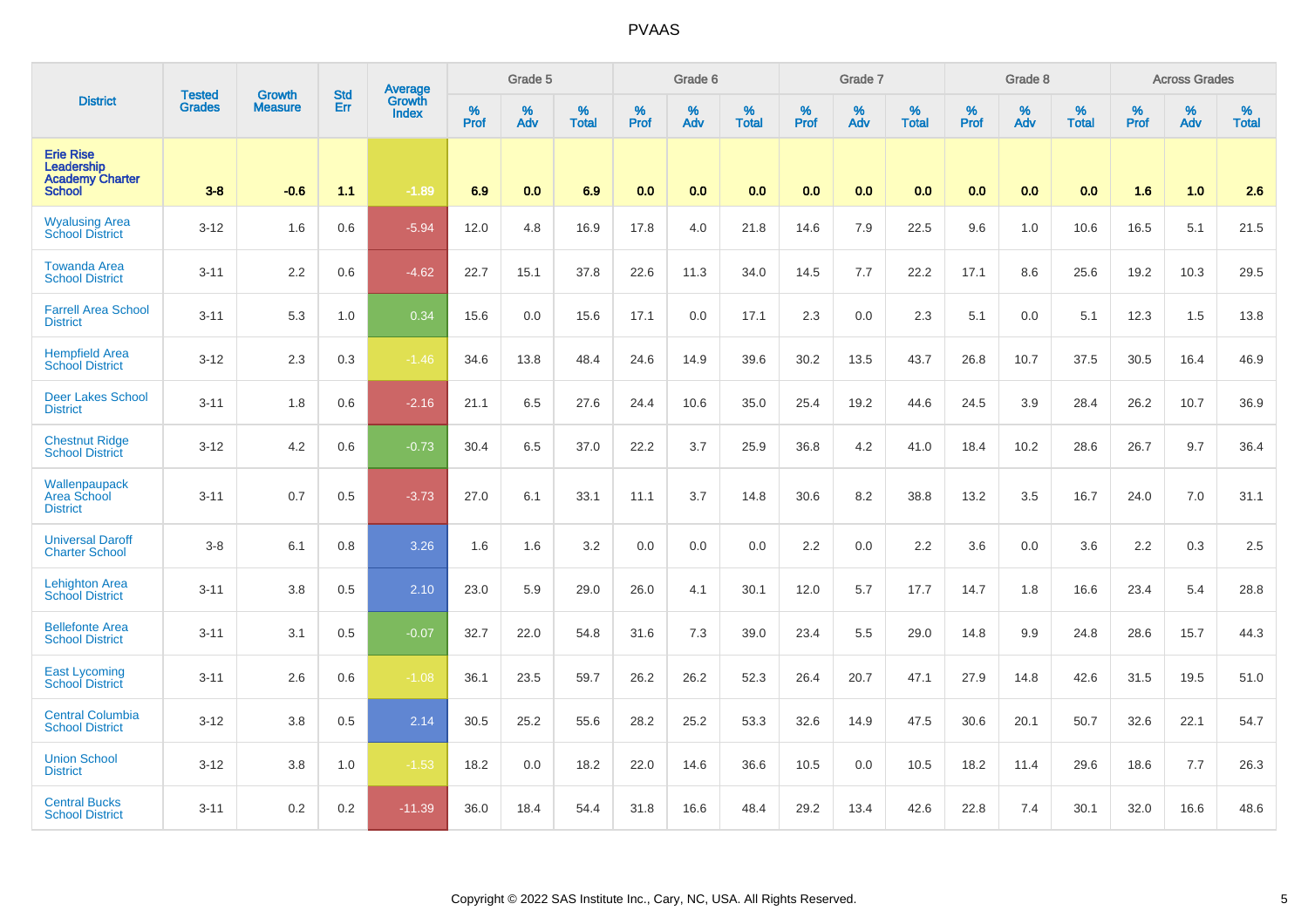# PVAAS

| District | Tested Grades | Growth Measure | Std Err | Average Growth Index | Grade 5 | | | Grade 6 | | | Grade 7 | | | Grade 8 | | | Across Grades | | |
|---|---|---|---|---|---|---|---|---|---|---|---|---|---|---|---|---|---|---|---|
| | | | | | % Prof | % Adv | % Total | % Prof | % Adv | % Total | % Prof | % Adv | % Total | % Prof | % Adv | % Total | % Prof | % Adv | % Total |
| Erie Rise Leadership Academy Charter School | 3-8 | -0.6 | 1.1 | -1.89 | 6.9 | 0.0 | 6.9 | 0.0 | 0.0 | 0.0 | 0.0 | 0.0 | 0.0 | 0.0 | 0.0 | 0.0 | 1.6 | 1.0 | 2.6 |
| Wyalusing Area School District | 3-12 | 1.6 | 0.6 | -5.94 | 12.0 | 4.8 | 16.9 | 17.8 | 4.0 | 21.8 | 14.6 | 7.9 | 22.5 | 9.6 | 1.0 | 10.6 | 16.5 | 5.1 | 21.5 |
| Towanda Area School District | 3-11 | 2.2 | 0.6 | -4.62 | 22.7 | 15.1 | 37.8 | 22.6 | 11.3 | 34.0 | 14.5 | 7.7 | 22.2 | 17.1 | 8.6 | 25.6 | 19.2 | 10.3 | 29.5 |
| Farrell Area School District | 3-11 | 5.3 | 1.0 | 0.34 | 15.6 | 0.0 | 15.6 | 17.1 | 0.0 | 17.1 | 2.3 | 0.0 | 2.3 | 5.1 | 0.0 | 5.1 | 12.3 | 1.5 | 13.8 |
| Hempfield Area School District | 3-12 | 2.3 | 0.3 | -1.46 | 34.6 | 13.8 | 48.4 | 24.6 | 14.9 | 39.6 | 30.2 | 13.5 | 43.7 | 26.8 | 10.7 | 37.5 | 30.5 | 16.4 | 46.9 |
| Deer Lakes School District | 3-11 | 1.8 | 0.6 | -2.16 | 21.1 | 6.5 | 27.6 | 24.4 | 10.6 | 35.0 | 25.4 | 19.2 | 44.6 | 24.5 | 3.9 | 28.4 | 26.2 | 10.7 | 36.9 |
| Chestnut Ridge School District | 3-12 | 4.2 | 0.6 | -0.73 | 30.4 | 6.5 | 37.0 | 22.2 | 3.7 | 25.9 | 36.8 | 4.2 | 41.0 | 18.4 | 10.2 | 28.6 | 26.7 | 9.7 | 36.4 |
| Wallenpaupack Area School District | 3-11 | 0.7 | 0.5 | -3.73 | 27.0 | 6.1 | 33.1 | 11.1 | 3.7 | 14.8 | 30.6 | 8.2 | 38.8 | 13.2 | 3.5 | 16.7 | 24.0 | 7.0 | 31.1 |
| Universal Daroff Charter School | 3-8 | 6.1 | 0.8 | 3.26 | 1.6 | 1.6 | 3.2 | 0.0 | 0.0 | 0.0 | 2.2 | 0.0 | 2.2 | 3.6 | 0.0 | 3.6 | 2.2 | 0.3 | 2.5 |
| Lehighton Area School District | 3-11 | 3.8 | 0.5 | 2.10 | 23.0 | 5.9 | 29.0 | 26.0 | 4.1 | 30.1 | 12.0 | 5.7 | 17.7 | 14.7 | 1.8 | 16.6 | 23.4 | 5.4 | 28.8 |
| Bellefonte Area School District | 3-11 | 3.1 | 0.5 | -0.07 | 32.7 | 22.0 | 54.8 | 31.6 | 7.3 | 39.0 | 23.4 | 5.5 | 29.0 | 14.8 | 9.9 | 24.8 | 28.6 | 15.7 | 44.3 |
| East Lycoming School District | 3-11 | 2.6 | 0.6 | -1.08 | 36.1 | 23.5 | 59.7 | 26.2 | 26.2 | 52.3 | 26.4 | 20.7 | 47.1 | 27.9 | 14.8 | 42.6 | 31.5 | 19.5 | 51.0 |
| Central Columbia School District | 3-12 | 3.8 | 0.5 | 2.14 | 30.5 | 25.2 | 55.6 | 28.2 | 25.2 | 53.3 | 32.6 | 14.9 | 47.5 | 30.6 | 20.1 | 50.7 | 32.6 | 22.1 | 54.7 |
| Union School District | 3-12 | 3.8 | 1.0 | -1.53 | 18.2 | 0.0 | 18.2 | 22.0 | 14.6 | 36.6 | 10.5 | 0.0 | 10.5 | 18.2 | 11.4 | 29.6 | 18.6 | 7.7 | 26.3 |
| Central Bucks School District | 3-11 | 0.2 | 0.2 | -11.39 | 36.0 | 18.4 | 54.4 | 31.8 | 16.6 | 48.4 | 29.2 | 13.4 | 42.6 | 22.8 | 7.4 | 30.1 | 32.0 | 16.6 | 48.6 |

Copyright © 2022 SAS Institute Inc., Cary, NC, USA. All Rights Reserved.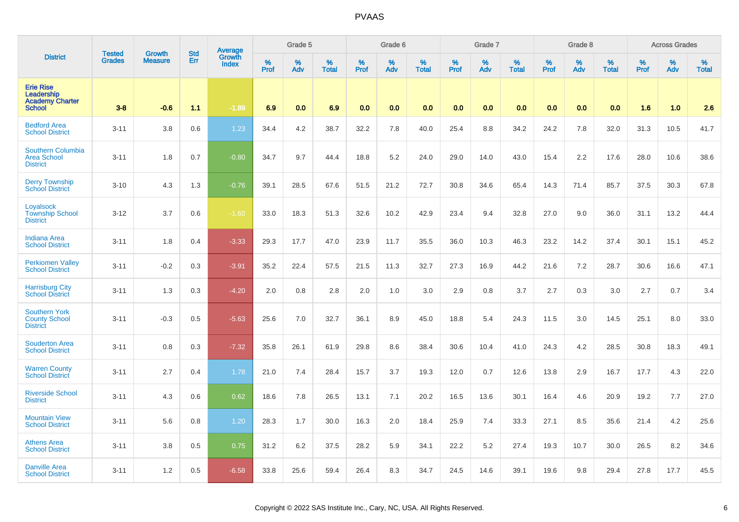# PVAAS

| District | Tested Grades | Growth Measure | Std Err | Average Growth Index | Grade 5 | | | Grade 6 | | | Grade 7 | | | Grade 8 | | | Across Grades | | |
|---|---|---|---|---|---|---|---|---|---|---|---|---|---|---|---|---|---|---|---|
| | | | | | % Prof | % Adv | % Total | % Prof | % Adv | % Total | % Prof | % Adv | % Total | % Prof | % Adv | % Total | % Prof | % Adv | % Total |
| **Erie Rise Leadership Academy Charter School** | **3-8** | **-0.6** | **1.1** | **-1.89** | **6.9** | **0.0** | **6.9** | **0.0** | **0.0** | **0.0** | **0.0** | **0.0** | **0.0** | **0.0** | **0.0** | **0.0** | **1.6** | **1.0** | **2.6** |
| Bedford Area School District | 3-11 | 3.8 | 0.6 | 1.23 | 34.4 | 4.2 | 38.7 | 32.2 | 7.8 | 40.0 | 25.4 | 8.8 | 34.2 | 24.2 | 7.8 | 32.0 | 31.3 | 10.5 | 41.7 |
| Southern Columbia Area School District | 3-11 | 1.8 | 0.7 | -0.80 | 34.7 | 9.7 | 44.4 | 18.8 | 5.2 | 24.0 | 29.0 | 14.0 | 43.0 | 15.4 | 2.2 | 17.6 | 28.0 | 10.6 | 38.6 |
| Derry Township School District | 3-10 | 4.3 | 1.3 | -0.76 | 39.1 | 28.5 | 67.6 | 51.5 | 21.2 | 72.7 | 30.8 | 34.6 | 65.4 | 14.3 | 71.4 | 85.7 | 37.5 | 30.3 | 67.8 |
| Loyalsock Township School District | 3-12 | 3.7 | 0.6 | -1.60 | 33.0 | 18.3 | 51.3 | 32.6 | 10.2 | 42.9 | 23.4 | 9.4 | 32.8 | 27.0 | 9.0 | 36.0 | 31.1 | 13.2 | 44.4 |
| Indiana Area School District | 3-11 | 1.8 | 0.4 | -3.33 | 29.3 | 17.7 | 47.0 | 23.9 | 11.7 | 35.5 | 36.0 | 10.3 | 46.3 | 23.2 | 14.2 | 37.4 | 30.1 | 15.1 | 45.2 |
| Perkiomen Valley School District | 3-11 | -0.2 | 0.3 | -3.91 | 35.2 | 22.4 | 57.5 | 21.5 | 11.3 | 32.7 | 27.3 | 16.9 | 44.2 | 21.6 | 7.2 | 28.7 | 30.6 | 16.6 | 47.1 |
| Harrisburg City School District | 3-11 | 1.3 | 0.3 | -4.20 | 2.0 | 0.8 | 2.8 | 2.0 | 1.0 | 3.0 | 2.9 | 0.8 | 3.7 | 2.7 | 0.3 | 3.0 | 2.7 | 0.7 | 3.4 |
| Southern York County School District | 3-11 | -0.3 | 0.5 | -5.63 | 25.6 | 7.0 | 32.7 | 36.1 | 8.9 | 45.0 | 18.8 | 5.4 | 24.3 | 11.5 | 3.0 | 14.5 | 25.1 | 8.0 | 33.0 |
| Souderton Area School District | 3-11 | 0.8 | 0.3 | -7.32 | 35.8 | 26.1 | 61.9 | 29.8 | 8.6 | 38.4 | 30.6 | 10.4 | 41.0 | 24.3 | 4.2 | 28.5 | 30.8 | 18.3 | 49.1 |
| Warren County School District | 3-11 | 2.7 | 0.4 | 1.78 | 21.0 | 7.4 | 28.4 | 15.7 | 3.7 | 19.3 | 12.0 | 0.7 | 12.6 | 13.8 | 2.9 | 16.7 | 17.7 | 4.3 | 22.0 |
| Riverside School District | 3-11 | 4.3 | 0.6 | 0.62 | 18.6 | 7.8 | 26.5 | 13.1 | 7.1 | 20.2 | 16.5 | 13.6 | 30.1 | 16.4 | 4.6 | 20.9 | 19.2 | 7.7 | 27.0 |
| Mountain View School District | 3-11 | 5.6 | 0.8 | 1.20 | 28.3 | 1.7 | 30.0 | 16.3 | 2.0 | 18.4 | 25.9 | 7.4 | 33.3 | 27.1 | 8.5 | 35.6 | 21.4 | 4.2 | 25.6 |
| Athens Area School District | 3-11 | 3.8 | 0.5 | 0.75 | 31.2 | 6.2 | 37.5 | 28.2 | 5.9 | 34.1 | 22.2 | 5.2 | 27.4 | 19.3 | 10.7 | 30.0 | 26.5 | 8.2 | 34.6 |
| Danville Area School District | 3-11 | 1.2 | 0.5 | -6.58 | 33.8 | 25.6 | 59.4 | 26.4 | 8.3 | 34.7 | 24.5 | 14.6 | 39.1 | 19.6 | 9.8 | 29.4 | 27.8 | 17.7 | 45.5 |

Copyright © 2022 SAS Institute Inc., Cary, NC, USA. All Rights Reserved.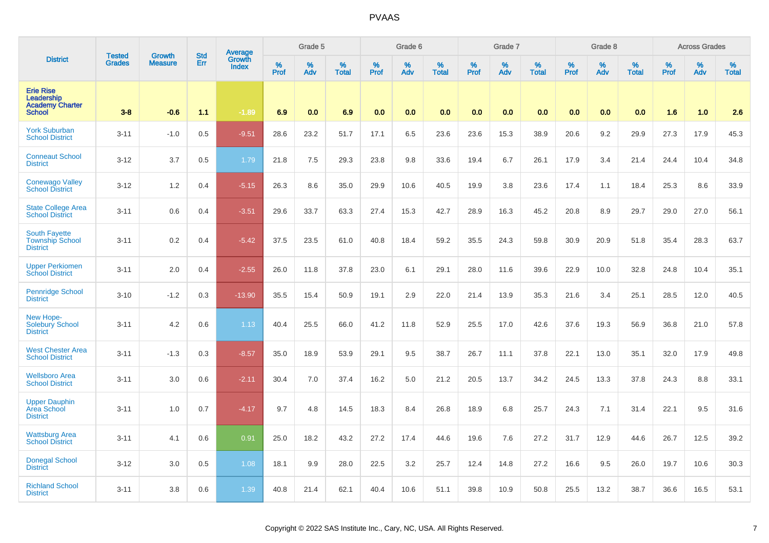# PVAAS

| District | Tested Grades | Growth Measure | Std Err | Average Growth Index | Grade 5 | | | Grade 6 | | | Grade 7 | | | Grade 8 | | | Across Grades | | |
|---|---|---|---|---|---|---|---|---|---|---|---|---|---|---|---|---|---|---|---|
| | | | | | % Prof | % Adv | % Total | % Prof | % Adv | % Total | % Prof | % Adv | % Total | % Prof | % Adv | % Total | % Prof | % Adv | % Total |
| **Erie Rise Leadership Academy Charter School** | **3-8** | **-0.6** | **1.1** | **-1.89** | **6.9** | **0.0** | **6.9** | **0.0** | **0.0** | **0.0** | **0.0** | **0.0** | **0.0** | **0.0** | **0.0** | **0.0** | **1.6** | **1.0** | **2.6** |
| York Suburban School District | 3-11 | -1.0 | 0.5 | -9.51 | 28.6 | 23.2 | 51.7 | 17.1 | 6.5 | 23.6 | 23.6 | 15.3 | 38.9 | 20.6 | 9.2 | 29.9 | 27.3 | 17.9 | 45.3 |
| Conneaut School District | 3-12 | 3.7 | 0.5 | 1.79 | 21.8 | 7.5 | 29.3 | 23.8 | 9.8 | 33.6 | 19.4 | 6.7 | 26.1 | 17.9 | 3.4 | 21.4 | 24.4 | 10.4 | 34.8 |
| Conewago Valley School District | 3-12 | 1.2 | 0.4 | -5.15 | 26.3 | 8.6 | 35.0 | 29.9 | 10.6 | 40.5 | 19.9 | 3.8 | 23.6 | 17.4 | 1.1 | 18.4 | 25.3 | 8.6 | 33.9 |
| State College Area School District | 3-11 | 0.6 | 0.4 | -3.51 | 29.6 | 33.7 | 63.3 | 27.4 | 15.3 | 42.7 | 28.9 | 16.3 | 45.2 | 20.8 | 8.9 | 29.7 | 29.0 | 27.0 | 56.1 |
| South Fayette Township School District | 3-11 | 0.2 | 0.4 | -5.42 | 37.5 | 23.5 | 61.0 | 40.8 | 18.4 | 59.2 | 35.5 | 24.3 | 59.8 | 30.9 | 20.9 | 51.8 | 35.4 | 28.3 | 63.7 |
| Upper Perkiomen School District | 3-11 | 2.0 | 0.4 | -2.55 | 26.0 | 11.8 | 37.8 | 23.0 | 6.1 | 29.1 | 28.0 | 11.6 | 39.6 | 22.9 | 10.0 | 32.8 | 24.8 | 10.4 | 35.1 |
| Pennridge School District | 3-10 | -1.2 | 0.3 | -13.90 | 35.5 | 15.4 | 50.9 | 19.1 | 2.9 | 22.0 | 21.4 | 13.9 | 35.3 | 21.6 | 3.4 | 25.1 | 28.5 | 12.0 | 40.5 |
| New Hope-Solebury School District | 3-11 | 4.2 | 0.6 | 1.13 | 40.4 | 25.5 | 66.0 | 41.2 | 11.8 | 52.9 | 25.5 | 17.0 | 42.6 | 37.6 | 19.3 | 56.9 | 36.8 | 21.0 | 57.8 |
| West Chester Area School District | 3-11 | -1.3 | 0.3 | -8.57 | 35.0 | 18.9 | 53.9 | 29.1 | 9.5 | 38.7 | 26.7 | 11.1 | 37.8 | 22.1 | 13.0 | 35.1 | 32.0 | 17.9 | 49.8 |
| Wellsboro Area School District | 3-11 | 3.0 | 0.6 | -2.11 | 30.4 | 7.0 | 37.4 | 16.2 | 5.0 | 21.2 | 20.5 | 13.7 | 34.2 | 24.5 | 13.3 | 37.8 | 24.3 | 8.8 | 33.1 |
| Upper Dauphin Area School District | 3-11 | 1.0 | 0.7 | -4.17 | 9.7 | 4.8 | 14.5 | 18.3 | 8.4 | 26.8 | 18.9 | 6.8 | 25.7 | 24.3 | 7.1 | 31.4 | 22.1 | 9.5 | 31.6 |
| Wattsburg Area School District | 3-11 | 4.1 | 0.6 | 0.91 | 25.0 | 18.2 | 43.2 | 27.2 | 17.4 | 44.6 | 19.6 | 7.6 | 27.2 | 31.7 | 12.9 | 44.6 | 26.7 | 12.5 | 39.2 |
| Donegal School District | 3-12 | 3.0 | 0.5 | 1.08 | 18.1 | 9.9 | 28.0 | 22.5 | 3.2 | 25.7 | 12.4 | 14.8 | 27.2 | 16.6 | 9.5 | 26.0 | 19.7 | 10.6 | 30.3 |
| Richland School District | 3-11 | 3.8 | 0.6 | 1.39 | 40.8 | 21.4 | 62.1 | 40.4 | 10.6 | 51.1 | 39.8 | 10.9 | 50.8 | 25.5 | 13.2 | 38.7 | 36.6 | 16.5 | 53.1 |

Copyright © 2022 SAS Institute Inc., Cary, NC, USA. All Rights Reserved.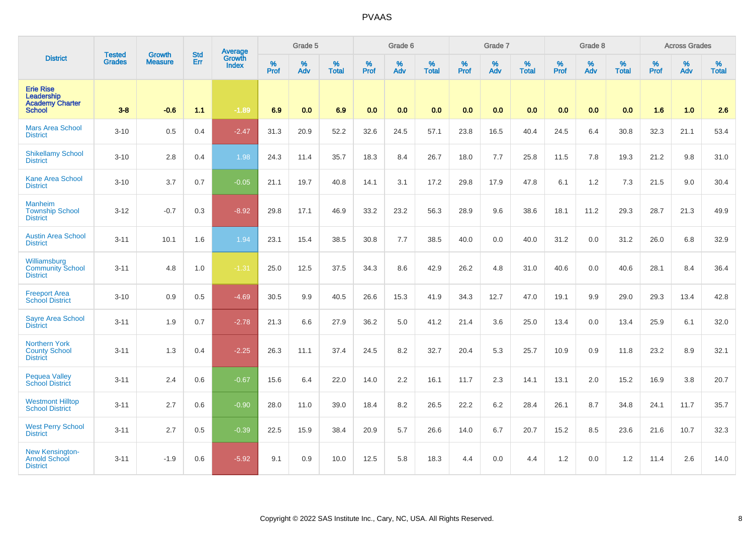| District | Tested Grades | Growth Measure | Std Err | Average Growth Index | Grade 5 | | | Grade 6 | | | Grade 7 | | | Grade 8 | | | Across Grades | | |
|---|---|---|---|---|---|---|---|---|---|---|---|---|---|---|---|---|---|---|---|
| | | | | | % Prof | % Adv | % Total | % Prof | % Adv | % Total | % Prof | % Adv | % Total | % Prof | % Adv | % Total | % Prof | % Adv | % Total |
| **Erie Rise Leadership Academy Charter School** | **3-8** | **-0.6** | **1.1** | **-1.89** | **6.9** | **0.0** | **6.9** | **0.0** | **0.0** | **0.0** | **0.0** | **0.0** | **0.0** | **0.0** | **0.0** | **0.0** | **1.6** | **1.0** | **2.6** |
| Mars Area School District | 3-10 | 0.5 | 0.4 | -2.47 | 31.3 | 20.9 | 52.2 | 32.6 | 24.5 | 57.1 | 23.8 | 16.5 | 40.4 | 24.5 | 6.4 | 30.8 | 32.3 | 21.1 | 53.4 |
| Shikellamy School District | 3-10 | 2.8 | 0.4 | 1.98 | 24.3 | 11.4 | 35.7 | 18.3 | 8.4 | 26.7 | 18.0 | 7.7 | 25.8 | 11.5 | 7.8 | 19.3 | 21.2 | 9.8 | 31.0 |
| Kane Area School District | 3-10 | 3.7 | 0.7 | -0.05 | 21.1 | 19.7 | 40.8 | 14.1 | 3.1 | 17.2 | 29.8 | 17.9 | 47.8 | 6.1 | 1.2 | 7.3 | 21.5 | 9.0 | 30.4 |
| Manheim Township School District | 3-12 | -0.7 | 0.3 | -8.92 | 29.8 | 17.1 | 46.9 | 33.2 | 23.2 | 56.3 | 28.9 | 9.6 | 38.6 | 18.1 | 11.2 | 29.3 | 28.7 | 21.3 | 49.9 |
| Austin Area School District | 3-11 | 10.1 | 1.6 | 1.94 | 23.1 | 15.4 | 38.5 | 30.8 | 7.7 | 38.5 | 40.0 | 0.0 | 40.0 | 31.2 | 0.0 | 31.2 | 26.0 | 6.8 | 32.9 |
| Williamsburg Community School District | 3-11 | 4.8 | 1.0 | -1.31 | 25.0 | 12.5 | 37.5 | 34.3 | 8.6 | 42.9 | 26.2 | 4.8 | 31.0 | 40.6 | 0.0 | 40.6 | 28.1 | 8.4 | 36.4 |
| Freeport Area School District | 3-10 | 0.9 | 0.5 | -4.69 | 30.5 | 9.9 | 40.5 | 26.6 | 15.3 | 41.9 | 34.3 | 12.7 | 47.0 | 19.1 | 9.9 | 29.0 | 29.3 | 13.4 | 42.8 |
| Sayre Area School District | 3-11 | 1.9 | 0.7 | -2.78 | 21.3 | 6.6 | 27.9 | 36.2 | 5.0 | 41.2 | 21.4 | 3.6 | 25.0 | 13.4 | 0.0 | 13.4 | 25.9 | 6.1 | 32.0 |
| Northern York County School District | 3-11 | 1.3 | 0.4 | -2.25 | 26.3 | 11.1 | 37.4 | 24.5 | 8.2 | 32.7 | 20.4 | 5.3 | 25.7 | 10.9 | 0.9 | 11.8 | 23.2 | 8.9 | 32.1 |
| Pequea Valley School District | 3-11 | 2.4 | 0.6 | -0.67 | 15.6 | 6.4 | 22.0 | 14.0 | 2.2 | 16.1 | 11.7 | 2.3 | 14.1 | 13.1 | 2.0 | 15.2 | 16.9 | 3.8 | 20.7 |
| Westmont Hilltop School District | 3-11 | 2.7 | 0.6 | -0.90 | 28.0 | 11.0 | 39.0 | 18.4 | 8.2 | 26.5 | 22.2 | 6.2 | 28.4 | 26.1 | 8.7 | 34.8 | 24.1 | 11.7 | 35.7 |
| West Perry School District | 3-11 | 2.7 | 0.5 | -0.39 | 22.5 | 15.9 | 38.4 | 20.9 | 5.7 | 26.6 | 14.0 | 6.7 | 20.7 | 15.2 | 8.5 | 23.6 | 21.6 | 10.7 | 32.3 |
| New Kensington-Arnold School District | 3-11 | -1.9 | 0.6 | -5.92 | 9.1 | 0.9 | 10.0 | 12.5 | 5.8 | 18.3 | 4.4 | 0.0 | 4.4 | 1.2 | 0.0 | 1.2 | 11.4 | 2.6 | 14.0 |

Copyright © 2022 SAS Institute Inc., Cary, NC, USA. All Rights Reserved.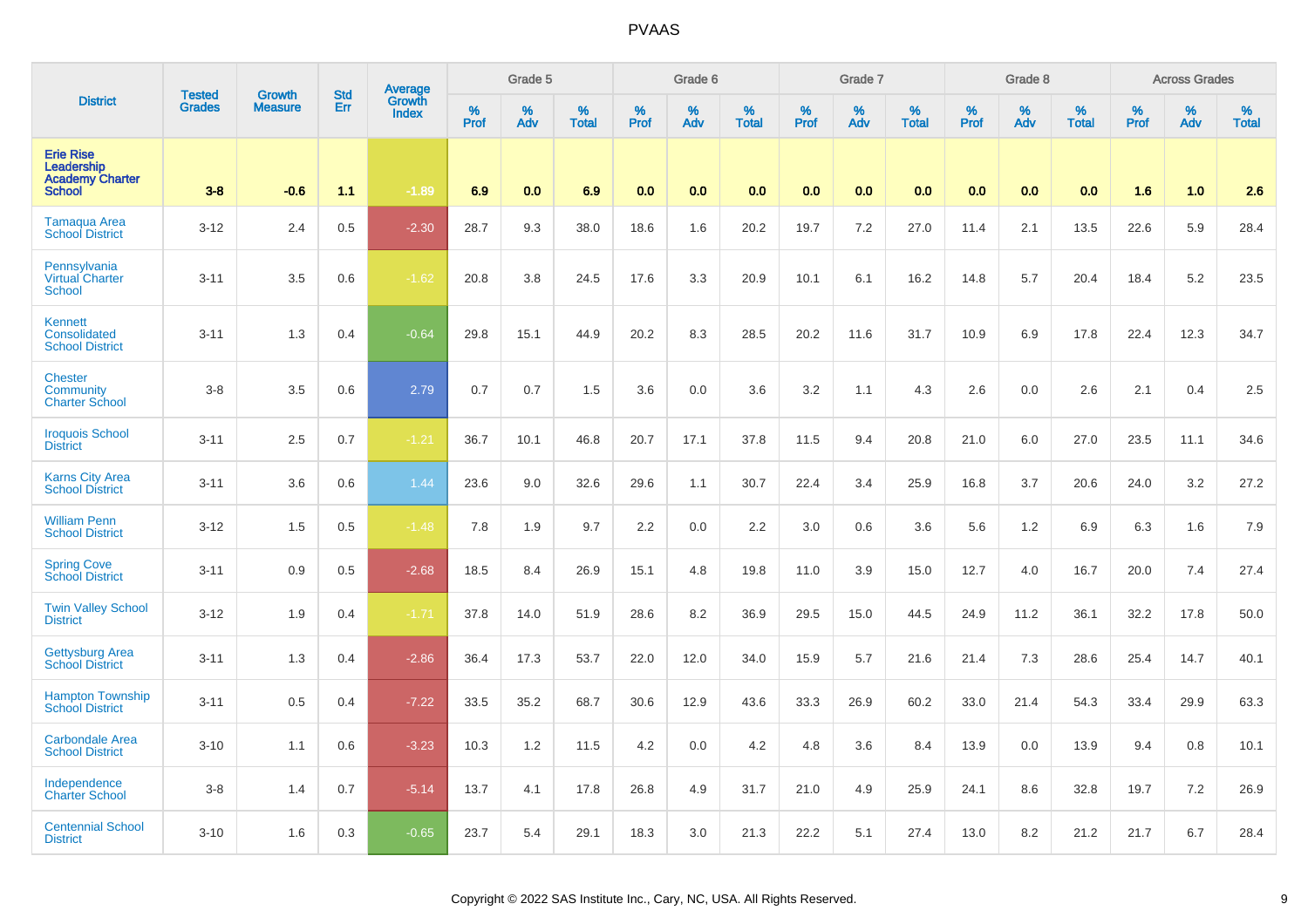# PVAAS

| District | Tested Grades | Growth Measure | Std Err | Average Growth Index | Grade 5 | | | Grade 6 | | | Grade 7 | | | Grade 8 | | | Across Grades | | |
|---|---|---|---|---|---|---|---|---|---|---|---|---|---|---|---|---|---|---|---|
| | | | | | % Prof | % Adv | % Total | % Prof | % Adv | % Total | % Prof | % Adv | % Total | % Prof | % Adv | % Total | % Prof | % Adv | % Total |
| **Erie Rise Leadership Academy Charter School** | **3-8** | **-0.6** | **1.1** | **-1.89** | **6.9** | **0.0** | **6.9** | **0.0** | **0.0** | **0.0** | **0.0** | **0.0** | **0.0** | **0.0** | **0.0** | **0.0** | **1.6** | **1.0** | **2.6** |
| Tamaqua Area School District | 3-12 | 2.4 | 0.5 | -2.30 | 28.7 | 9.3 | 38.0 | 18.6 | 1.6 | 20.2 | 19.7 | 7.2 | 27.0 | 11.4 | 2.1 | 13.5 | 22.6 | 5.9 | 28.4 |
| Pennsylvania Virtual Charter School | 3-11 | 3.5 | 0.6 | -1.62 | 20.8 | 3.8 | 24.5 | 17.6 | 3.3 | 20.9 | 10.1 | 6.1 | 16.2 | 14.8 | 5.7 | 20.4 | 18.4 | 5.2 | 23.5 |
| Kennett Consolidated School District | 3-11 | 1.3 | 0.4 | -0.64 | 29.8 | 15.1 | 44.9 | 20.2 | 8.3 | 28.5 | 20.2 | 11.6 | 31.7 | 10.9 | 6.9 | 17.8 | 22.4 | 12.3 | 34.7 |
| Chester Community Charter School | 3-8 | 3.5 | 0.6 | 2.79 | 0.7 | 0.7 | 1.5 | 3.6 | 0.0 | 3.6 | 3.2 | 1.1 | 4.3 | 2.6 | 0.0 | 2.6 | 2.1 | 0.4 | 2.5 |
| Iroquois School District | 3-11 | 2.5 | 0.7 | -1.21 | 36.7 | 10.1 | 46.8 | 20.7 | 17.1 | 37.8 | 11.5 | 9.4 | 20.8 | 21.0 | 6.0 | 27.0 | 23.5 | 11.1 | 34.6 |
| Karns City Area School District | 3-11 | 3.6 | 0.6 | 1.44 | 23.6 | 9.0 | 32.6 | 29.6 | 1.1 | 30.7 | 22.4 | 3.4 | 25.9 | 16.8 | 3.7 | 20.6 | 24.0 | 3.2 | 27.2 |
| William Penn School District | 3-12 | 1.5 | 0.5 | -1.48 | 7.8 | 1.9 | 9.7 | 2.2 | 0.0 | 2.2 | 3.0 | 0.6 | 3.6 | 5.6 | 1.2 | 6.9 | 6.3 | 1.6 | 7.9 |
| Spring Cove School District | 3-11 | 0.9 | 0.5 | -2.68 | 18.5 | 8.4 | 26.9 | 15.1 | 4.8 | 19.8 | 11.0 | 3.9 | 15.0 | 12.7 | 4.0 | 16.7 | 20.0 | 7.4 | 27.4 |
| Twin Valley School District | 3-12 | 1.9 | 0.4 | -1.71 | 37.8 | 14.0 | 51.9 | 28.6 | 8.2 | 36.9 | 29.5 | 15.0 | 44.5 | 24.9 | 11.2 | 36.1 | 32.2 | 17.8 | 50.0 |
| Gettysburg Area School District | 3-11 | 1.3 | 0.4 | -2.86 | 36.4 | 17.3 | 53.7 | 22.0 | 12.0 | 34.0 | 15.9 | 5.7 | 21.6 | 21.4 | 7.3 | 28.6 | 25.4 | 14.7 | 40.1 |
| Hampton Township School District | 3-11 | 0.5 | 0.4 | -7.22 | 33.5 | 35.2 | 68.7 | 30.6 | 12.9 | 43.6 | 33.3 | 26.9 | 60.2 | 33.0 | 21.4 | 54.3 | 33.4 | 29.9 | 63.3 |
| Carbondale Area School District | 3-10 | 1.1 | 0.6 | -3.23 | 10.3 | 1.2 | 11.5 | 4.2 | 0.0 | 4.2 | 4.8 | 3.6 | 8.4 | 13.9 | 0.0 | 13.9 | 9.4 | 0.8 | 10.1 |
| Independence Charter School | 3-8 | 1.4 | 0.7 | -5.14 | 13.7 | 4.1 | 17.8 | 26.8 | 4.9 | 31.7 | 21.0 | 4.9 | 25.9 | 24.1 | 8.6 | 32.8 | 19.7 | 7.2 | 26.9 |
| Centennial School District | 3-10 | 1.6 | 0.3 | -0.65 | 23.7 | 5.4 | 29.1 | 18.3 | 3.0 | 21.3 | 22.2 | 5.1 | 27.4 | 13.0 | 8.2 | 21.2 | 21.7 | 6.7 | 28.4 |

Copyright © 2022 SAS Institute Inc., Cary, NC, USA. All Rights Reserved.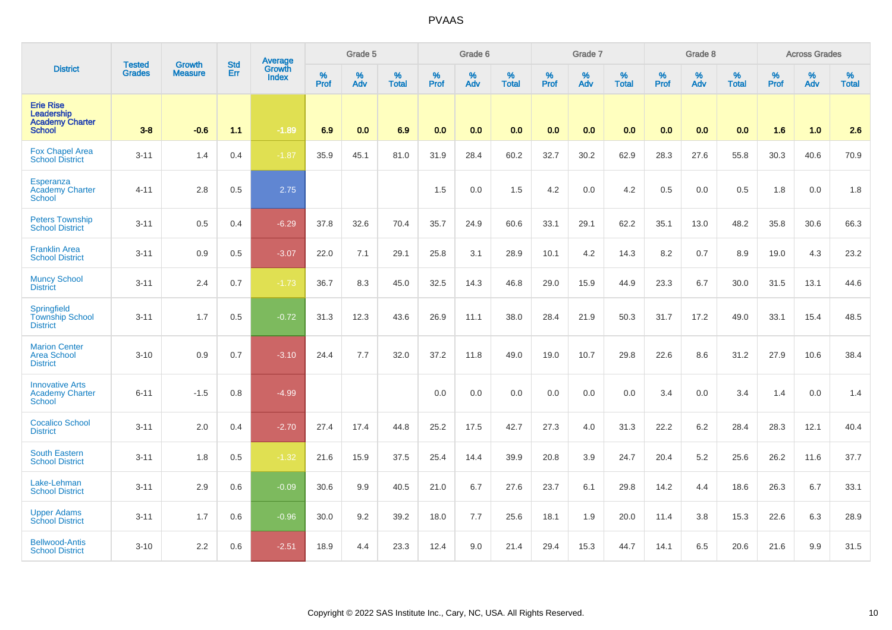# PVAAS

| District | Tested Grades | Growth Measure | Std Err | Average Growth Index | Grade 5 | | | Grade 6 | | | Grade 7 | | | Grade 8 | | | Across Grades | | |
|---|---|---|---|---|---|---|---|---|---|---|---|---|---|---|---|---|---|---|---|
| | | | | | % Prof | % Adv | % Total | % Prof | % Adv | % Total | % Prof | % Adv | % Total | % Prof | % Adv | % Total | % Prof | % Adv | % Total |
| **Erie Rise Leadership Academy Charter School** | **3-8** | **-0.6** | **1.1** | **-1.89** | **6.9** | **0.0** | **6.9** | **0.0** | **0.0** | **0.0** | **0.0** | **0.0** | **0.0** | **0.0** | **0.0** | **0.0** | **1.6** | **1.0** | **2.6** |
| Fox Chapel Area School District | 3-11 | 1.4 | 0.4 | -1.87 | 35.9 | 45.1 | 81.0 | 31.9 | 28.4 | 60.2 | 32.7 | 30.2 | 62.9 | 28.3 | 27.6 | 55.8 | 30.3 | 40.6 | 70.9 |
| Esperanza Academy Charter School | 4-11 | 2.8 | 0.5 | 2.75 | | | | 1.5 | 0.0 | 1.5 | 4.2 | 0.0 | 4.2 | 0.5 | 0.0 | 0.5 | 1.8 | 0.0 | 1.8 |
| Peters Township School District | 3-11 | 0.5 | 0.4 | -6.29 | 37.8 | 32.6 | 70.4 | 35.7 | 24.9 | 60.6 | 33.1 | 29.1 | 62.2 | 35.1 | 13.0 | 48.2 | 35.8 | 30.6 | 66.3 |
| Franklin Area School District | 3-11 | 0.9 | 0.5 | -3.07 | 22.0 | 7.1 | 29.1 | 25.8 | 3.1 | 28.9 | 10.1 | 4.2 | 14.3 | 8.2 | 0.7 | 8.9 | 19.0 | 4.3 | 23.2 |
| Muncy School District | 3-11 | 2.4 | 0.7 | -1.73 | 36.7 | 8.3 | 45.0 | 32.5 | 14.3 | 46.8 | 29.0 | 15.9 | 44.9 | 23.3 | 6.7 | 30.0 | 31.5 | 13.1 | 44.6 |
| Springfield Township School District | 3-11 | 1.7 | 0.5 | -0.72 | 31.3 | 12.3 | 43.6 | 26.9 | 11.1 | 38.0 | 28.4 | 21.9 | 50.3 | 31.7 | 17.2 | 49.0 | 33.1 | 15.4 | 48.5 |
| Marion Center Area School District | 3-10 | 0.9 | 0.7 | -3.10 | 24.4 | 7.7 | 32.0 | 37.2 | 11.8 | 49.0 | 19.0 | 10.7 | 29.8 | 22.6 | 8.6 | 31.2 | 27.9 | 10.6 | 38.4 |
| Innovative Arts Academy Charter School | 6-11 | -1.5 | 0.8 | -4.99 | | | | 0.0 | 0.0 | 0.0 | 0.0 | 0.0 | 0.0 | 3.4 | 0.0 | 3.4 | 1.4 | 0.0 | 1.4 |
| Cocalico School District | 3-11 | 2.0 | 0.4 | -2.70 | 27.4 | 17.4 | 44.8 | 25.2 | 17.5 | 42.7 | 27.3 | 4.0 | 31.3 | 22.2 | 6.2 | 28.4 | 28.3 | 12.1 | 40.4 |
| South Eastern School District | 3-11 | 1.8 | 0.5 | -1.32 | 21.6 | 15.9 | 37.5 | 25.4 | 14.4 | 39.9 | 20.8 | 3.9 | 24.7 | 20.4 | 5.2 | 25.6 | 26.2 | 11.6 | 37.7 |
| Lake-Lehman School District | 3-11 | 2.9 | 0.6 | -0.09 | 30.6 | 9.9 | 40.5 | 21.0 | 6.7 | 27.6 | 23.7 | 6.1 | 29.8 | 14.2 | 4.4 | 18.6 | 26.3 | 6.7 | 33.1 |
| Upper Adams School District | 3-11 | 1.7 | 0.6 | -0.96 | 30.0 | 9.2 | 39.2 | 18.0 | 7.7 | 25.6 | 18.1 | 1.9 | 20.0 | 11.4 | 3.8 | 15.3 | 22.6 | 6.3 | 28.9 |
| Bellwood-Antis School District | 3-10 | 2.2 | 0.6 | -2.51 | 18.9 | 4.4 | 23.3 | 12.4 | 9.0 | 21.4 | 29.4 | 15.3 | 44.7 | 14.1 | 6.5 | 20.6 | 21.6 | 9.9 | 31.5 |

Copyright © 2022 SAS Institute Inc., Cary, NC, USA. All Rights Reserved.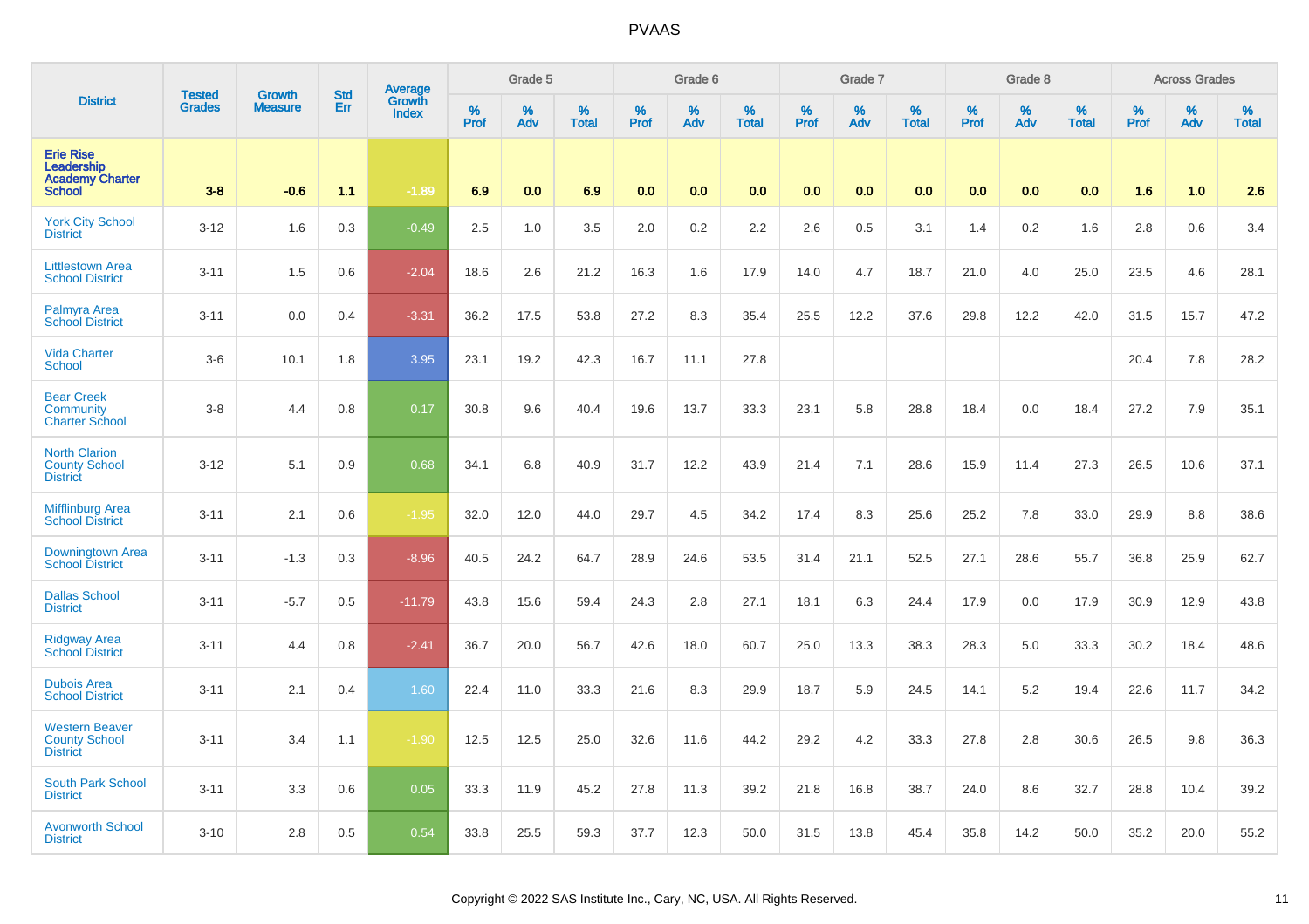# PVAAS

| District | Tested Grades | Growth Measure | Std Err | Average Growth Index | Grade 5 | | | Grade 6 | | | Grade 7 | | | Grade 8 | | | Across Grades | | |
|---|---|---|---|---|---|---|---|---|---|---|---|---|---|---|---|---|---|---|---|
| | | | | | % Prof | % Adv | % Total | % Prof | % Adv | % Total | % Prof | % Adv | % Total | % Prof | % Adv | % Total | % Prof | % Adv | % Total |
| Erie Rise Leadership Academy Charter School | 3-8 | -0.6 | 1.1 | -1.89 | 6.9 | 0.0 | 6.9 | 0.0 | 0.0 | 0.0 | 0.0 | 0.0 | 0.0 | 0.0 | 0.0 | 0.0 | 1.6 | 1.0 | 2.6 |
| York City School District | 3-12 | 1.6 | 0.3 | -0.49 | 2.5 | 1.0 | 3.5 | 2.0 | 0.2 | 2.2 | 2.6 | 0.5 | 3.1 | 1.4 | 0.2 | 1.6 | 2.8 | 0.6 | 3.4 |
| Littlestown Area School District | 3-11 | 1.5 | 0.6 | -2.04 | 18.6 | 2.6 | 21.2 | 16.3 | 1.6 | 17.9 | 14.0 | 4.7 | 18.7 | 21.0 | 4.0 | 25.0 | 23.5 | 4.6 | 28.1 |
| Palmyra Area School District | 3-11 | 0.0 | 0.4 | -3.31 | 36.2 | 17.5 | 53.8 | 27.2 | 8.3 | 35.4 | 25.5 | 12.2 | 37.6 | 29.8 | 12.2 | 42.0 | 31.5 | 15.7 | 47.2 |
| Vida Charter School | 3-6 | 10.1 | 1.8 | 3.95 | 23.1 | 19.2 | 42.3 | 16.7 | 11.1 | 27.8 | | | | | | | 20.4 | 7.8 | 28.2 |
| Bear Creek Community Charter School | 3-8 | 4.4 | 0.8 | 0.17 | 30.8 | 9.6 | 40.4 | 19.6 | 13.7 | 33.3 | 23.1 | 5.8 | 28.8 | 18.4 | 0.0 | 18.4 | 27.2 | 7.9 | 35.1 |
| North Clarion County School District | 3-12 | 5.1 | 0.9 | 0.68 | 34.1 | 6.8 | 40.9 | 31.7 | 12.2 | 43.9 | 21.4 | 7.1 | 28.6 | 15.9 | 11.4 | 27.3 | 26.5 | 10.6 | 37.1 |
| Mifflinburg Area School District | 3-11 | 2.1 | 0.6 | -1.95 | 32.0 | 12.0 | 44.0 | 29.7 | 4.5 | 34.2 | 17.4 | 8.3 | 25.6 | 25.2 | 7.8 | 33.0 | 29.9 | 8.8 | 38.6 |
| Downingtown Area School District | 3-11 | -1.3 | 0.3 | -8.96 | 40.5 | 24.2 | 64.7 | 28.9 | 24.6 | 53.5 | 31.4 | 21.1 | 52.5 | 27.1 | 28.6 | 55.7 | 36.8 | 25.9 | 62.7 |
| Dallas School District | 3-11 | -5.7 | 0.5 | -11.79 | 43.8 | 15.6 | 59.4 | 24.3 | 2.8 | 27.1 | 18.1 | 6.3 | 24.4 | 17.9 | 0.0 | 17.9 | 30.9 | 12.9 | 43.8 |
| Ridgway Area School District | 3-11 | 4.4 | 0.8 | -2.41 | 36.7 | 20.0 | 56.7 | 42.6 | 18.0 | 60.7 | 25.0 | 13.3 | 38.3 | 28.3 | 5.0 | 33.3 | 30.2 | 18.4 | 48.6 |
| Dubois Area School District | 3-11 | 2.1 | 0.4 | 1.60 | 22.4 | 11.0 | 33.3 | 21.6 | 8.3 | 29.9 | 18.7 | 5.9 | 24.5 | 14.1 | 5.2 | 19.4 | 22.6 | 11.7 | 34.2 |
| Western Beaver County School District | 3-11 | 3.4 | 1.1 | -1.90 | 12.5 | 12.5 | 25.0 | 32.6 | 11.6 | 44.2 | 29.2 | 4.2 | 33.3 | 27.8 | 2.8 | 30.6 | 26.5 | 9.8 | 36.3 |
| South Park School District | 3-11 | 3.3 | 0.6 | 0.05 | 33.3 | 11.9 | 45.2 | 27.8 | 11.3 | 39.2 | 21.8 | 16.8 | 38.7 | 24.0 | 8.6 | 32.7 | 28.8 | 10.4 | 39.2 |
| Avonworth School District | 3-10 | 2.8 | 0.5 | 0.54 | 33.8 | 25.5 | 59.3 | 37.7 | 12.3 | 50.0 | 31.5 | 13.8 | 45.4 | 35.8 | 14.2 | 50.0 | 35.2 | 20.0 | 55.2 |

Copyright © 2022 SAS Institute Inc., Cary, NC, USA. All Rights Reserved.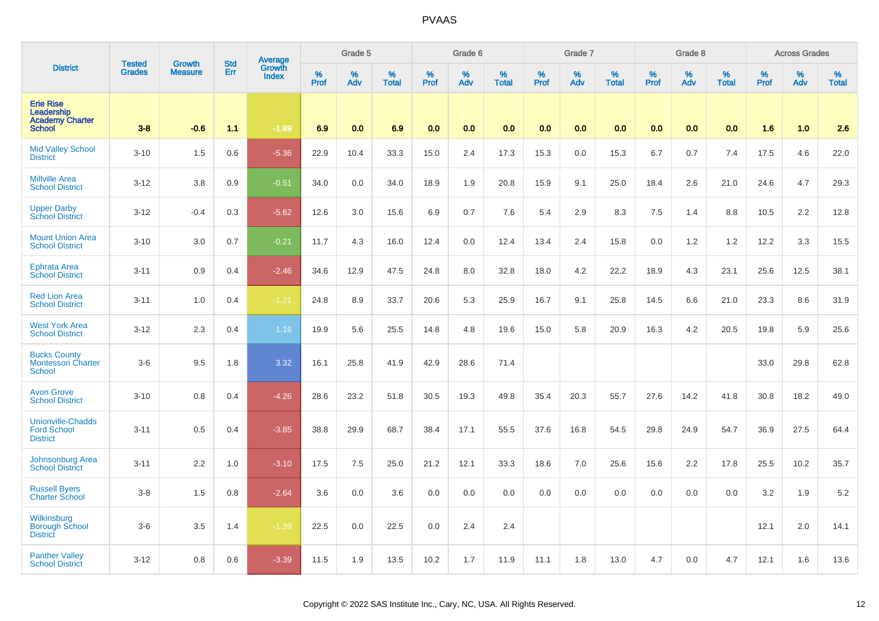| District | Tested Grades | Growth Measure | Std Err | Average Growth Index | Grade 5 | | | Grade 6 | | | Grade 7 | | | Grade 8 | | | Across Grades | | |
|---|---|---|---|---|---|---|---|---|---|---|---|---|---|---|---|---|---|---|---|
| | | | | | % Prof | % Adv | % Total | % Prof | % Adv | % Total | % Prof | % Adv | % Total | % Prof | % Adv | % Total | % Prof | % Adv | % Total |
| **Erie Rise Leadership Academy Charter School** | **3-8** | **-0.6** | **1.1** | **-1.89** | **6.9** | **0.0** | **6.9** | **0.0** | **0.0** | **0.0** | **0.0** | **0.0** | **0.0** | **0.0** | **0.0** | **0.0** | **1.6** | **1.0** | **2.6** |
| Mid Valley School District | 3-10 | 1.5 | 0.6 | -5.36 | 22.9 | 10.4 | 33.3 | 15.0 | 2.4 | 17.3 | 15.3 | 0.0 | 15.3 | 6.7 | 0.7 | 7.4 | 17.5 | 4.6 | 22.0 |
| Millville Area School District | 3-12 | 3.8 | 0.9 | -0.51 | 34.0 | 0.0 | 34.0 | 18.9 | 1.9 | 20.8 | 15.9 | 9.1 | 25.0 | 18.4 | 2.6 | 21.0 | 24.6 | 4.7 | 29.3 |
| Upper Darby School District | 3-12 | -0.4 | 0.3 | -5.62 | 12.6 | 3.0 | 15.6 | 6.9 | 0.7 | 7.6 | 5.4 | 2.9 | 8.3 | 7.5 | 1.4 | 8.8 | 10.5 | 2.2 | 12.8 |
| Mount Union Area School District | 3-10 | 3.0 | 0.7 | -0.21 | 11.7 | 4.3 | 16.0 | 12.4 | 0.0 | 12.4 | 13.4 | 2.4 | 15.8 | 0.0 | 1.2 | 1.2 | 12.2 | 3.3 | 15.5 |
| Ephrata Area School District | 3-11 | 0.9 | 0.4 | -2.46 | 34.6 | 12.9 | 47.5 | 24.8 | 8.0 | 32.8 | 18.0 | 4.2 | 22.2 | 18.9 | 4.3 | 23.1 | 25.6 | 12.5 | 38.1 |
| Red Lion Area School District | 3-11 | 1.0 | 0.4 | -1.21 | 24.8 | 8.9 | 33.7 | 20.6 | 5.3 | 25.9 | 16.7 | 9.1 | 25.8 | 14.5 | 6.6 | 21.0 | 23.3 | 8.6 | 31.9 |
| West York Area School District | 3-12 | 2.3 | 0.4 | 1.16 | 19.9 | 5.6 | 25.5 | 14.8 | 4.8 | 19.6 | 15.0 | 5.8 | 20.9 | 16.3 | 4.2 | 20.5 | 19.8 | 5.9 | 25.6 |
| Bucks County Montessori Charter School | 3-6 | 9.5 | 1.8 | 3.32 | 16.1 | 25.8 | 41.9 | 42.9 | 28.6 | 71.4 | | | | | | | 33.0 | 29.8 | 62.8 |
| Avon Grove School District | 3-10 | 0.8 | 0.4 | -4.26 | 28.6 | 23.2 | 51.8 | 30.5 | 19.3 | 49.8 | 35.4 | 20.3 | 55.7 | 27.6 | 14.2 | 41.8 | 30.8 | 18.2 | 49.0 |
| Unionville-Chadds Ford School District | 3-11 | 0.5 | 0.4 | -3.85 | 38.8 | 29.9 | 68.7 | 38.4 | 17.1 | 55.5 | 37.6 | 16.8 | 54.5 | 29.8 | 24.9 | 54.7 | 36.9 | 27.5 | 64.4 |
| Johnsonburg Area School District | 3-11 | 2.2 | 1.0 | -3.10 | 17.5 | 7.5 | 25.0 | 21.2 | 12.1 | 33.3 | 18.6 | 7.0 | 25.6 | 15.6 | 2.2 | 17.8 | 25.5 | 10.2 | 35.7 |
| Russell Byers Charter School | 3-8 | 1.5 | 0.8 | -2.64 | 3.6 | 0.0 | 3.6 | 0.0 | 0.0 | 0.0 | 0.0 | 0.0 | 0.0 | 0.0 | 0.0 | 0.0 | 3.2 | 1.9 | 5.2 |
| Wilkinsburg Borough School District | 3-6 | 3.5 | 1.4 | -1.39 | 22.5 | 0.0 | 22.5 | 0.0 | 2.4 | 2.4 | | | | | | | 12.1 | 2.0 | 14.1 |
| Panther Valley School District | 3-12 | 0.8 | 0.6 | -3.39 | 11.5 | 1.9 | 13.5 | 10.2 | 1.7 | 11.9 | 11.1 | 1.8 | 13.0 | 4.7 | 0.0 | 4.7 | 12.1 | 1.6 | 13.6 |

Copyright © 2022 SAS Institute Inc., Cary, NC, USA. All Rights Reserved.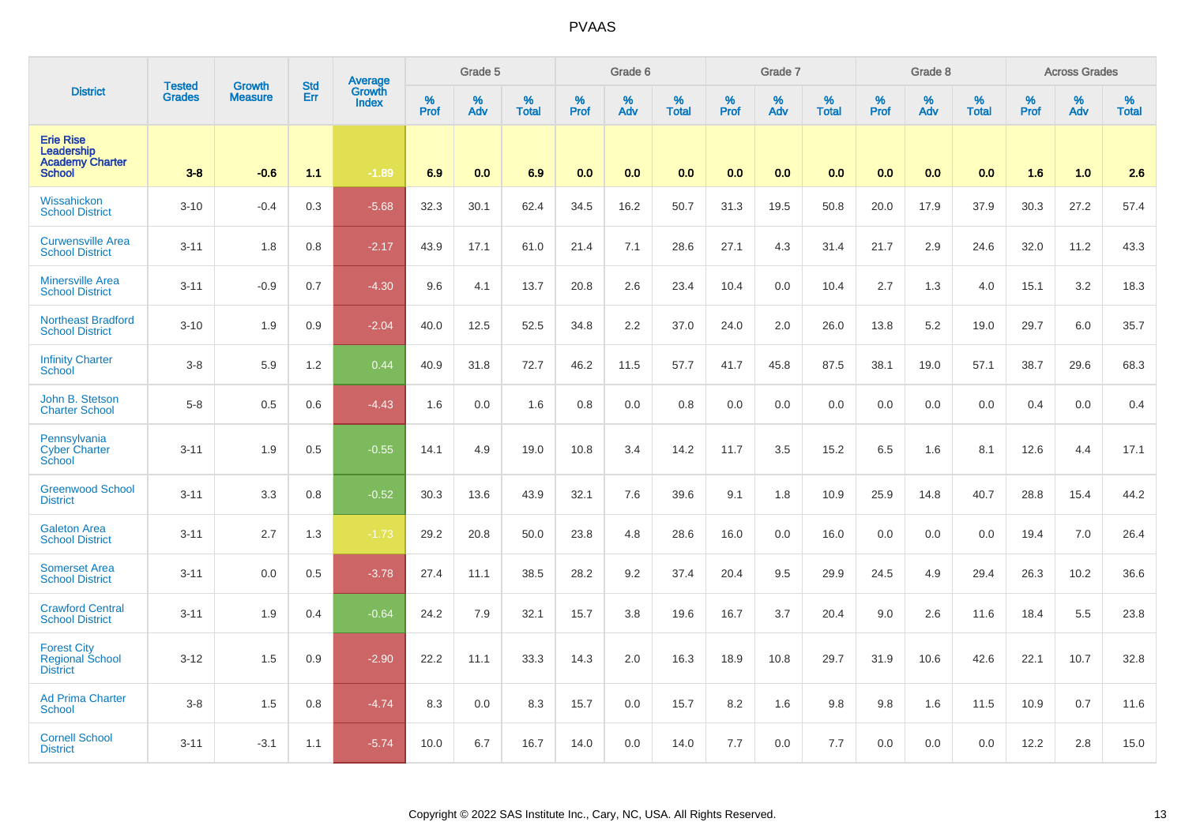# PVAAS

| District | Tested Grades | Growth Measure | Std Err | Average Growth Index | Grade 5 | | | Grade 6 | | | Grade 7 | | | Grade 8 | | | Across Grades | | |
|---|---|---|---|---|---|---|---|---|---|---|---|---|---|---|---|---|---|---|---|
| | | | | | % Prof | % Adv | % Total | % Prof | % Adv | % Total | % Prof | % Adv | % Total | % Prof | % Adv | % Total | % Prof | % Adv | % Total |
| **Erie Rise Leadership Academy Charter School** | **3-8** | **-0.6** | **1.1** | **-1.89** | **6.9** | **0.0** | **6.9** | **0.0** | **0.0** | **0.0** | **0.0** | **0.0** | **0.0** | **0.0** | **0.0** | **0.0** | **1.6** | **1.0** | **2.6** |
| Wissahickon School District | 3-10 | -0.4 | 0.3 | -5.68 | 32.3 | 30.1 | 62.4 | 34.5 | 16.2 | 50.7 | 31.3 | 19.5 | 50.8 | 20.0 | 17.9 | 37.9 | 30.3 | 27.2 | 57.4 |
| Curwensville Area School District | 3-11 | 1.8 | 0.8 | -2.17 | 43.9 | 17.1 | 61.0 | 21.4 | 7.1 | 28.6 | 27.1 | 4.3 | 31.4 | 21.7 | 2.9 | 24.6 | 32.0 | 11.2 | 43.3 |
| Minersville Area School District | 3-11 | -0.9 | 0.7 | -4.30 | 9.6 | 4.1 | 13.7 | 20.8 | 2.6 | 23.4 | 10.4 | 0.0 | 10.4 | 2.7 | 1.3 | 4.0 | 15.1 | 3.2 | 18.3 |
| Northeast Bradford School District | 3-10 | 1.9 | 0.9 | -2.04 | 40.0 | 12.5 | 52.5 | 34.8 | 2.2 | 37.0 | 24.0 | 2.0 | 26.0 | 13.8 | 5.2 | 19.0 | 29.7 | 6.0 | 35.7 |
| Infinity Charter School | 3-8 | 5.9 | 1.2 | 0.44 | 40.9 | 31.8 | 72.7 | 46.2 | 11.5 | 57.7 | 41.7 | 45.8 | 87.5 | 38.1 | 19.0 | 57.1 | 38.7 | 29.6 | 68.3 |
| John B. Stetson Charter School | 5-8 | 0.5 | 0.6 | -4.43 | 1.6 | 0.0 | 1.6 | 0.8 | 0.0 | 0.8 | 0.0 | 0.0 | 0.0 | 0.0 | 0.0 | 0.0 | 0.4 | 0.0 | 0.4 |
| Pennsylvania Cyber Charter School | 3-11 | 1.9 | 0.5 | -0.55 | 14.1 | 4.9 | 19.0 | 10.8 | 3.4 | 14.2 | 11.7 | 3.5 | 15.2 | 6.5 | 1.6 | 8.1 | 12.6 | 4.4 | 17.1 |
| Greenwood School District | 3-11 | 3.3 | 0.8 | -0.52 | 30.3 | 13.6 | 43.9 | 32.1 | 7.6 | 39.6 | 9.1 | 1.8 | 10.9 | 25.9 | 14.8 | 40.7 | 28.8 | 15.4 | 44.2 |
| Galeton Area School District | 3-11 | 2.7 | 1.3 | -1.73 | 29.2 | 20.8 | 50.0 | 23.8 | 4.8 | 28.6 | 16.0 | 0.0 | 16.0 | 0.0 | 0.0 | 0.0 | 19.4 | 7.0 | 26.4 |
| Somerset Area School District | 3-11 | 0.0 | 0.5 | -3.78 | 27.4 | 11.1 | 38.5 | 28.2 | 9.2 | 37.4 | 20.4 | 9.5 | 29.9 | 24.5 | 4.9 | 29.4 | 26.3 | 10.2 | 36.6 |
| Crawford Central School District | 3-11 | 1.9 | 0.4 | -0.64 | 24.2 | 7.9 | 32.1 | 15.7 | 3.8 | 19.6 | 16.7 | 3.7 | 20.4 | 9.0 | 2.6 | 11.6 | 18.4 | 5.5 | 23.8 |
| Forest City Regional School District | 3-12 | 1.5 | 0.9 | -2.90 | 22.2 | 11.1 | 33.3 | 14.3 | 2.0 | 16.3 | 18.9 | 10.8 | 29.7 | 31.9 | 10.6 | 42.6 | 22.1 | 10.7 | 32.8 |
| Ad Prima Charter School | 3-8 | 1.5 | 0.8 | -4.74 | 8.3 | 0.0 | 8.3 | 15.7 | 0.0 | 15.7 | 8.2 | 1.6 | 9.8 | 9.8 | 1.6 | 11.5 | 10.9 | 0.7 | 11.6 |
| Cornell School District | 3-11 | -3.1 | 1.1 | -5.74 | 10.0 | 6.7 | 16.7 | 14.0 | 0.0 | 14.0 | 7.7 | 0.0 | 7.7 | 0.0 | 0.0 | 0.0 | 12.2 | 2.8 | 15.0 |

Copyright © 2022 SAS Institute Inc., Cary, NC, USA. All Rights Reserved.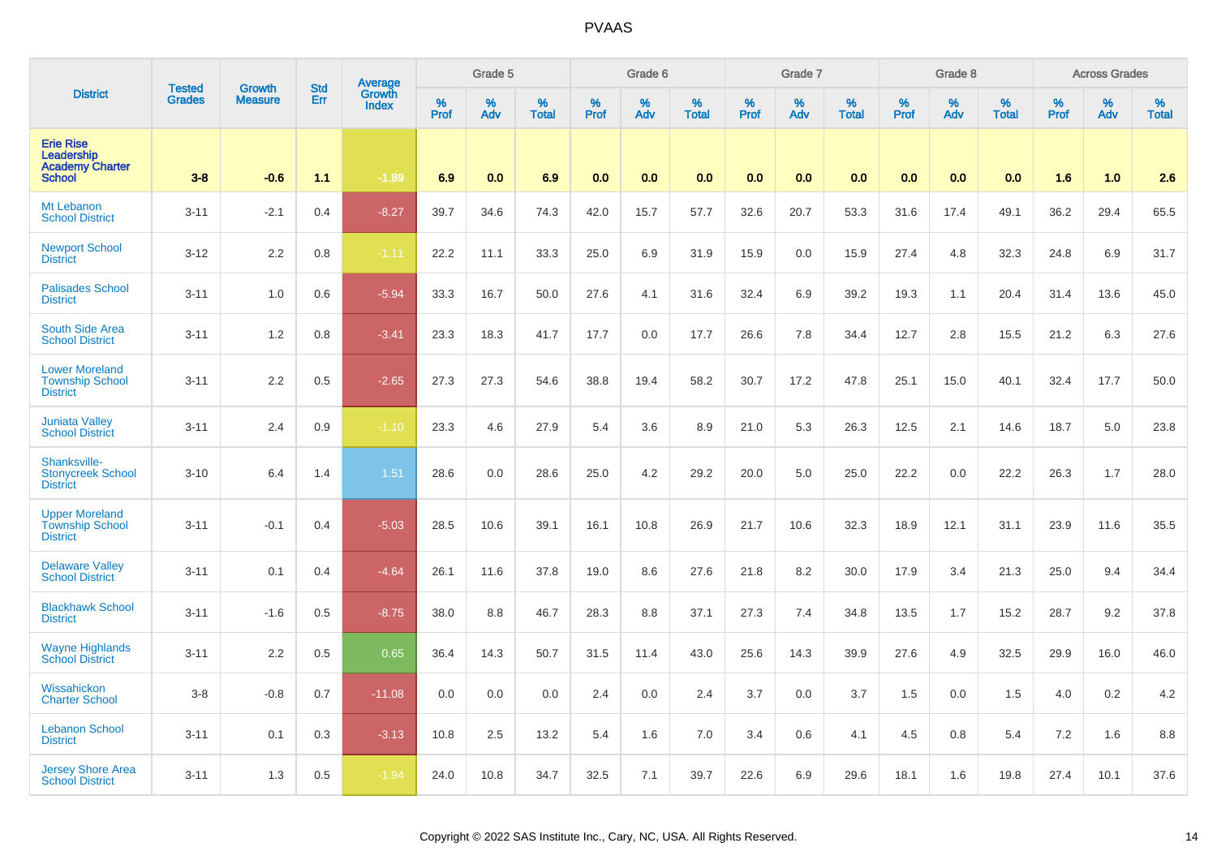# PVAAS

| District | Tested Grades | Growth Measure | Std Err | Average Growth Index | Grade 5 | | | Grade 6 | | | Grade 7 | | | Grade 8 | | | Across Grades | | |
|---|---|---|---|---|---|---|---|---|---|---|---|---|---|---|---|---|---|---|---|
| | | | | | % Prof | % Adv | % Total | % Prof | % Adv | % Total | % Prof | % Adv | % Total | % Prof | % Adv | % Total | % Prof | % Adv | % Total |
| **Erie Rise Leadership Academy Charter School** | **3-8** | **-0.6** | **1.1** | **-1.89** | **6.9** | **0.0** | **6.9** | **0.0** | **0.0** | **0.0** | **0.0** | **0.0** | **0.0** | **0.0** | **0.0** | **0.0** | **1.6** | **1.0** | **2.6** |
| Mt Lebanon School District | 3-11 | -2.1 | 0.4 | -8.27 | 39.7 | 34.6 | 74.3 | 42.0 | 15.7 | 57.7 | 32.6 | 20.7 | 53.3 | 31.6 | 17.4 | 49.1 | 36.2 | 29.4 | 65.5 |
| Newport School District | 3-12 | 2.2 | 0.8 | -1.11 | 22.2 | 11.1 | 33.3 | 25.0 | 6.9 | 31.9 | 15.9 | 0.0 | 15.9 | 27.4 | 4.8 | 32.3 | 24.8 | 6.9 | 31.7 |
| Palisades School District | 3-11 | 1.0 | 0.6 | -5.94 | 33.3 | 16.7 | 50.0 | 27.6 | 4.1 | 31.6 | 32.4 | 6.9 | 39.2 | 19.3 | 1.1 | 20.4 | 31.4 | 13.6 | 45.0 |
| South Side Area School District | 3-11 | 1.2 | 0.8 | -3.41 | 23.3 | 18.3 | 41.7 | 17.7 | 0.0 | 17.7 | 26.6 | 7.8 | 34.4 | 12.7 | 2.8 | 15.5 | 21.2 | 6.3 | 27.6 |
| Lower Moreland Township School District | 3-11 | 2.2 | 0.5 | -2.65 | 27.3 | 27.3 | 54.6 | 38.8 | 19.4 | 58.2 | 30.7 | 17.2 | 47.8 | 25.1 | 15.0 | 40.1 | 32.4 | 17.7 | 50.0 |
| Juniata Valley School District | 3-11 | 2.4 | 0.9 | -1.10 | 23.3 | 4.6 | 27.9 | 5.4 | 3.6 | 8.9 | 21.0 | 5.3 | 26.3 | 12.5 | 2.1 | 14.6 | 18.7 | 5.0 | 23.8 |
| Shanksville-Stonycreek School District | 3-10 | 6.4 | 1.4 | 1.51 | 28.6 | 0.0 | 28.6 | 25.0 | 4.2 | 29.2 | 20.0 | 5.0 | 25.0 | 22.2 | 0.0 | 22.2 | 26.3 | 1.7 | 28.0 |
| Upper Moreland Township School District | 3-11 | -0.1 | 0.4 | -5.03 | 28.5 | 10.6 | 39.1 | 16.1 | 10.8 | 26.9 | 21.7 | 10.6 | 32.3 | 18.9 | 12.1 | 31.1 | 23.9 | 11.6 | 35.5 |
| Delaware Valley School District | 3-11 | 0.1 | 0.4 | -4.64 | 26.1 | 11.6 | 37.8 | 19.0 | 8.6 | 27.6 | 21.8 | 8.2 | 30.0 | 17.9 | 3.4 | 21.3 | 25.0 | 9.4 | 34.4 |
| Blackhawk School District | 3-11 | -1.6 | 0.5 | -8.75 | 38.0 | 8.8 | 46.7 | 28.3 | 8.8 | 37.1 | 27.3 | 7.4 | 34.8 | 13.5 | 1.7 | 15.2 | 28.7 | 9.2 | 37.8 |
| Wayne Highlands School District | 3-11 | 2.2 | 0.5 | 0.65 | 36.4 | 14.3 | 50.7 | 31.5 | 11.4 | 43.0 | 25.6 | 14.3 | 39.9 | 27.6 | 4.9 | 32.5 | 29.9 | 16.0 | 46.0 |
| Wissahickon Charter School | 3-8 | -0.8 | 0.7 | -11.08 | 0.0 | 0.0 | 0.0 | 2.4 | 0.0 | 2.4 | 3.7 | 0.0 | 3.7 | 1.5 | 0.0 | 1.5 | 4.0 | 0.2 | 4.2 |
| Lebanon School District | 3-11 | 0.1 | 0.3 | -3.13 | 10.8 | 2.5 | 13.2 | 5.4 | 1.6 | 7.0 | 3.4 | 0.6 | 4.1 | 4.5 | 0.8 | 5.4 | 7.2 | 1.6 | 8.8 |
| Jersey Shore Area School District | 3-11 | 1.3 | 0.5 | -1.94 | 24.0 | 10.8 | 34.7 | 32.5 | 7.1 | 39.7 | 22.6 | 6.9 | 29.6 | 18.1 | 1.6 | 19.8 | 27.4 | 10.1 | 37.6 |

Copyright © 2022 SAS Institute Inc., Cary, NC, USA. All Rights Reserved.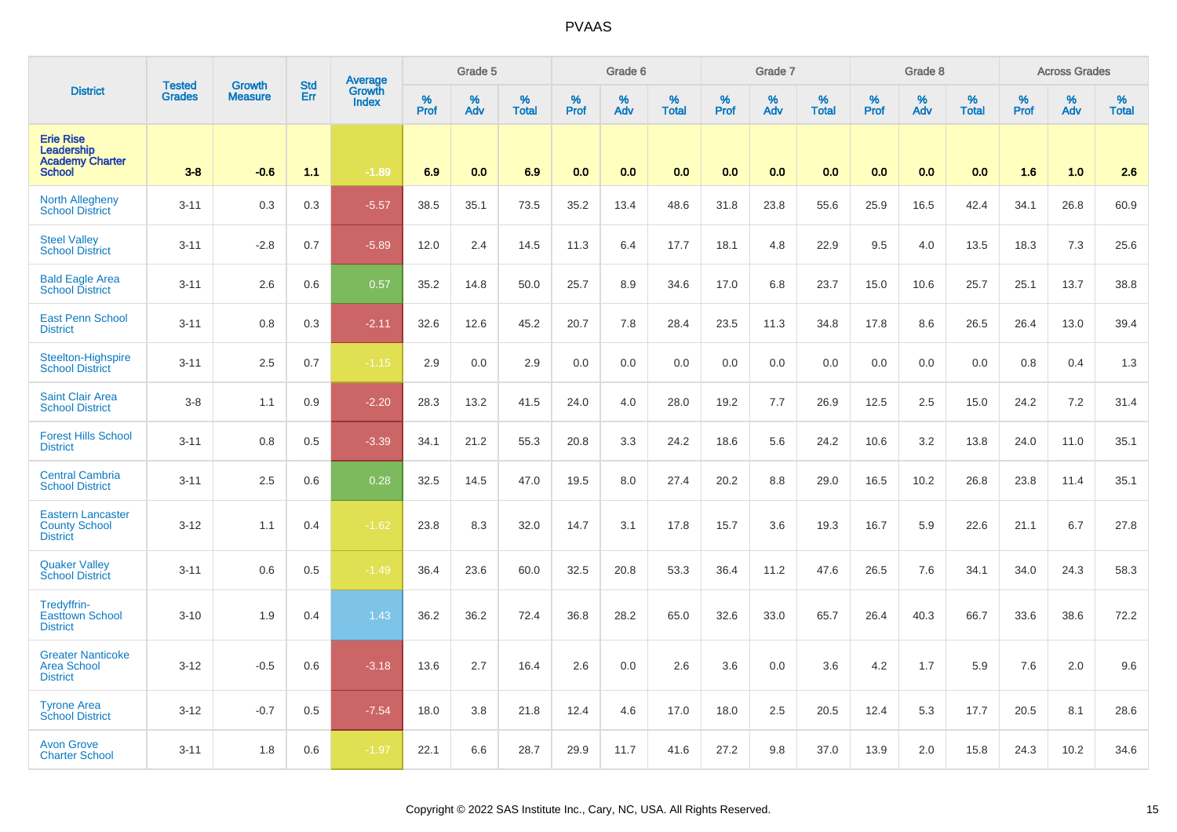# PVAAS

| District | Tested Grades | Growth Measure | Std Err | Average Growth Index | Grade 5 | | | Grade 6 | | | Grade 7 | | | Grade 8 | | | Across Grades | | |
|---|---|---|---|---|---|---|---|---|---|---|---|---|---|---|---|---|---|---|---|
| | | | | | % Prof | % Adv | % Total | % Prof | % Adv | % Total | % Prof | % Adv | % Total | % Prof | % Adv | % Total | % Prof | % Adv | % Total |
| **Erie Rise Leadership Academy Charter School** | **3-8** | **-0.6** | **1.1** | **-1.89** | **6.9** | **0.0** | **6.9** | **0.0** | **0.0** | **0.0** | **0.0** | **0.0** | **0.0** | **0.0** | **0.0** | **0.0** | **1.6** | **1.0** | **2.6** |
| North Allegheny School District | 3-11 | 0.3 | 0.3 | -5.57 | 38.5 | 35.1 | 73.5 | 35.2 | 13.4 | 48.6 | 31.8 | 23.8 | 55.6 | 25.9 | 16.5 | 42.4 | 34.1 | 26.8 | 60.9 |
| Steel Valley School District | 3-11 | -2.8 | 0.7 | -5.89 | 12.0 | 2.4 | 14.5 | 11.3 | 6.4 | 17.7 | 18.1 | 4.8 | 22.9 | 9.5 | 4.0 | 13.5 | 18.3 | 7.3 | 25.6 |
| Bald Eagle Area School District | 3-11 | 2.6 | 0.6 | 0.57 | 35.2 | 14.8 | 50.0 | 25.7 | 8.9 | 34.6 | 17.0 | 6.8 | 23.7 | 15.0 | 10.6 | 25.7 | 25.1 | 13.7 | 38.8 |
| East Penn School District | 3-11 | 0.8 | 0.3 | -2.11 | 32.6 | 12.6 | 45.2 | 20.7 | 7.8 | 28.4 | 23.5 | 11.3 | 34.8 | 17.8 | 8.6 | 26.5 | 26.4 | 13.0 | 39.4 |
| Steelton-Highspire School District | 3-11 | 2.5 | 0.7 | -1.15 | 2.9 | 0.0 | 2.9 | 0.0 | 0.0 | 0.0 | 0.0 | 0.0 | 0.0 | 0.0 | 0.0 | 0.0 | 0.8 | 0.4 | 1.3 |
| Saint Clair Area School District | 3-8 | 1.1 | 0.9 | -2.20 | 28.3 | 13.2 | 41.5 | 24.0 | 4.0 | 28.0 | 19.2 | 7.7 | 26.9 | 12.5 | 2.5 | 15.0 | 24.2 | 7.2 | 31.4 |
| Forest Hills School District | 3-11 | 0.8 | 0.5 | -3.39 | 34.1 | 21.2 | 55.3 | 20.8 | 3.3 | 24.2 | 18.6 | 5.6 | 24.2 | 10.6 | 3.2 | 13.8 | 24.0 | 11.0 | 35.1 |
| Central Cambria School District | 3-11 | 2.5 | 0.6 | 0.28 | 32.5 | 14.5 | 47.0 | 19.5 | 8.0 | 27.4 | 20.2 | 8.8 | 29.0 | 16.5 | 10.2 | 26.8 | 23.8 | 11.4 | 35.1 |
| Eastern Lancaster County School District | 3-12 | 1.1 | 0.4 | -1.62 | 23.8 | 8.3 | 32.0 | 14.7 | 3.1 | 17.8 | 15.7 | 3.6 | 19.3 | 16.7 | 5.9 | 22.6 | 21.1 | 6.7 | 27.8 |
| Quaker Valley School District | 3-11 | 0.6 | 0.5 | -1.49 | 36.4 | 23.6 | 60.0 | 32.5 | 20.8 | 53.3 | 36.4 | 11.2 | 47.6 | 26.5 | 7.6 | 34.1 | 34.0 | 24.3 | 58.3 |
| Tredyffrin-Easttown School District | 3-10 | 1.9 | 0.4 | 1.43 | 36.2 | 36.2 | 72.4 | 36.8 | 28.2 | 65.0 | 32.6 | 33.0 | 65.7 | 26.4 | 40.3 | 66.7 | 33.6 | 38.6 | 72.2 |
| Greater Nanticoke Area School District | 3-12 | -0.5 | 0.6 | -3.18 | 13.6 | 2.7 | 16.4 | 2.6 | 0.0 | 2.6 | 3.6 | 0.0 | 3.6 | 4.2 | 1.7 | 5.9 | 7.6 | 2.0 | 9.6 |
| Tyrone Area School District | 3-12 | -0.7 | 0.5 | -7.54 | 18.0 | 3.8 | 21.8 | 12.4 | 4.6 | 17.0 | 18.0 | 2.5 | 20.5 | 12.4 | 5.3 | 17.7 | 20.5 | 8.1 | 28.6 |
| Avon Grove Charter School | 3-11 | 1.8 | 0.6 | -1.97 | 22.1 | 6.6 | 28.7 | 29.9 | 11.7 | 41.6 | 27.2 | 9.8 | 37.0 | 13.9 | 2.0 | 15.8 | 24.3 | 10.2 | 34.6 |

Copyright © 2022 SAS Institute Inc., Cary, NC, USA. All Rights Reserved.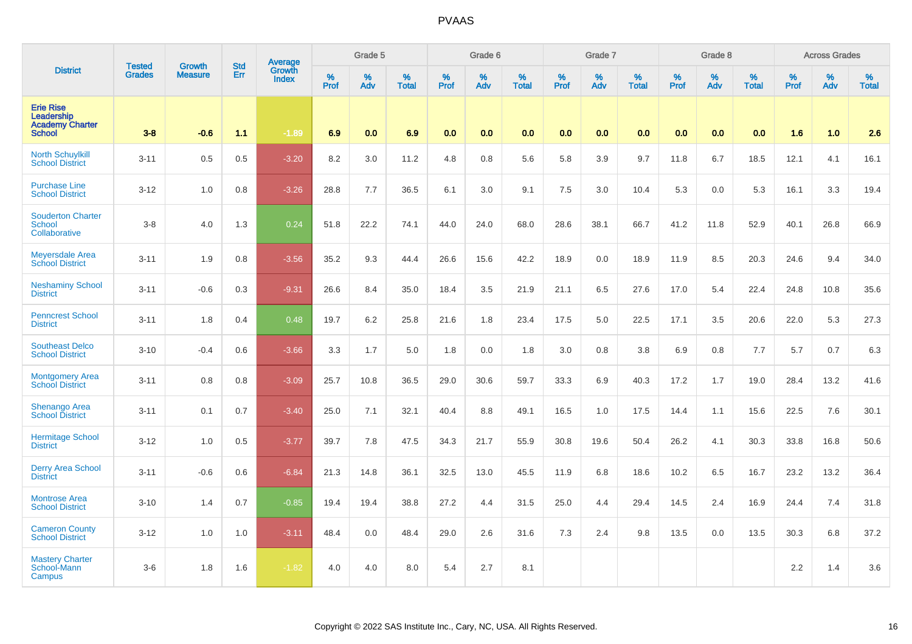| District | Tested Grades | Growth Measure | Std Err | Average Growth Index | Grade 5 | | | Grade 6 | | | Grade 7 | | | Grade 8 | | | Across Grades | | |
|---|---|---|---|---|---|---|---|---|---|---|---|---|---|---|---|---|---|---|---|
| | | | | | % Prof | % Adv | % Total | % Prof | % Adv | % Total | % Prof | % Adv | % Total | % Prof | % Adv | % Total | % Prof | % Adv | % Total |
| **Erie Rise Leadership Academy Charter School** | **3-8** | **-0.6** | **1.1** | **-1.89** | **6.9** | **0.0** | **6.9** | **0.0** | **0.0** | **0.0** | **0.0** | **0.0** | **0.0** | **0.0** | **0.0** | **0.0** | **1.6** | **1.0** | **2.6** |
| North Schuylkill School District | 3-11 | 0.5 | 0.5 | -3.20 | 8.2 | 3.0 | 11.2 | 4.8 | 0.8 | 5.6 | 5.8 | 3.9 | 9.7 | 11.8 | 6.7 | 18.5 | 12.1 | 4.1 | 16.1 |
| Purchase Line School District | 3-12 | 1.0 | 0.8 | -3.26 | 28.8 | 7.7 | 36.5 | 6.1 | 3.0 | 9.1 | 7.5 | 3.0 | 10.4 | 5.3 | 0.0 | 5.3 | 16.1 | 3.3 | 19.4 |
| Souderton Charter School Collaborative | 3-8 | 4.0 | 1.3 | 0.24 | 51.8 | 22.2 | 74.1 | 44.0 | 24.0 | 68.0 | 28.6 | 38.1 | 66.7 | 41.2 | 11.8 | 52.9 | 40.1 | 26.8 | 66.9 |
| Meyersdale Area School District | 3-11 | 1.9 | 0.8 | -3.56 | 35.2 | 9.3 | 44.4 | 26.6 | 15.6 | 42.2 | 18.9 | 0.0 | 18.9 | 11.9 | 8.5 | 20.3 | 24.6 | 9.4 | 34.0 |
| Neshaminy School District | 3-11 | -0.6 | 0.3 | -9.31 | 26.6 | 8.4 | 35.0 | 18.4 | 3.5 | 21.9 | 21.1 | 6.5 | 27.6 | 17.0 | 5.4 | 22.4 | 24.8 | 10.8 | 35.6 |
| Penncrest School District | 3-11 | 1.8 | 0.4 | 0.48 | 19.7 | 6.2 | 25.8 | 21.6 | 1.8 | 23.4 | 17.5 | 5.0 | 22.5 | 17.1 | 3.5 | 20.6 | 22.0 | 5.3 | 27.3 |
| Southeast Delco School District | 3-10 | -0.4 | 0.6 | -3.66 | 3.3 | 1.7 | 5.0 | 1.8 | 0.0 | 1.8 | 3.0 | 0.8 | 3.8 | 6.9 | 0.8 | 7.7 | 5.7 | 0.7 | 6.3 |
| Montgomery Area School District | 3-11 | 0.8 | 0.8 | -3.09 | 25.7 | 10.8 | 36.5 | 29.0 | 30.6 | 59.7 | 33.3 | 6.9 | 40.3 | 17.2 | 1.7 | 19.0 | 28.4 | 13.2 | 41.6 |
| Shenango Area School District | 3-11 | 0.1 | 0.7 | -3.40 | 25.0 | 7.1 | 32.1 | 40.4 | 8.8 | 49.1 | 16.5 | 1.0 | 17.5 | 14.4 | 1.1 | 15.6 | 22.5 | 7.6 | 30.1 |
| Hermitage School District | 3-12 | 1.0 | 0.5 | -3.77 | 39.7 | 7.8 | 47.5 | 34.3 | 21.7 | 55.9 | 30.8 | 19.6 | 50.4 | 26.2 | 4.1 | 30.3 | 33.8 | 16.8 | 50.6 |
| Derry Area School District | 3-11 | -0.6 | 0.6 | -6.84 | 21.3 | 14.8 | 36.1 | 32.5 | 13.0 | 45.5 | 11.9 | 6.8 | 18.6 | 10.2 | 6.5 | 16.7 | 23.2 | 13.2 | 36.4 |
| Montrose Area School District | 3-10 | 1.4 | 0.7 | -0.85 | 19.4 | 19.4 | 38.8 | 27.2 | 4.4 | 31.5 | 25.0 | 4.4 | 29.4 | 14.5 | 2.4 | 16.9 | 24.4 | 7.4 | 31.8 |
| Cameron County School District | 3-12 | 1.0 | 1.0 | -3.11 | 48.4 | 0.0 | 48.4 | 29.0 | 2.6 | 31.6 | 7.3 | 2.4 | 9.8 | 13.5 | 0.0 | 13.5 | 30.3 | 6.8 | 37.2 |
| Mastery Charter School-Mann Campus | 3-6 | 1.8 | 1.6 | -1.82 | 4.0 | 4.0 | 8.0 | 5.4 | 2.7 | 8.1 | | | | | | | 2.2 | 1.4 | 3.6 |

Copyright © 2022 SAS Institute Inc., Cary, NC, USA. All Rights Reserved.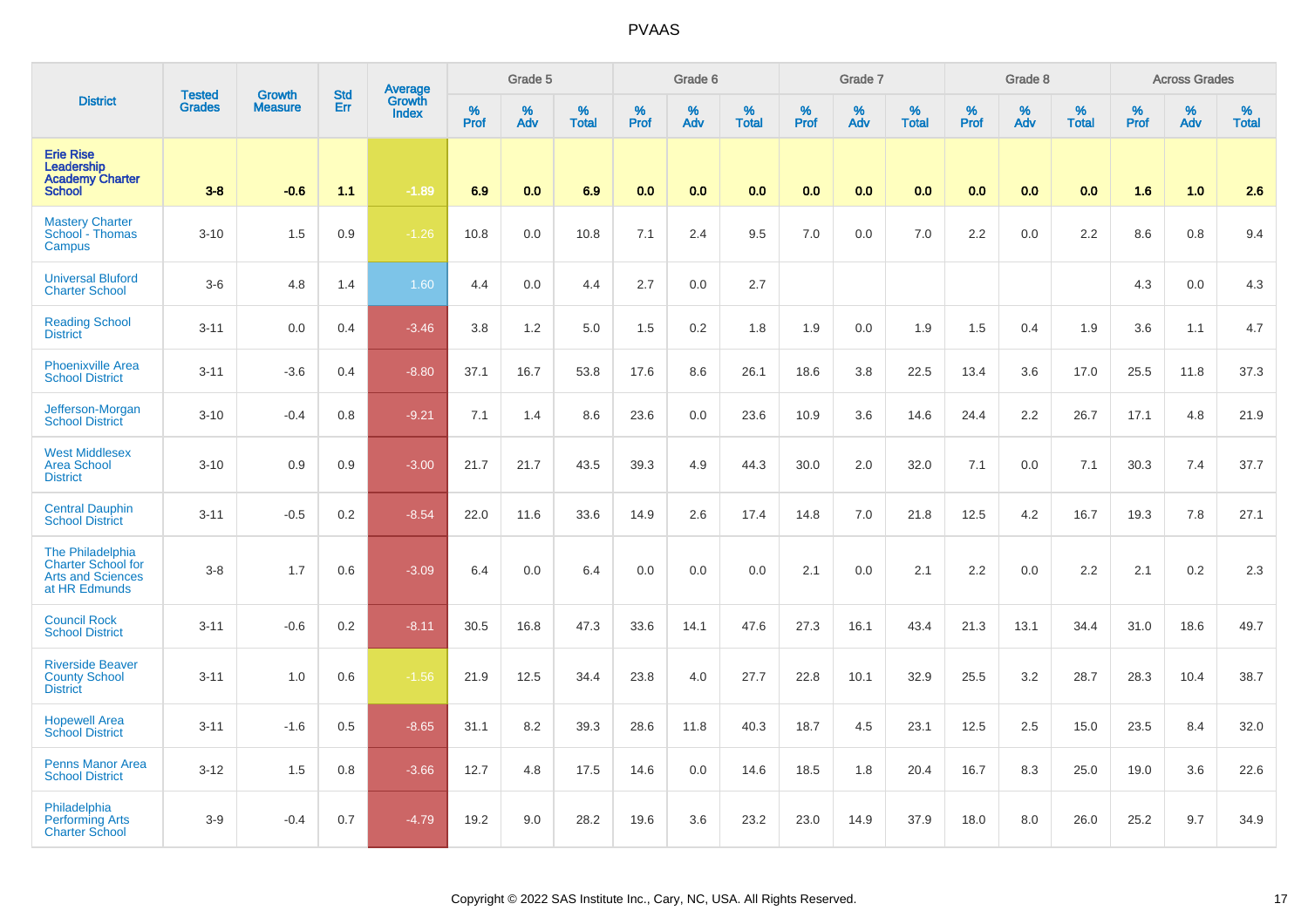# PVAAS

| District | Tested Grades | Growth Measure | Std Err | Average Growth Index | Grade 5 | | | Grade 6 | | | Grade 7 | | | Grade 8 | | | Across Grades | | |
|---|---|---|---|---|---|---|---|---|---|---|---|---|---|---|---|---|---|---|---|
| | | | | | % Prof | % Adv | % Total | % Prof | % Adv | % Total | % Prof | % Adv | % Total | % Prof | % Adv | % Total | % Prof | % Adv | % Total |
| **Erie Rise Leadership Academy Charter School** | **3-8** | **-0.6** | **1.1** | **-1.89** | **6.9** | **0.0** | **6.9** | **0.0** | **0.0** | **0.0** | **0.0** | **0.0** | **0.0** | **0.0** | **0.0** | **0.0** | **1.6** | **1.0** | **2.6** |
| Mastery Charter School - Thomas Campus | 3-10 | 1.5 | 0.9 | -1.26 | 10.8 | 0.0 | 10.8 | 7.1 | 2.4 | 9.5 | 7.0 | 0.0 | 7.0 | 2.2 | 0.0 | 2.2 | 8.6 | 0.8 | 9.4 |
| Universal Bluford Charter School | 3-6 | 4.8 | 1.4 | 1.60 | 4.4 | 0.0 | 4.4 | 2.7 | 0.0 | 2.7 | | | | | | | 4.3 | 0.0 | 4.3 |
| Reading School District | 3-11 | 0.0 | 0.4 | -3.46 | 3.8 | 1.2 | 5.0 | 1.5 | 0.2 | 1.8 | 1.9 | 0.0 | 1.9 | 1.5 | 0.4 | 1.9 | 3.6 | 1.1 | 4.7 |
| Phoenixville Area School District | 3-11 | -3.6 | 0.4 | -8.80 | 37.1 | 16.7 | 53.8 | 17.6 | 8.6 | 26.1 | 18.6 | 3.8 | 22.5 | 13.4 | 3.6 | 17.0 | 25.5 | 11.8 | 37.3 |
| Jefferson-Morgan School District | 3-10 | -0.4 | 0.8 | -9.21 | 7.1 | 1.4 | 8.6 | 23.6 | 0.0 | 23.6 | 10.9 | 3.6 | 14.6 | 24.4 | 2.2 | 26.7 | 17.1 | 4.8 | 21.9 |
| West Middlesex Area School District | 3-10 | 0.9 | 0.9 | -3.00 | 21.7 | 21.7 | 43.5 | 39.3 | 4.9 | 44.3 | 30.0 | 2.0 | 32.0 | 7.1 | 0.0 | 7.1 | 30.3 | 7.4 | 37.7 |
| Central Dauphin School District | 3-11 | -0.5 | 0.2 | -8.54 | 22.0 | 11.6 | 33.6 | 14.9 | 2.6 | 17.4 | 14.8 | 7.0 | 21.8 | 12.5 | 4.2 | 16.7 | 19.3 | 7.8 | 27.1 |
| The Philadelphia Charter School for Arts and Sciences at HR Edmunds | 3-8 | 1.7 | 0.6 | -3.09 | 6.4 | 0.0 | 6.4 | 0.0 | 0.0 | 0.0 | 2.1 | 0.0 | 2.1 | 2.2 | 0.0 | 2.2 | 2.1 | 0.2 | 2.3 |
| Council Rock School District | 3-11 | -0.6 | 0.2 | -8.11 | 30.5 | 16.8 | 47.3 | 33.6 | 14.1 | 47.6 | 27.3 | 16.1 | 43.4 | 21.3 | 13.1 | 34.4 | 31.0 | 18.6 | 49.7 |
| Riverside Beaver County School District | 3-11 | 1.0 | 0.6 | -1.56 | 21.9 | 12.5 | 34.4 | 23.8 | 4.0 | 27.7 | 22.8 | 10.1 | 32.9 | 25.5 | 3.2 | 28.7 | 28.3 | 10.4 | 38.7 |
| Hopewell Area School District | 3-11 | -1.6 | 0.5 | -8.65 | 31.1 | 8.2 | 39.3 | 28.6 | 11.8 | 40.3 | 18.7 | 4.5 | 23.1 | 12.5 | 2.5 | 15.0 | 23.5 | 8.4 | 32.0 |
| Penns Manor Area School District | 3-12 | 1.5 | 0.8 | -3.66 | 12.7 | 4.8 | 17.5 | 14.6 | 0.0 | 14.6 | 18.5 | 1.8 | 20.4 | 16.7 | 8.3 | 25.0 | 19.0 | 3.6 | 22.6 |
| Philadelphia Performing Arts Charter School | 3-9 | -0.4 | 0.7 | -4.79 | 19.2 | 9.0 | 28.2 | 19.6 | 3.6 | 23.2 | 23.0 | 14.9 | 37.9 | 18.0 | 8.0 | 26.0 | 25.2 | 9.7 | 34.9 |

Copyright © 2022 SAS Institute Inc., Cary, NC, USA. All Rights Reserved.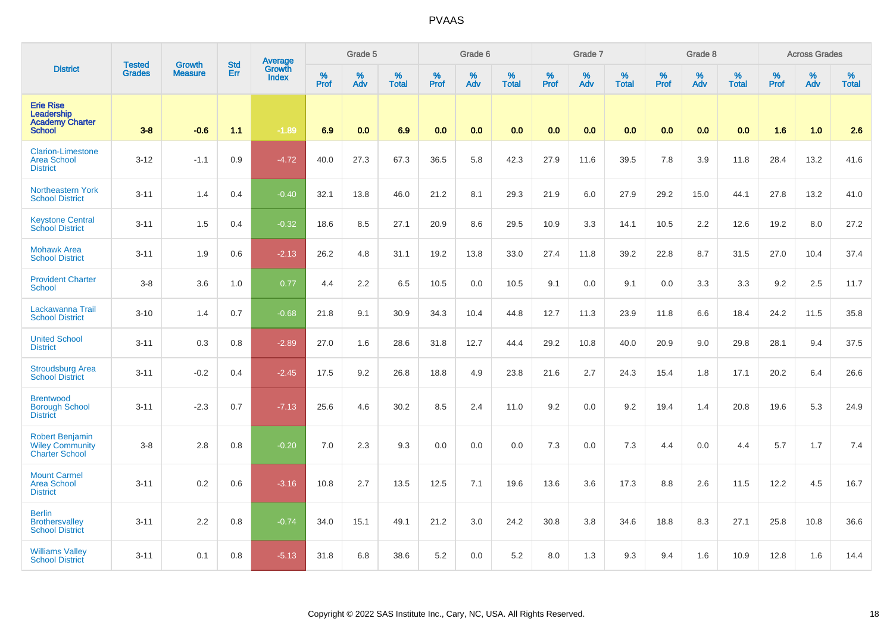# PVAAS

| District | Tested Grades | Growth Measure | Std Err | Average Growth Index | Grade 5 | | | Grade 6 | | | Grade 7 | | | Grade 8 | | | Across Grades | | |
|---|---|---|---|---|---|---|---|---|---|---|---|---|---|---|---|---|---|---|---|
| | | | | | % Prof | % Adv | % Total | % Prof | % Adv | % Total | % Prof | % Adv | % Total | % Prof | % Adv | % Total | % Prof | % Adv | % Total |
| **Erie Rise Leadership Academy Charter School** | **3-8** | **-0.6** | **1.1** | **-1.89** | **6.9** | **0.0** | **6.9** | **0.0** | **0.0** | **0.0** | **0.0** | **0.0** | **0.0** | **0.0** | **0.0** | **0.0** | **1.6** | **1.0** | **2.6** |
| Clarion-Limestone Area School District | 3-12 | -1.1 | 0.9 | -4.72 | 40.0 | 27.3 | 67.3 | 36.5 | 5.8 | 42.3 | 27.9 | 11.6 | 39.5 | 7.8 | 3.9 | 11.8 | 28.4 | 13.2 | 41.6 |
| Northeastern York School District | 3-11 | 1.4 | 0.4 | -0.40 | 32.1 | 13.8 | 46.0 | 21.2 | 8.1 | 29.3 | 21.9 | 6.0 | 27.9 | 29.2 | 15.0 | 44.1 | 27.8 | 13.2 | 41.0 |
| Keystone Central School District | 3-11 | 1.5 | 0.4 | -0.32 | 18.6 | 8.5 | 27.1 | 20.9 | 8.6 | 29.5 | 10.9 | 3.3 | 14.1 | 10.5 | 2.2 | 12.6 | 19.2 | 8.0 | 27.2 |
| Mohawk Area School District | 3-11 | 1.9 | 0.6 | -2.13 | 26.2 | 4.8 | 31.1 | 19.2 | 13.8 | 33.0 | 27.4 | 11.8 | 39.2 | 22.8 | 8.7 | 31.5 | 27.0 | 10.4 | 37.4 |
| Provident Charter School | 3-8 | 3.6 | 1.0 | 0.77 | 4.4 | 2.2 | 6.5 | 10.5 | 0.0 | 10.5 | 9.1 | 0.0 | 9.1 | 0.0 | 3.3 | 3.3 | 9.2 | 2.5 | 11.7 |
| Lackawanna Trail School District | 3-10 | 1.4 | 0.7 | -0.68 | 21.8 | 9.1 | 30.9 | 34.3 | 10.4 | 44.8 | 12.7 | 11.3 | 23.9 | 11.8 | 6.6 | 18.4 | 24.2 | 11.5 | 35.8 |
| United School District | 3-11 | 0.3 | 0.8 | -2.89 | 27.0 | 1.6 | 28.6 | 31.8 | 12.7 | 44.4 | 29.2 | 10.8 | 40.0 | 20.9 | 9.0 | 29.8 | 28.1 | 9.4 | 37.5 |
| Stroudsburg Area School District | 3-11 | -0.2 | 0.4 | -2.45 | 17.5 | 9.2 | 26.8 | 18.8 | 4.9 | 23.8 | 21.6 | 2.7 | 24.3 | 15.4 | 1.8 | 17.1 | 20.2 | 6.4 | 26.6 |
| Brentwood Borough School District | 3-11 | -2.3 | 0.7 | -7.13 | 25.6 | 4.6 | 30.2 | 8.5 | 2.4 | 11.0 | 9.2 | 0.0 | 9.2 | 19.4 | 1.4 | 20.8 | 19.6 | 5.3 | 24.9 |
| Robert Benjamin Wiley Community Charter School | 3-8 | 2.8 | 0.8 | -0.20 | 7.0 | 2.3 | 9.3 | 0.0 | 0.0 | 0.0 | 7.3 | 0.0 | 7.3 | 4.4 | 0.0 | 4.4 | 5.7 | 1.7 | 7.4 |
| Mount Carmel Area School District | 3-11 | 0.2 | 0.6 | -3.16 | 10.8 | 2.7 | 13.5 | 12.5 | 7.1 | 19.6 | 13.6 | 3.6 | 17.3 | 8.8 | 2.6 | 11.5 | 12.2 | 4.5 | 16.7 |
| Berlin Brothersvalley School District | 3-11 | 2.2 | 0.8 | -0.74 | 34.0 | 15.1 | 49.1 | 21.2 | 3.0 | 24.2 | 30.8 | 3.8 | 34.6 | 18.8 | 8.3 | 27.1 | 25.8 | 10.8 | 36.6 |
| Williams Valley School District | 3-11 | 0.1 | 0.8 | -5.13 | 31.8 | 6.8 | 38.6 | 5.2 | 0.0 | 5.2 | 8.0 | 1.3 | 9.3 | 9.4 | 1.6 | 10.9 | 12.8 | 1.6 | 14.4 |

Copyright © 2022 SAS Institute Inc., Cary, NC, USA. All Rights Reserved.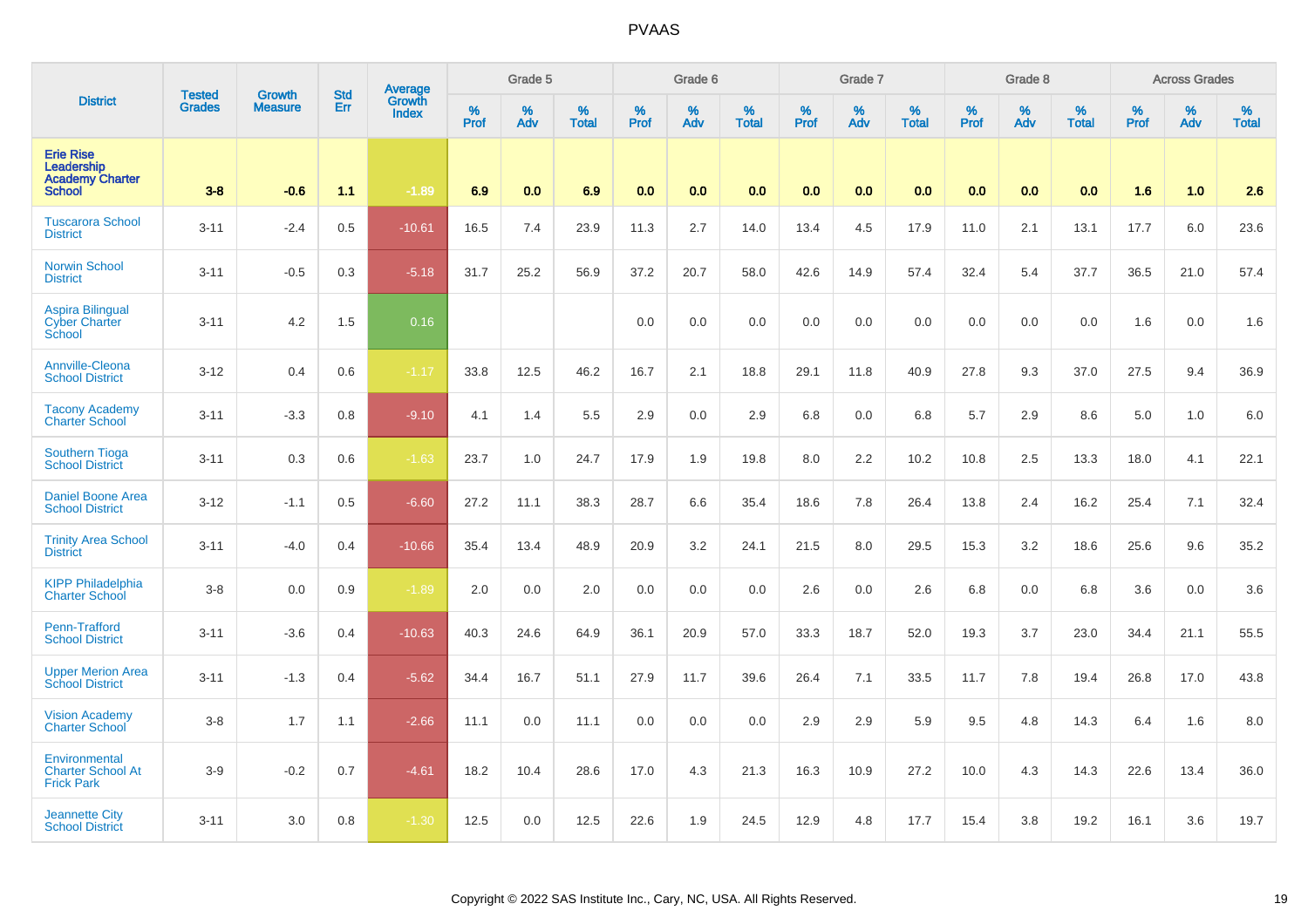# PVAAS

| District | Tested Grades | Growth Measure | Std Err | Average Growth Index | Grade 5 | | | Grade 6 | | | Grade 7 | | | Grade 8 | | | Across Grades | | |
|---|---|---|---|---|---|---|---|---|---|---|---|---|---|---|---|---|---|---|---|
| | | | | | % Prof | % Adv | % Total | % Prof | % Adv | % Total | % Prof | % Adv | % Total | % Prof | % Adv | % Total | % Prof | % Adv | % Total |
| **Erie Rise Leadership Academy Charter School** | **3-8** | **-0.6** | **1.1** | **-1.89** | **6.9** | **0.0** | **6.9** | **0.0** | **0.0** | **0.0** | **0.0** | **0.0** | **0.0** | **0.0** | **0.0** | **0.0** | **1.6** | **1.0** | **2.6** |
| Tuscarora School District | 3-11 | -2.4 | 0.5 | -10.61 | 16.5 | 7.4 | 23.9 | 11.3 | 2.7 | 14.0 | 13.4 | 4.5 | 17.9 | 11.0 | 2.1 | 13.1 | 17.7 | 6.0 | 23.6 |
| Norwin School District | 3-11 | -0.5 | 0.3 | -5.18 | 31.7 | 25.2 | 56.9 | 37.2 | 20.7 | 58.0 | 42.6 | 14.9 | 57.4 | 32.4 | 5.4 | 37.7 | 36.5 | 21.0 | 57.4 |
| Aspira Bilingual Cyber Charter School | 3-11 | 4.2 | 1.5 | 0.16 | | | | 0.0 | 0.0 | 0.0 | 0.0 | 0.0 | 0.0 | 0.0 | 0.0 | 0.0 | 1.6 | 0.0 | 1.6 |
| Annville-Cleona School District | 3-12 | 0.4 | 0.6 | -1.17 | 33.8 | 12.5 | 46.2 | 16.7 | 2.1 | 18.8 | 29.1 | 11.8 | 40.9 | 27.8 | 9.3 | 37.0 | 27.5 | 9.4 | 36.9 |
| Tacony Academy Charter School | 3-11 | -3.3 | 0.8 | -9.10 | 4.1 | 1.4 | 5.5 | 2.9 | 0.0 | 2.9 | 6.8 | 0.0 | 6.8 | 5.7 | 2.9 | 8.6 | 5.0 | 1.0 | 6.0 |
| Southern Tioga School District | 3-11 | 0.3 | 0.6 | -1.63 | 23.7 | 1.0 | 24.7 | 17.9 | 1.9 | 19.8 | 8.0 | 2.2 | 10.2 | 10.8 | 2.5 | 13.3 | 18.0 | 4.1 | 22.1 |
| Daniel Boone Area School District | 3-12 | -1.1 | 0.5 | -6.60 | 27.2 | 11.1 | 38.3 | 28.7 | 6.6 | 35.4 | 18.6 | 7.8 | 26.4 | 13.8 | 2.4 | 16.2 | 25.4 | 7.1 | 32.4 |
| Trinity Area School District | 3-11 | -4.0 | 0.4 | -10.66 | 35.4 | 13.4 | 48.9 | 20.9 | 3.2 | 24.1 | 21.5 | 8.0 | 29.5 | 15.3 | 3.2 | 18.6 | 25.6 | 9.6 | 35.2 |
| KIPP Philadelphia Charter School | 3-8 | 0.0 | 0.9 | -1.89 | 2.0 | 0.0 | 2.0 | 0.0 | 0.0 | 0.0 | 2.6 | 0.0 | 2.6 | 6.8 | 0.0 | 6.8 | 3.6 | 0.0 | 3.6 |
| Penn-Trafford School District | 3-11 | -3.6 | 0.4 | -10.63 | 40.3 | 24.6 | 64.9 | 36.1 | 20.9 | 57.0 | 33.3 | 18.7 | 52.0 | 19.3 | 3.7 | 23.0 | 34.4 | 21.1 | 55.5 |
| Upper Merion Area School District | 3-11 | -1.3 | 0.4 | -5.62 | 34.4 | 16.7 | 51.1 | 27.9 | 11.7 | 39.6 | 26.4 | 7.1 | 33.5 | 11.7 | 7.8 | 19.4 | 26.8 | 17.0 | 43.8 |
| Vision Academy Charter School | 3-8 | 1.7 | 1.1 | -2.66 | 11.1 | 0.0 | 11.1 | 0.0 | 0.0 | 0.0 | 2.9 | 2.9 | 5.9 | 9.5 | 4.8 | 14.3 | 6.4 | 1.6 | 8.0 |
| Environmental Charter School At Frick Park | 3-9 | -0.2 | 0.7 | -4.61 | 18.2 | 10.4 | 28.6 | 17.0 | 4.3 | 21.3 | 16.3 | 10.9 | 27.2 | 10.0 | 4.3 | 14.3 | 22.6 | 13.4 | 36.0 |
| Jeannette City School District | 3-11 | 3.0 | 0.8 | -1.30 | 12.5 | 0.0 | 12.5 | 22.6 | 1.9 | 24.5 | 12.9 | 4.8 | 17.7 | 15.4 | 3.8 | 19.2 | 16.1 | 3.6 | 19.7 |

Copyright © 2022 SAS Institute Inc., Cary, NC, USA. All Rights Reserved.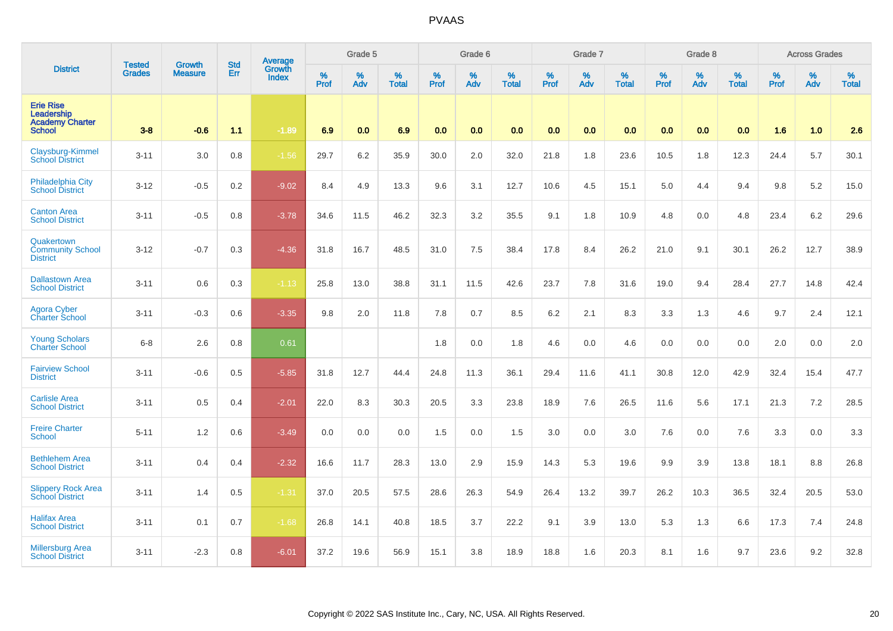# PVAAS

| District | Tested Grades | Growth Measure | Std Err | Average Growth Index | Grade 5 | | | Grade 6 | | | Grade 7 | | | Grade 8 | | | Across Grades | | |
|---|---|---|---|---|---|---|---|---|---|---|---|---|---|---|---|---|---|---|---|
| | | | | | % Prof | % Adv | % Total | % Prof | % Adv | % Total | % Prof | % Adv | % Total | % Prof | % Adv | % Total | % Prof | % Adv | % Total |
| **Erie Rise Leadership Academy Charter School** | **3-8** | **-0.6** | **1.1** | **-1.89** | **6.9** | **0.0** | **6.9** | **0.0** | **0.0** | **0.0** | **0.0** | **0.0** | **0.0** | **0.0** | **0.0** | **0.0** | **1.6** | **1.0** | **2.6** |
| Claysburg-Kimmel School District | 3-11 | 3.0 | 0.8 | -1.56 | 29.7 | 6.2 | 35.9 | 30.0 | 2.0 | 32.0 | 21.8 | 1.8 | 23.6 | 10.5 | 1.8 | 12.3 | 24.4 | 5.7 | 30.1 |
| Philadelphia City School District | 3-12 | -0.5 | 0.2 | -9.02 | 8.4 | 4.9 | 13.3 | 9.6 | 3.1 | 12.7 | 10.6 | 4.5 | 15.1 | 5.0 | 4.4 | 9.4 | 9.8 | 5.2 | 15.0 |
| Canton Area School District | 3-11 | -0.5 | 0.8 | -3.78 | 34.6 | 11.5 | 46.2 | 32.3 | 3.2 | 35.5 | 9.1 | 1.8 | 10.9 | 4.8 | 0.0 | 4.8 | 23.4 | 6.2 | 29.6 |
| Quakertown Community School District | 3-12 | -0.7 | 0.3 | -4.36 | 31.8 | 16.7 | 48.5 | 31.0 | 7.5 | 38.4 | 17.8 | 8.4 | 26.2 | 21.0 | 9.1 | 30.1 | 26.2 | 12.7 | 38.9 |
| Dallastown Area School District | 3-11 | 0.6 | 0.3 | -1.13 | 25.8 | 13.0 | 38.8 | 31.1 | 11.5 | 42.6 | 23.7 | 7.8 | 31.6 | 19.0 | 9.4 | 28.4 | 27.7 | 14.8 | 42.4 |
| Agora Cyber Charter School | 3-11 | -0.3 | 0.6 | -3.35 | 9.8 | 2.0 | 11.8 | 7.8 | 0.7 | 8.5 | 6.2 | 2.1 | 8.3 | 3.3 | 1.3 | 4.6 | 9.7 | 2.4 | 12.1 |
| Young Scholars Charter School | 6-8 | 2.6 | 0.8 | 0.61 | | | | 1.8 | 0.0 | 1.8 | 4.6 | 0.0 | 4.6 | 0.0 | 0.0 | 0.0 | 2.0 | 0.0 | 2.0 |
| Fairview School District | 3-11 | -0.6 | 0.5 | -5.85 | 31.8 | 12.7 | 44.4 | 24.8 | 11.3 | 36.1 | 29.4 | 11.6 | 41.1 | 30.8 | 12.0 | 42.9 | 32.4 | 15.4 | 47.7 |
| Carlisle Area School District | 3-11 | 0.5 | 0.4 | -2.01 | 22.0 | 8.3 | 30.3 | 20.5 | 3.3 | 23.8 | 18.9 | 7.6 | 26.5 | 11.6 | 5.6 | 17.1 | 21.3 | 7.2 | 28.5 |
| Freire Charter School | 5-11 | 1.2 | 0.6 | -3.49 | 0.0 | 0.0 | 0.0 | 1.5 | 0.0 | 1.5 | 3.0 | 0.0 | 3.0 | 7.6 | 0.0 | 7.6 | 3.3 | 0.0 | 3.3 |
| Bethlehem Area School District | 3-11 | 0.4 | 0.4 | -2.32 | 16.6 | 11.7 | 28.3 | 13.0 | 2.9 | 15.9 | 14.3 | 5.3 | 19.6 | 9.9 | 3.9 | 13.8 | 18.1 | 8.8 | 26.8 |
| Slippery Rock Area School District | 3-11 | 1.4 | 0.5 | -1.31 | 37.0 | 20.5 | 57.5 | 28.6 | 26.3 | 54.9 | 26.4 | 13.2 | 39.7 | 26.2 | 10.3 | 36.5 | 32.4 | 20.5 | 53.0 |
| Halifax Area School District | 3-11 | 0.1 | 0.7 | -1.68 | 26.8 | 14.1 | 40.8 | 18.5 | 3.7 | 22.2 | 9.1 | 3.9 | 13.0 | 5.3 | 1.3 | 6.6 | 17.3 | 7.4 | 24.8 |
| Millersburg Area School District | 3-11 | -2.3 | 0.8 | -6.01 | 37.2 | 19.6 | 56.9 | 15.1 | 3.8 | 18.9 | 18.8 | 1.6 | 20.3 | 8.1 | 1.6 | 9.7 | 23.6 | 9.2 | 32.8 |

Copyright © 2022 SAS Institute Inc., Cary, NC, USA. All Rights Reserved.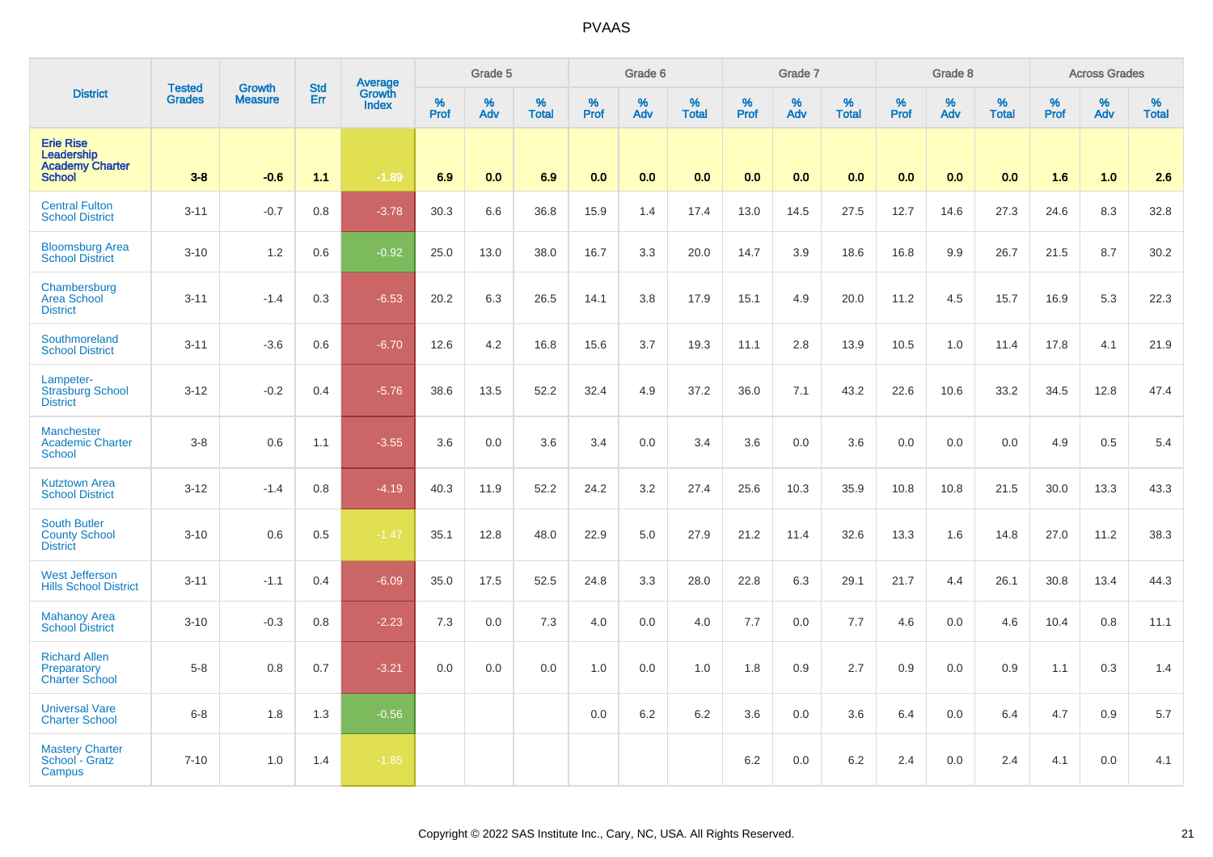# PVAAS

| District | Tested Grades | Growth Measure | Std Err | Average Growth Index | Grade 5 | | | Grade 6 | | | Grade 7 | | | Grade 8 | | | Across Grades | | |
|---|---|---|---|---|---|---|---|---|---|---|---|---|---|---|---|---|---|---|---|
| | | | | | % Prof | % Adv | % Total | % Prof | % Adv | % Total | % Prof | % Adv | % Total | % Prof | % Adv | % Total | % Prof | % Adv | % Total |
| **Erie Rise Leadership Academy Charter School** | **3-8** | **-0.6** | **1.1** | **-1.89** | **6.9** | **0.0** | **6.9** | **0.0** | **0.0** | **0.0** | **0.0** | **0.0** | **0.0** | **0.0** | **0.0** | **0.0** | **1.6** | **1.0** | **2.6** |
| Central Fulton School District | 3-11 | -0.7 | 0.8 | -3.78 | 30.3 | 6.6 | 36.8 | 15.9 | 1.4 | 17.4 | 13.0 | 14.5 | 27.5 | 12.7 | 14.6 | 27.3 | 24.6 | 8.3 | 32.8 |
| Bloomsburg Area School District | 3-10 | 1.2 | 0.6 | -0.92 | 25.0 | 13.0 | 38.0 | 16.7 | 3.3 | 20.0 | 14.7 | 3.9 | 18.6 | 16.8 | 9.9 | 26.7 | 21.5 | 8.7 | 30.2 |
| Chambersburg Area School District | 3-11 | -1.4 | 0.3 | -6.53 | 20.2 | 6.3 | 26.5 | 14.1 | 3.8 | 17.9 | 15.1 | 4.9 | 20.0 | 11.2 | 4.5 | 15.7 | 16.9 | 5.3 | 22.3 |
| Southmoreland School District | 3-11 | -3.6 | 0.6 | -6.70 | 12.6 | 4.2 | 16.8 | 15.6 | 3.7 | 19.3 | 11.1 | 2.8 | 13.9 | 10.5 | 1.0 | 11.4 | 17.8 | 4.1 | 21.9 |
| Lampeter-Strasburg School District | 3-12 | -0.2 | 0.4 | -5.76 | 38.6 | 13.5 | 52.2 | 32.4 | 4.9 | 37.2 | 36.0 | 7.1 | 43.2 | 22.6 | 10.6 | 33.2 | 34.5 | 12.8 | 47.4 |
| Manchester Academic Charter School | 3-8 | 0.6 | 1.1 | -3.55 | 3.6 | 0.0 | 3.6 | 3.4 | 0.0 | 3.4 | 3.6 | 0.0 | 3.6 | 0.0 | 0.0 | 0.0 | 4.9 | 0.5 | 5.4 |
| Kutztown Area School District | 3-12 | -1.4 | 0.8 | -4.19 | 40.3 | 11.9 | 52.2 | 24.2 | 3.2 | 27.4 | 25.6 | 10.3 | 35.9 | 10.8 | 10.8 | 21.5 | 30.0 | 13.3 | 43.3 |
| South Butler County School District | 3-10 | 0.6 | 0.5 | -1.47 | 35.1 | 12.8 | 48.0 | 22.9 | 5.0 | 27.9 | 21.2 | 11.4 | 32.6 | 13.3 | 1.6 | 14.8 | 27.0 | 11.2 | 38.3 |
| West Jefferson Hills School District | 3-11 | -1.1 | 0.4 | -6.09 | 35.0 | 17.5 | 52.5 | 24.8 | 3.3 | 28.0 | 22.8 | 6.3 | 29.1 | 21.7 | 4.4 | 26.1 | 30.8 | 13.4 | 44.3 |
| Mahanoy Area School District | 3-10 | -0.3 | 0.8 | -2.23 | 7.3 | 0.0 | 7.3 | 4.0 | 0.0 | 4.0 | 7.7 | 0.0 | 7.7 | 4.6 | 0.0 | 4.6 | 10.4 | 0.8 | 11.1 |
| Richard Allen Preparatory Charter School | 5-8 | 0.8 | 0.7 | -3.21 | 0.0 | 0.0 | 0.0 | 1.0 | 0.0 | 1.0 | 1.8 | 0.9 | 2.7 | 0.9 | 0.0 | 0.9 | 1.1 | 0.3 | 1.4 |
| Universal Vare Charter School | 6-8 | 1.8 | 1.3 | -0.56 | | | | 0.0 | 6.2 | 6.2 | 3.6 | 0.0 | 3.6 | 6.4 | 0.0 | 6.4 | 4.7 | 0.9 | 5.7 |
| Mastery Charter School - Gratz Campus | 7-10 | 1.0 | 1.4 | -1.85 | | | | | | | 6.2 | 0.0 | 6.2 | 2.4 | 0.0 | 2.4 | 4.1 | 0.0 | 4.1 |

Copyright © 2022 SAS Institute Inc., Cary, NC, USA. All Rights Reserved.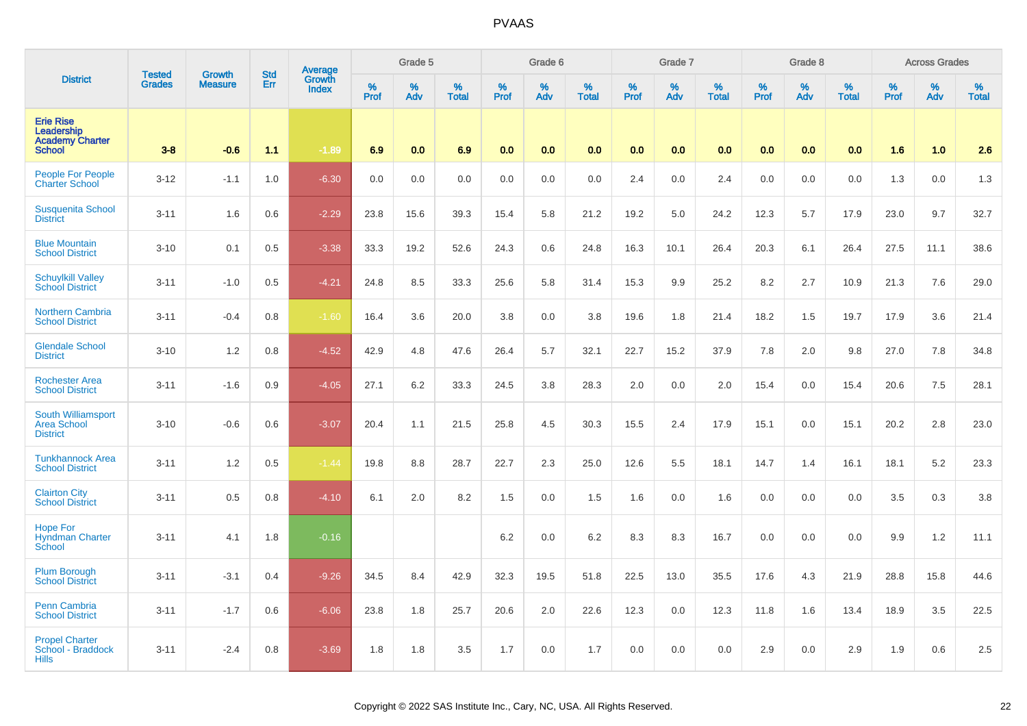# PVAAS

| District | Tested Grades | Growth Measure | Std Err | Average Growth Index | Grade 5 | | | Grade 6 | | | Grade 7 | | | Grade 8 | | | Across Grades | | |
|---|---|---|---|---|---|---|---|---|---|---|---|---|---|---|---|---|---|---|---|
| | | | | | % Prof | % Adv | % Total | % Prof | % Adv | % Total | % Prof | % Adv | % Total | % Prof | % Adv | % Total | % Prof | % Adv | % Total |
| **Erie Rise Leadership Academy Charter School** | **3-8** | **-0.6** | **1.1** | **-1.89** | **6.9** | **0.0** | **6.9** | **0.0** | **0.0** | **0.0** | **0.0** | **0.0** | **0.0** | **0.0** | **0.0** | **0.0** | **1.6** | **1.0** | **2.6** |
| People For People Charter School | 3-12 | -1.1 | 1.0 | -6.30 | 0.0 | 0.0 | 0.0 | 0.0 | 0.0 | 0.0 | 2.4 | 0.0 | 2.4 | 0.0 | 0.0 | 0.0 | 1.3 | 0.0 | 1.3 |
| Susquenita School District | 3-11 | 1.6 | 0.6 | -2.29 | 23.8 | 15.6 | 39.3 | 15.4 | 5.8 | 21.2 | 19.2 | 5.0 | 24.2 | 12.3 | 5.7 | 17.9 | 23.0 | 9.7 | 32.7 |
| Blue Mountain School District | 3-10 | 0.1 | 0.5 | -3.38 | 33.3 | 19.2 | 52.6 | 24.3 | 0.6 | 24.8 | 16.3 | 10.1 | 26.4 | 20.3 | 6.1 | 26.4 | 27.5 | 11.1 | 38.6 |
| Schuylkill Valley School District | 3-11 | -1.0 | 0.5 | -4.21 | 24.8 | 8.5 | 33.3 | 25.6 | 5.8 | 31.4 | 15.3 | 9.9 | 25.2 | 8.2 | 2.7 | 10.9 | 21.3 | 7.6 | 29.0 |
| Northern Cambria School District | 3-11 | -0.4 | 0.8 | -1.60 | 16.4 | 3.6 | 20.0 | 3.8 | 0.0 | 3.8 | 19.6 | 1.8 | 21.4 | 18.2 | 1.5 | 19.7 | 17.9 | 3.6 | 21.4 |
| Glendale School District | 3-10 | 1.2 | 0.8 | -4.52 | 42.9 | 4.8 | 47.6 | 26.4 | 5.7 | 32.1 | 22.7 | 15.2 | 37.9 | 7.8 | 2.0 | 9.8 | 27.0 | 7.8 | 34.8 |
| Rochester Area School District | 3-11 | -1.6 | 0.9 | -4.05 | 27.1 | 6.2 | 33.3 | 24.5 | 3.8 | 28.3 | 2.0 | 0.0 | 2.0 | 15.4 | 0.0 | 15.4 | 20.6 | 7.5 | 28.1 |
| South Williamsport Area School District | 3-10 | -0.6 | 0.6 | -3.07 | 20.4 | 1.1 | 21.5 | 25.8 | 4.5 | 30.3 | 15.5 | 2.4 | 17.9 | 15.1 | 0.0 | 15.1 | 20.2 | 2.8 | 23.0 |
| Tunkhannock Area School District | 3-11 | 1.2 | 0.5 | -1.44 | 19.8 | 8.8 | 28.7 | 22.7 | 2.3 | 25.0 | 12.6 | 5.5 | 18.1 | 14.7 | 1.4 | 16.1 | 18.1 | 5.2 | 23.3 |
| Clairton City School District | 3-11 | 0.5 | 0.8 | -4.10 | 6.1 | 2.0 | 8.2 | 1.5 | 0.0 | 1.5 | 1.6 | 0.0 | 1.6 | 0.0 | 0.0 | 0.0 | 3.5 | 0.3 | 3.8 |
| Hope For Hyndman Charter School | 3-11 | 4.1 | 1.8 | -0.16 | | | | 6.2 | 0.0 | 6.2 | 8.3 | 8.3 | 16.7 | 0.0 | 0.0 | 0.0 | 9.9 | 1.2 | 11.1 |
| Plum Borough School District | 3-11 | -3.1 | 0.4 | -9.26 | 34.5 | 8.4 | 42.9 | 32.3 | 19.5 | 51.8 | 22.5 | 13.0 | 35.5 | 17.6 | 4.3 | 21.9 | 28.8 | 15.8 | 44.6 |
| Penn Cambria School District | 3-11 | -1.7 | 0.6 | -6.06 | 23.8 | 1.8 | 25.7 | 20.6 | 2.0 | 22.6 | 12.3 | 0.0 | 12.3 | 11.8 | 1.6 | 13.4 | 18.9 | 3.5 | 22.5 |
| Propel Charter School - Braddock Hills | 3-11 | -2.4 | 0.8 | -3.69 | 1.8 | 1.8 | 3.5 | 1.7 | 0.0 | 1.7 | 0.0 | 0.0 | 0.0 | 2.9 | 0.0 | 2.9 | 1.9 | 0.6 | 2.5 |

Copyright © 2022 SAS Institute Inc., Cary, NC, USA. All Rights Reserved.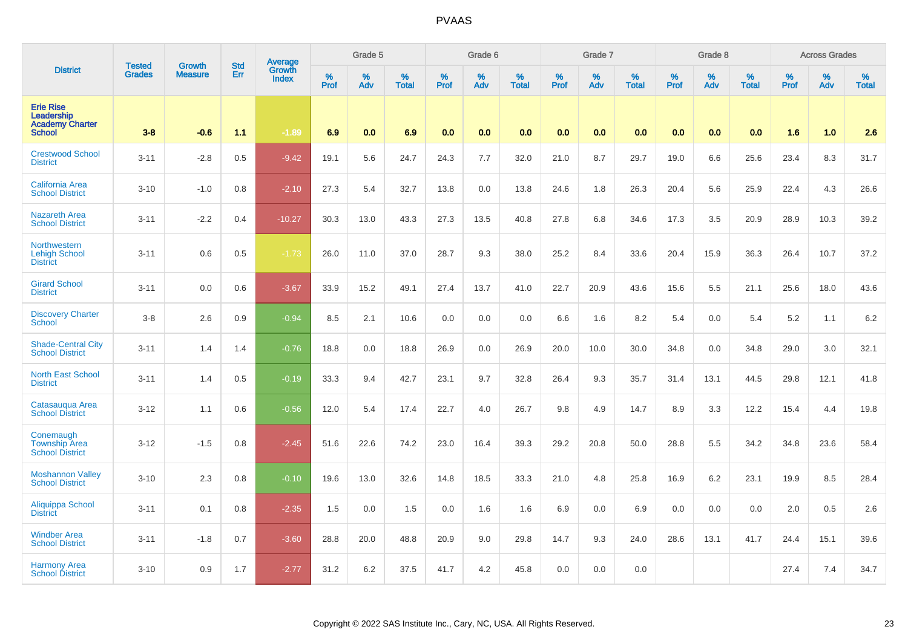# PVAAS

| District | Tested Grades | Growth Measure | Std Err | Average Growth Index | Grade 5 | | | Grade 6 | | | Grade 7 | | | Grade 8 | | | Across Grades | | |
|---|---|---|---|---|---|---|---|---|---|---|---|---|---|---|---|---|---|---|---|
| | | | | | % Prof | % Adv | % Total | % Prof | % Adv | % Total | % Prof | % Adv | % Total | % Prof | % Adv | % Total | % Prof | % Adv | % Total |
| **Erie Rise Leadership Academy Charter School** | **3-8** | **-0.6** | **1.1** | **-1.89** | **6.9** | **0.0** | **6.9** | **0.0** | **0.0** | **0.0** | **0.0** | **0.0** | **0.0** | **0.0** | **0.0** | **0.0** | **1.6** | **1.0** | **2.6** |
| Crestwood School District | 3-11 | -2.8 | 0.5 | -9.42 | 19.1 | 5.6 | 24.7 | 24.3 | 7.7 | 32.0 | 21.0 | 8.7 | 29.7 | 19.0 | 6.6 | 25.6 | 23.4 | 8.3 | 31.7 |
| California Area School District | 3-10 | -1.0 | 0.8 | -2.10 | 27.3 | 5.4 | 32.7 | 13.8 | 0.0 | 13.8 | 24.6 | 1.8 | 26.3 | 20.4 | 5.6 | 25.9 | 22.4 | 4.3 | 26.6 |
| Nazareth Area School District | 3-11 | -2.2 | 0.4 | -10.27 | 30.3 | 13.0 | 43.3 | 27.3 | 13.5 | 40.8 | 27.8 | 6.8 | 34.6 | 17.3 | 3.5 | 20.9 | 28.9 | 10.3 | 39.2 |
| Northwestern Lehigh School District | 3-11 | 0.6 | 0.5 | -1.73 | 26.0 | 11.0 | 37.0 | 28.7 | 9.3 | 38.0 | 25.2 | 8.4 | 33.6 | 20.4 | 15.9 | 36.3 | 26.4 | 10.7 | 37.2 |
| Girard School District | 3-11 | 0.0 | 0.6 | -3.67 | 33.9 | 15.2 | 49.1 | 27.4 | 13.7 | 41.0 | 22.7 | 20.9 | 43.6 | 15.6 | 5.5 | 21.1 | 25.6 | 18.0 | 43.6 |
| Discovery Charter School | 3-8 | 2.6 | 0.9 | -0.94 | 8.5 | 2.1 | 10.6 | 0.0 | 0.0 | 0.0 | 6.6 | 1.6 | 8.2 | 5.4 | 0.0 | 5.4 | 5.2 | 1.1 | 6.2 |
| Shade-Central City School District | 3-11 | 1.4 | 1.4 | -0.76 | 18.8 | 0.0 | 18.8 | 26.9 | 0.0 | 26.9 | 20.0 | 10.0 | 30.0 | 34.8 | 0.0 | 34.8 | 29.0 | 3.0 | 32.1 |
| North East School District | 3-11 | 1.4 | 0.5 | -0.19 | 33.3 | 9.4 | 42.7 | 23.1 | 9.7 | 32.8 | 26.4 | 9.3 | 35.7 | 31.4 | 13.1 | 44.5 | 29.8 | 12.1 | 41.8 |
| Catasauqua Area School District | 3-12 | 1.1 | 0.6 | -0.56 | 12.0 | 5.4 | 17.4 | 22.7 | 4.0 | 26.7 | 9.8 | 4.9 | 14.7 | 8.9 | 3.3 | 12.2 | 15.4 | 4.4 | 19.8 |
| Conemaugh Township Area School District | 3-12 | -1.5 | 0.8 | -2.45 | 51.6 | 22.6 | 74.2 | 23.0 | 16.4 | 39.3 | 29.2 | 20.8 | 50.0 | 28.8 | 5.5 | 34.2 | 34.8 | 23.6 | 58.4 |
| Moshannon Valley School District | 3-10 | 2.3 | 0.8 | -0.10 | 19.6 | 13.0 | 32.6 | 14.8 | 18.5 | 33.3 | 21.0 | 4.8 | 25.8 | 16.9 | 6.2 | 23.1 | 19.9 | 8.5 | 28.4 |
| Aliquippa School District | 3-11 | 0.1 | 0.8 | -2.35 | 1.5 | 0.0 | 1.5 | 0.0 | 1.6 | 1.6 | 6.9 | 0.0 | 6.9 | 0.0 | 0.0 | 0.0 | 2.0 | 0.5 | 2.6 |
| Windber Area School District | 3-11 | -1.8 | 0.7 | -3.60 | 28.8 | 20.0 | 48.8 | 20.9 | 9.0 | 29.8 | 14.7 | 9.3 | 24.0 | 28.6 | 13.1 | 41.7 | 24.4 | 15.1 | 39.6 |
| Harmony Area School District | 3-10 | 0.9 | 1.7 | -2.77 | 31.2 | 6.2 | 37.5 | 41.7 | 4.2 | 45.8 | 0.0 | 0.0 | 0.0 | | | | 27.4 | 7.4 | 34.7 |

Copyright © 2022 SAS Institute Inc., Cary, NC, USA. All Rights Reserved.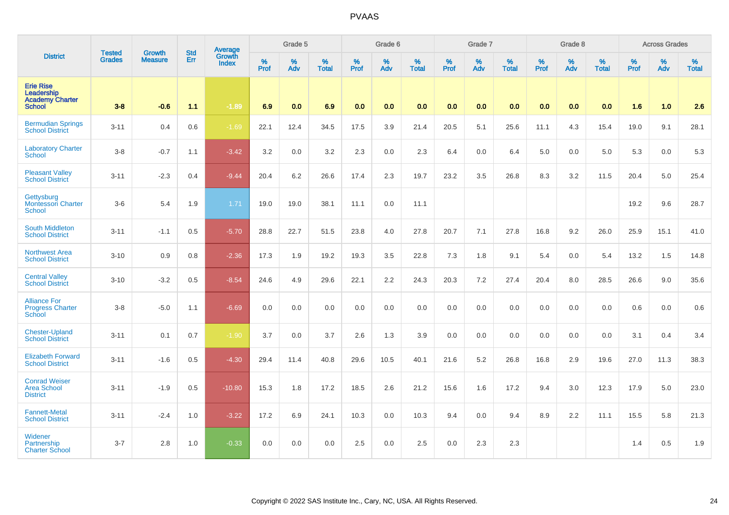# PVAAS

| District | Tested Grades | Growth Measure | Std Err | Average Growth Index | Grade 5 | | | Grade 6 | | | Grade 7 | | | Grade 8 | | | Across Grades | | |
|---|---|---|---|---|---|---|---|---|---|---|---|---|---|---|---|---|---|---|---|
| | | | | | % Prof | % Adv | % Total | % Prof | % Adv | % Total | % Prof | % Adv | % Total | % Prof | % Adv | % Total | % Prof | % Adv | % Total |
| **Erie Rise Leadership Academy Charter School** | **3-8** | **-0.6** | **1.1** | **-1.89** | **6.9** | **0.0** | **6.9** | **0.0** | **0.0** | **0.0** | **0.0** | **0.0** | **0.0** | **0.0** | **0.0** | **0.0** | **1.6** | **1.0** | **2.6** |
| Bermudian Springs School District | 3-11 | 0.4 | 0.6 | -1.69 | 22.1 | 12.4 | 34.5 | 17.5 | 3.9 | 21.4 | 20.5 | 5.1 | 25.6 | 11.1 | 4.3 | 15.4 | 19.0 | 9.1 | 28.1 |
| Laboratory Charter School | 3-8 | -0.7 | 1.1 | -3.42 | 3.2 | 0.0 | 3.2 | 2.3 | 0.0 | 2.3 | 6.4 | 0.0 | 6.4 | 5.0 | 0.0 | 5.0 | 5.3 | 0.0 | 5.3 |
| Pleasant Valley School District | 3-11 | -2.3 | 0.4 | -9.44 | 20.4 | 6.2 | 26.6 | 17.4 | 2.3 | 19.7 | 23.2 | 3.5 | 26.8 | 8.3 | 3.2 | 11.5 | 20.4 | 5.0 | 25.4 |
| Gettysburg Montessori Charter School | 3-6 | 5.4 | 1.9 | 1.71 | 19.0 | 19.0 | 38.1 | 11.1 | 0.0 | 11.1 | | | | | | | 19.2 | 9.6 | 28.7 |
| South Middleton School District | 3-11 | -1.1 | 0.5 | -5.70 | 28.8 | 22.7 | 51.5 | 23.8 | 4.0 | 27.8 | 20.7 | 7.1 | 27.8 | 16.8 | 9.2 | 26.0 | 25.9 | 15.1 | 41.0 |
| Northwest Area School District | 3-10 | 0.9 | 0.8 | -2.36 | 17.3 | 1.9 | 19.2 | 19.3 | 3.5 | 22.8 | 7.3 | 1.8 | 9.1 | 5.4 | 0.0 | 5.4 | 13.2 | 1.5 | 14.8 |
| Central Valley School District | 3-10 | -3.2 | 0.5 | -8.54 | 24.6 | 4.9 | 29.6 | 22.1 | 2.2 | 24.3 | 20.3 | 7.2 | 27.4 | 20.4 | 8.0 | 28.5 | 26.6 | 9.0 | 35.6 |
| Alliance For Progress Charter School | 3-8 | -5.0 | 1.1 | -6.69 | 0.0 | 0.0 | 0.0 | 0.0 | 0.0 | 0.0 | 0.0 | 0.0 | 0.0 | 0.0 | 0.0 | 0.0 | 0.6 | 0.0 | 0.6 |
| Chester-Upland School District | 3-11 | 0.1 | 0.7 | -1.90 | 3.7 | 0.0 | 3.7 | 2.6 | 1.3 | 3.9 | 0.0 | 0.0 | 0.0 | 0.0 | 0.0 | 0.0 | 3.1 | 0.4 | 3.4 |
| Elizabeth Forward School District | 3-11 | -1.6 | 0.5 | -4.30 | 29.4 | 11.4 | 40.8 | 29.6 | 10.5 | 40.1 | 21.6 | 5.2 | 26.8 | 16.8 | 2.9 | 19.6 | 27.0 | 11.3 | 38.3 |
| Conrad Weiser Area School District | 3-11 | -1.9 | 0.5 | -10.80 | 15.3 | 1.8 | 17.2 | 18.5 | 2.6 | 21.2 | 15.6 | 1.6 | 17.2 | 9.4 | 3.0 | 12.3 | 17.9 | 5.0 | 23.0 |
| Fannett-Metal School District | 3-11 | -2.4 | 1.0 | -3.22 | 17.2 | 6.9 | 24.1 | 10.3 | 0.0 | 10.3 | 9.4 | 0.0 | 9.4 | 8.9 | 2.2 | 11.1 | 15.5 | 5.8 | 21.3 |
| Widener Partnership Charter School | 3-7 | 2.8 | 1.0 | -0.33 | 0.0 | 0.0 | 0.0 | 2.5 | 0.0 | 2.5 | 0.0 | 2.3 | 2.3 | | | | 1.4 | 0.5 | 1.9 |

Copyright © 2022 SAS Institute Inc., Cary, NC, USA. All Rights Reserved.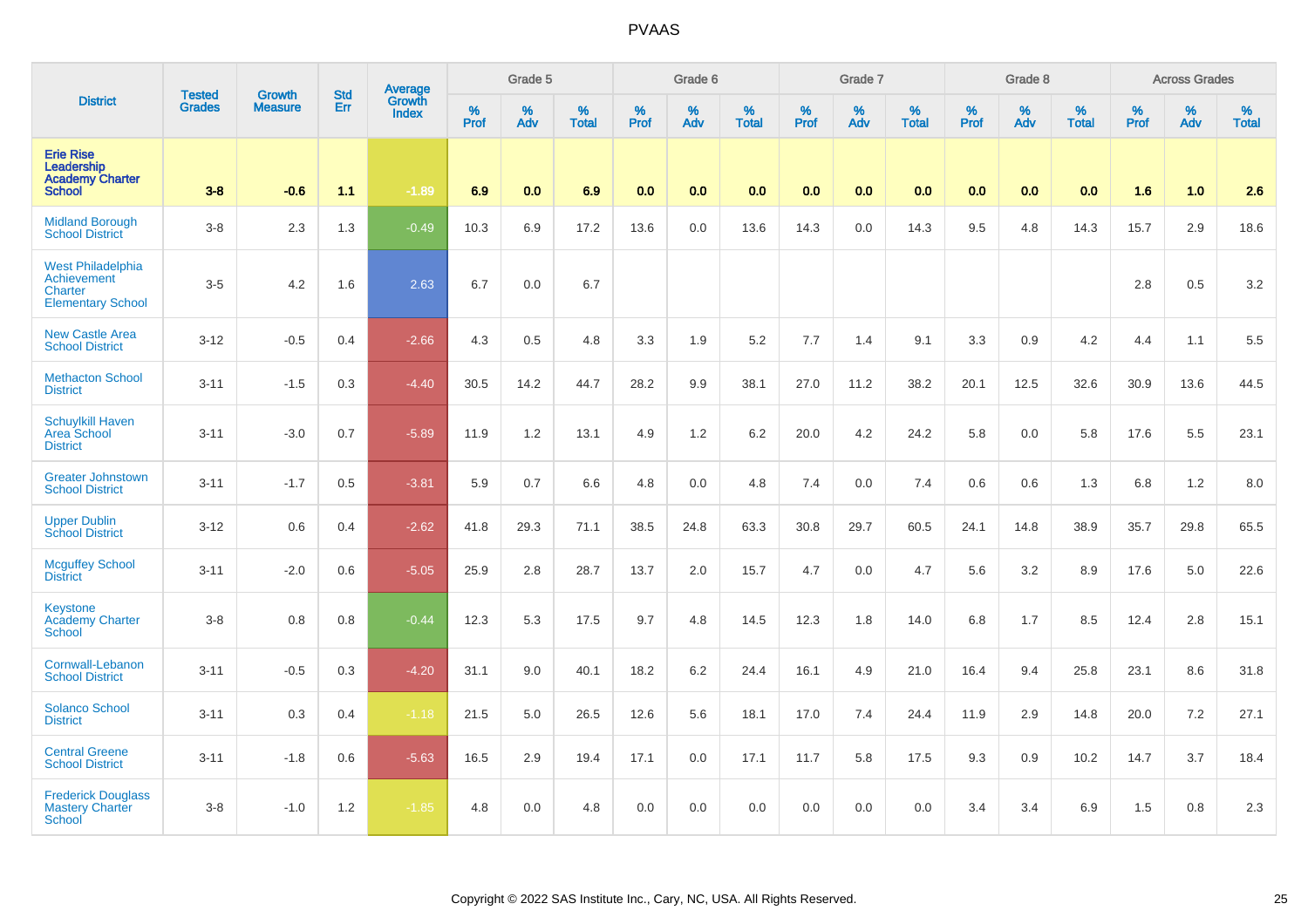# PVAAS

| District | Tested Grades | Growth Measure | Std Err | Average Growth Index | Grade 5 | | | Grade 6 | | | Grade 7 | | | Grade 8 | | | Across Grades | | |
|---|---|---|---|---|---|---|---|---|---|---|---|---|---|---|---|---|---|---|---|
| | | | | | % Prof | % Adv | % Total | % Prof | % Adv | % Total | % Prof | % Adv | % Total | % Prof | % Adv | % Total | % Prof | % Adv | % Total |
| **Erie Rise Leadership Academy Charter School** | **3-8** | **-0.6** | **1.1** | **-1.89** | **6.9** | **0.0** | **6.9** | **0.0** | **0.0** | **0.0** | **0.0** | **0.0** | **0.0** | **0.0** | **0.0** | **0.0** | **1.6** | **1.0** | **2.6** |
| Midland Borough School District | 3-8 | 2.3 | 1.3 | -0.49 | 10.3 | 6.9 | 17.2 | 13.6 | 0.0 | 13.6 | 14.3 | 0.0 | 14.3 | 9.5 | 4.8 | 14.3 | 15.7 | 2.9 | 18.6 |
| West Philadelphia Achievement Charter Elementary School | 3-5 | 4.2 | 1.6 | 2.63 | 6.7 | 0.0 | 6.7 | | | | | | | | | | 2.8 | 0.5 | 3.2 |
| New Castle Area School District | 3-12 | -0.5 | 0.4 | -2.66 | 4.3 | 0.5 | 4.8 | 3.3 | 1.9 | 5.2 | 7.7 | 1.4 | 9.1 | 3.3 | 0.9 | 4.2 | 4.4 | 1.1 | 5.5 |
| Methacton School District | 3-11 | -1.5 | 0.3 | -4.40 | 30.5 | 14.2 | 44.7 | 28.2 | 9.9 | 38.1 | 27.0 | 11.2 | 38.2 | 20.1 | 12.5 | 32.6 | 30.9 | 13.6 | 44.5 |
| Schuylkill Haven Area School District | 3-11 | -3.0 | 0.7 | -5.89 | 11.9 | 1.2 | 13.1 | 4.9 | 1.2 | 6.2 | 20.0 | 4.2 | 24.2 | 5.8 | 0.0 | 5.8 | 17.6 | 5.5 | 23.1 |
| Greater Johnstown School District | 3-11 | -1.7 | 0.5 | -3.81 | 5.9 | 0.7 | 6.6 | 4.8 | 0.0 | 4.8 | 7.4 | 0.0 | 7.4 | 0.6 | 0.6 | 1.3 | 6.8 | 1.2 | 8.0 |
| Upper Dublin School District | 3-12 | 0.6 | 0.4 | -2.62 | 41.8 | 29.3 | 71.1 | 38.5 | 24.8 | 63.3 | 30.8 | 29.7 | 60.5 | 24.1 | 14.8 | 38.9 | 35.7 | 29.8 | 65.5 |
| Mcguffey School District | 3-11 | -2.0 | 0.6 | -5.05 | 25.9 | 2.8 | 28.7 | 13.7 | 2.0 | 15.7 | 4.7 | 0.0 | 4.7 | 5.6 | 3.2 | 8.9 | 17.6 | 5.0 | 22.6 |
| Keystone Academy Charter School | 3-8 | 0.8 | 0.8 | -0.44 | 12.3 | 5.3 | 17.5 | 9.7 | 4.8 | 14.5 | 12.3 | 1.8 | 14.0 | 6.8 | 1.7 | 8.5 | 12.4 | 2.8 | 15.1 |
| Cornwall-Lebanon School District | 3-11 | -0.5 | 0.3 | -4.20 | 31.1 | 9.0 | 40.1 | 18.2 | 6.2 | 24.4 | 16.1 | 4.9 | 21.0 | 16.4 | 9.4 | 25.8 | 23.1 | 8.6 | 31.8 |
| Solanco School District | 3-11 | 0.3 | 0.4 | -1.18 | 21.5 | 5.0 | 26.5 | 12.6 | 5.6 | 18.1 | 17.0 | 7.4 | 24.4 | 11.9 | 2.9 | 14.8 | 20.0 | 7.2 | 27.1 |
| Central Greene School District | 3-11 | -1.8 | 0.6 | -5.63 | 16.5 | 2.9 | 19.4 | 17.1 | 0.0 | 17.1 | 11.7 | 5.8 | 17.5 | 9.3 | 0.9 | 10.2 | 14.7 | 3.7 | 18.4 |
| Frederick Douglass Mastery Charter School | 3-8 | -1.0 | 1.2 | -1.85 | 4.8 | 0.0 | 4.8 | 0.0 | 0.0 | 0.0 | 0.0 | 0.0 | 0.0 | 3.4 | 3.4 | 6.9 | 1.5 | 0.8 | 2.3 |

Copyright © 2022 SAS Institute Inc., Cary, NC, USA. All Rights Reserved.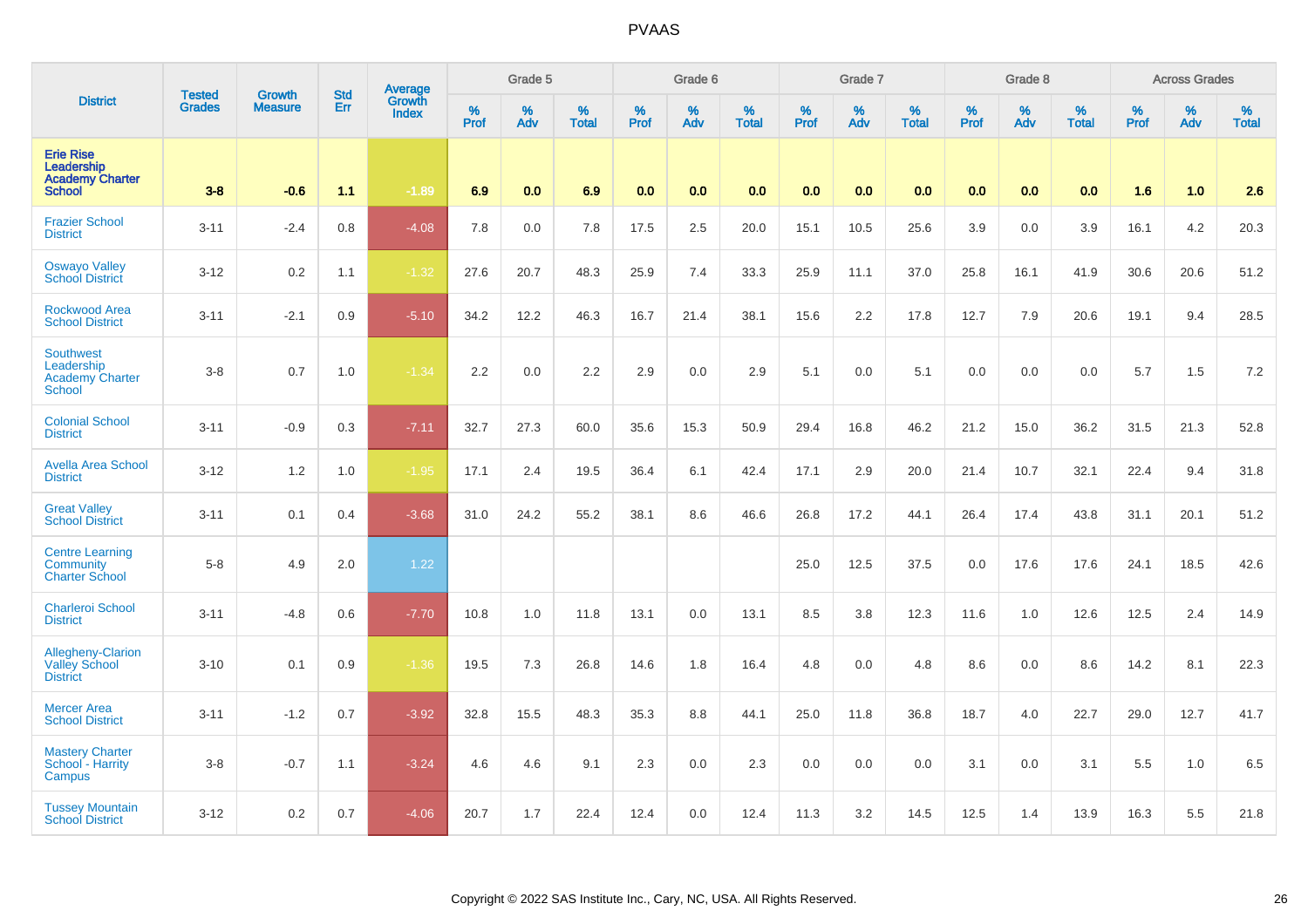# PVAAS

| District | Tested Grades | Growth Measure | Std Err | Average Growth Index | Grade 5 | | | Grade 6 | | | Grade 7 | | | Grade 8 | | | Across Grades | | |
|---|---|---|---|---|---|---|---|---|---|---|---|---|---|---|---|---|---|---|---|
| | | | | | % Prof | % Adv | % Total | % Prof | % Adv | % Total | % Prof | % Adv | % Total | % Prof | % Adv | % Total | % Prof | % Adv | % Total |
| **Erie Rise Leadership Academy Charter School** | **3-8** | **-0.6** | **1.1** | **-1.89** | **6.9** | **0.0** | **6.9** | **0.0** | **0.0** | **0.0** | **0.0** | **0.0** | **0.0** | **0.0** | **0.0** | **0.0** | **1.6** | **1.0** | **2.6** |
| Frazier School District | 3-11 | -2.4 | 0.8 | -4.08 | 7.8 | 0.0 | 7.8 | 17.5 | 2.5 | 20.0 | 15.1 | 10.5 | 25.6 | 3.9 | 0.0 | 3.9 | 16.1 | 4.2 | 20.3 |
| Oswayo Valley School District | 3-12 | 0.2 | 1.1 | -1.32 | 27.6 | 20.7 | 48.3 | 25.9 | 7.4 | 33.3 | 25.9 | 11.1 | 37.0 | 25.8 | 16.1 | 41.9 | 30.6 | 20.6 | 51.2 |
| Rockwood Area School District | 3-11 | -2.1 | 0.9 | -5.10 | 34.2 | 12.2 | 46.3 | 16.7 | 21.4 | 38.1 | 15.6 | 2.2 | 17.8 | 12.7 | 7.9 | 20.6 | 19.1 | 9.4 | 28.5 |
| Southwest Leadership Academy Charter School | 3-8 | 0.7 | 1.0 | -1.34 | 2.2 | 0.0 | 2.2 | 2.9 | 0.0 | 2.9 | 5.1 | 0.0 | 5.1 | 0.0 | 0.0 | 0.0 | 5.7 | 1.5 | 7.2 |
| Colonial School District | 3-11 | -0.9 | 0.3 | -7.11 | 32.7 | 27.3 | 60.0 | 35.6 | 15.3 | 50.9 | 29.4 | 16.8 | 46.2 | 21.2 | 15.0 | 36.2 | 31.5 | 21.3 | 52.8 |
| Avella Area School District | 3-12 | 1.2 | 1.0 | -1.95 | 17.1 | 2.4 | 19.5 | 36.4 | 6.1 | 42.4 | 17.1 | 2.9 | 20.0 | 21.4 | 10.7 | 32.1 | 22.4 | 9.4 | 31.8 |
| Great Valley School District | 3-11 | 0.1 | 0.4 | -3.68 | 31.0 | 24.2 | 55.2 | 38.1 | 8.6 | 46.6 | 26.8 | 17.2 | 44.1 | 26.4 | 17.4 | 43.8 | 31.1 | 20.1 | 51.2 |
| Centre Learning Community Charter School | 5-8 | 4.9 | 2.0 | 1.22 | | | | | | | 25.0 | 12.5 | 37.5 | 0.0 | 17.6 | 17.6 | 24.1 | 18.5 | 42.6 |
| Charleroi School District | 3-11 | -4.8 | 0.6 | -7.70 | 10.8 | 1.0 | 11.8 | 13.1 | 0.0 | 13.1 | 8.5 | 3.8 | 12.3 | 11.6 | 1.0 | 12.6 | 12.5 | 2.4 | 14.9 |
| Allegheny-Clarion Valley School District | 3-10 | 0.1 | 0.9 | -1.36 | 19.5 | 7.3 | 26.8 | 14.6 | 1.8 | 16.4 | 4.8 | 0.0 | 4.8 | 8.6 | 0.0 | 8.6 | 14.2 | 8.1 | 22.3 |
| Mercer Area School District | 3-11 | -1.2 | 0.7 | -3.92 | 32.8 | 15.5 | 48.3 | 35.3 | 8.8 | 44.1 | 25.0 | 11.8 | 36.8 | 18.7 | 4.0 | 22.7 | 29.0 | 12.7 | 41.7 |
| Mastery Charter School - Harrity Campus | 3-8 | -0.7 | 1.1 | -3.24 | 4.6 | 4.6 | 9.1 | 2.3 | 0.0 | 2.3 | 0.0 | 0.0 | 0.0 | 3.1 | 0.0 | 3.1 | 5.5 | 1.0 | 6.5 |
| Tussey Mountain School District | 3-12 | 0.2 | 0.7 | -4.06 | 20.7 | 1.7 | 22.4 | 12.4 | 0.0 | 12.4 | 11.3 | 3.2 | 14.5 | 12.5 | 1.4 | 13.9 | 16.3 | 5.5 | 21.8 |

Copyright © 2022 SAS Institute Inc., Cary, NC, USA. All Rights Reserved.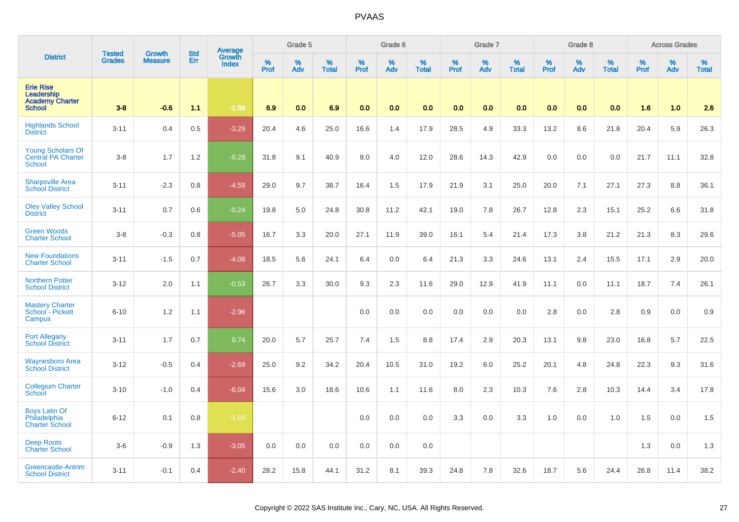# PVAAS

| District | Tested Grades | Growth Measure | Std Err | Average Growth Index | Grade 5 | | | Grade 6 | | | Grade 7 | | | Grade 8 | | | Across Grades | | |
|---|---|---|---|---|---|---|---|---|---|---|---|---|---|---|---|---|---|---|---|
| | | | | | % Prof | % Adv | % Total | % Prof | % Adv | % Total | % Prof | % Adv | % Total | % Prof | % Adv | % Total | % Prof | % Adv | % Total |
| **Erie Rise Leadership Academy Charter School** | **3-8** | **-0.6** | **1.1** | **-1.89** | **6.9** | **0.0** | **6.9** | **0.0** | **0.0** | **0.0** | **0.0** | **0.0** | **0.0** | **0.0** | **0.0** | **0.0** | **1.6** | **1.0** | **2.6** |
| Highlands School District | 3-11 | 0.4 | 0.5 | -3.29 | 20.4 | 4.6 | 25.0 | 16.6 | 1.4 | 17.9 | 28.5 | 4.9 | 33.3 | 13.2 | 8.6 | 21.8 | 20.4 | 5.9 | 26.3 |
| Young Scholars Of Central PA Charter School | 3-8 | 1.7 | 1.2 | -0.29 | 31.8 | 9.1 | 40.9 | 8.0 | 4.0 | 12.0 | 28.6 | 14.3 | 42.9 | 0.0 | 0.0 | 0.0 | 21.7 | 11.1 | 32.8 |
| Sharpsville Area School District | 3-11 | -2.3 | 0.8 | -4.59 | 29.0 | 9.7 | 38.7 | 16.4 | 1.5 | 17.9 | 21.9 | 3.1 | 25.0 | 20.0 | 7.1 | 27.1 | 27.3 | 8.8 | 36.1 |
| Oley Valley School District | 3-11 | 0.7 | 0.6 | -0.24 | 19.8 | 5.0 | 24.8 | 30.8 | 11.2 | 42.1 | 19.0 | 7.8 | 26.7 | 12.8 | 2.3 | 15.1 | 25.2 | 6.6 | 31.8 |
| Green Woods Charter School | 3-8 | -0.3 | 0.8 | -5.05 | 16.7 | 3.3 | 20.0 | 27.1 | 11.9 | 39.0 | 16.1 | 5.4 | 21.4 | 17.3 | 3.8 | 21.2 | 21.3 | 8.3 | 29.6 |
| New Foundations Charter School | 3-11 | -1.5 | 0.7 | -4.08 | 18.5 | 5.6 | 24.1 | 6.4 | 0.0 | 6.4 | 21.3 | 3.3 | 24.6 | 13.1 | 2.4 | 15.5 | 17.1 | 2.9 | 20.0 |
| Northern Potter School District | 3-12 | 2.0 | 1.1 | -0.53 | 26.7 | 3.3 | 30.0 | 9.3 | 2.3 | 11.6 | 29.0 | 12.9 | 41.9 | 11.1 | 0.0 | 11.1 | 18.7 | 7.4 | 26.1 |
| Mastery Charter School - Pickett Campus | 6-10 | 1.2 | 1.1 | -2.96 | | | | 0.0 | 0.0 | 0.0 | 0.0 | 0.0 | 0.0 | 2.8 | 0.0 | 2.8 | 0.9 | 0.0 | 0.9 |
| Port Allegany School District | 3-11 | 1.7 | 0.7 | 0.74 | 20.0 | 5.7 | 25.7 | 7.4 | 1.5 | 8.8 | 17.4 | 2.9 | 20.3 | 13.1 | 9.8 | 23.0 | 16.8 | 5.7 | 22.5 |
| Waynesboro Area School District | 3-12 | -0.5 | 0.4 | -2.69 | 25.0 | 9.2 | 34.2 | 20.4 | 10.5 | 31.0 | 19.2 | 6.0 | 25.2 | 20.1 | 4.8 | 24.8 | 22.3 | 9.3 | 31.6 |
| Collegium Charter School | 3-10 | -1.0 | 0.4 | -6.04 | 15.6 | 3.0 | 18.6 | 10.6 | 1.1 | 11.6 | 8.0 | 2.3 | 10.3 | 7.6 | 2.8 | 10.3 | 14.4 | 3.4 | 17.8 |
| Boys Latin Of Philadelphia Charter School | 6-12 | 0.1 | 0.8 | -1.69 | | | | 0.0 | 0.0 | 0.0 | 3.3 | 0.0 | 3.3 | 1.0 | 0.0 | 1.0 | 1.5 | 0.0 | 1.5 |
| Deep Roots Charter School | 3-6 | -0.9 | 1.3 | -3.05 | 0.0 | 0.0 | 0.0 | 0.0 | 0.0 | 0.0 | | | | | | | 1.3 | 0.0 | 1.3 |
| Greencastle-Antrim School District | 3-11 | -0.1 | 0.4 | -2.40 | 28.2 | 15.8 | 44.1 | 31.2 | 8.1 | 39.3 | 24.8 | 7.8 | 32.6 | 18.7 | 5.6 | 24.4 | 26.8 | 11.4 | 38.2 |

Copyright © 2022 SAS Institute Inc., Cary, NC, USA. All Rights Reserved.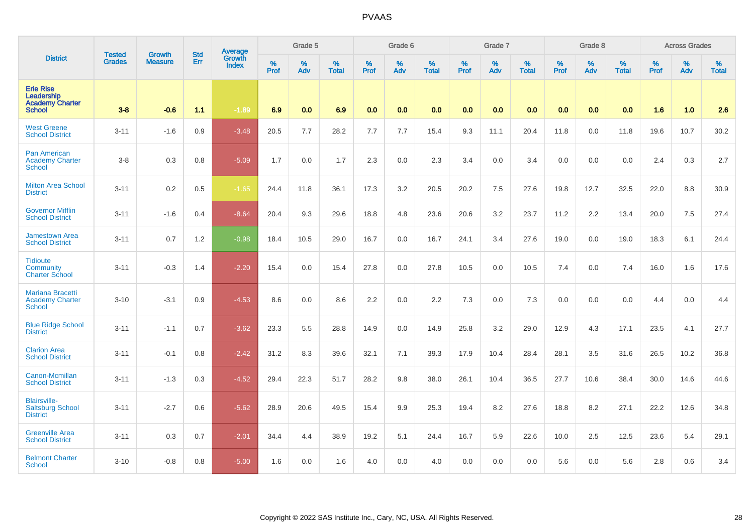| District | Tested Grades | Growth Measure | Std Err | Average Growth Index | Grade 5 | | | Grade 6 | | | Grade 7 | | | Grade 8 | | | Across Grades | | |
|---|---|---|---|---|---|---|---|---|---|---|---|---|---|---|---|---|---|---|---|
| | | | | | % Prof | % Adv | % Total | % Prof | % Adv | % Total | % Prof | % Adv | % Total | % Prof | % Adv | % Total | % Prof | % Adv | % Total |
| **Erie Rise Leadership Academy Charter School** | **3-8** | **-0.6** | **1.1** | **-1.89** | **6.9** | **0.0** | **6.9** | **0.0** | **0.0** | **0.0** | **0.0** | **0.0** | **0.0** | **0.0** | **0.0** | **0.0** | **1.6** | **1.0** | **2.6** |
| West Greene School District | 3-11 | -1.6 | 0.9 | -3.48 | 20.5 | 7.7 | 28.2 | 7.7 | 7.7 | 15.4 | 9.3 | 11.1 | 20.4 | 11.8 | 0.0 | 11.8 | 19.6 | 10.7 | 30.2 |
| Pan American Academy Charter School | 3-8 | 0.3 | 0.8 | -5.09 | 1.7 | 0.0 | 1.7 | 2.3 | 0.0 | 2.3 | 3.4 | 0.0 | 3.4 | 0.0 | 0.0 | 0.0 | 2.4 | 0.3 | 2.7 |
| Milton Area School District | 3-11 | 0.2 | 0.5 | -1.65 | 24.4 | 11.8 | 36.1 | 17.3 | 3.2 | 20.5 | 20.2 | 7.5 | 27.6 | 19.8 | 12.7 | 32.5 | 22.0 | 8.8 | 30.9 |
| Governor Mifflin School District | 3-11 | -1.6 | 0.4 | -8.64 | 20.4 | 9.3 | 29.6 | 18.8 | 4.8 | 23.6 | 20.6 | 3.2 | 23.7 | 11.2 | 2.2 | 13.4 | 20.0 | 7.5 | 27.4 |
| Jamestown Area School District | 3-11 | 0.7 | 1.2 | -0.98 | 18.4 | 10.5 | 29.0 | 16.7 | 0.0 | 16.7 | 24.1 | 3.4 | 27.6 | 19.0 | 0.0 | 19.0 | 18.3 | 6.1 | 24.4 |
| Tidioute Community Charter School | 3-11 | -0.3 | 1.4 | -2.20 | 15.4 | 0.0 | 15.4 | 27.8 | 0.0 | 27.8 | 10.5 | 0.0 | 10.5 | 7.4 | 0.0 | 7.4 | 16.0 | 1.6 | 17.6 |
| Mariana Bracetti Academy Charter School | 3-10 | -3.1 | 0.9 | -4.53 | 8.6 | 0.0 | 8.6 | 2.2 | 0.0 | 2.2 | 7.3 | 0.0 | 7.3 | 0.0 | 0.0 | 0.0 | 4.4 | 0.0 | 4.4 |
| Blue Ridge School District | 3-11 | -1.1 | 0.7 | -3.62 | 23.3 | 5.5 | 28.8 | 14.9 | 0.0 | 14.9 | 25.8 | 3.2 | 29.0 | 12.9 | 4.3 | 17.1 | 23.5 | 4.1 | 27.7 |
| Clarion Area School District | 3-11 | -0.1 | 0.8 | -2.42 | 31.2 | 8.3 | 39.6 | 32.1 | 7.1 | 39.3 | 17.9 | 10.4 | 28.4 | 28.1 | 3.5 | 31.6 | 26.5 | 10.2 | 36.8 |
| Canon-Mcmillan School District | 3-11 | -1.3 | 0.3 | -4.52 | 29.4 | 22.3 | 51.7 | 28.2 | 9.8 | 38.0 | 26.1 | 10.4 | 36.5 | 27.7 | 10.6 | 38.4 | 30.0 | 14.6 | 44.6 |
| Blairsville-Saltsburg School District | 3-11 | -2.7 | 0.6 | -5.62 | 28.9 | 20.6 | 49.5 | 15.4 | 9.9 | 25.3 | 19.4 | 8.2 | 27.6 | 18.8 | 8.2 | 27.1 | 22.2 | 12.6 | 34.8 |
| Greenville Area School District | 3-11 | 0.3 | 0.7 | -2.01 | 34.4 | 4.4 | 38.9 | 19.2 | 5.1 | 24.4 | 16.7 | 5.9 | 22.6 | 10.0 | 2.5 | 12.5 | 23.6 | 5.4 | 29.1 |
| Belmont Charter School | 3-10 | -0.8 | 0.8 | -5.00 | 1.6 | 0.0 | 1.6 | 4.0 | 0.0 | 4.0 | 0.0 | 0.0 | 0.0 | 5.6 | 0.0 | 5.6 | 2.8 | 0.6 | 3.4 |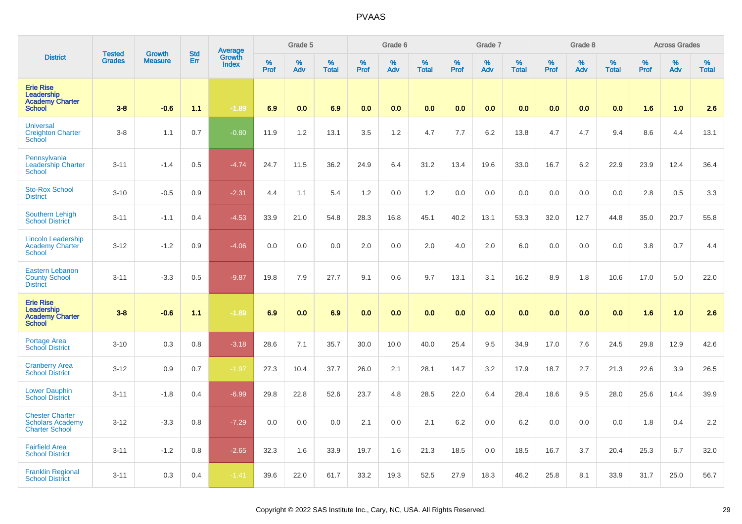# PVAAS

| District | Tested Grades | Growth Measure | Std Err | Average Growth Index | Grade 5 | | | Grade 6 | | | Grade 7 | | | Grade 8 | | | Across Grades | | |
|---|---|---|---|---|---|---|---|---|---|---|---|---|---|---|---|---|---|---|---|
| | | | | | % Prof | % Adv | % Total | % Prof | % Adv | % Total | % Prof | % Adv | % Total | % Prof | % Adv | % Total | % Prof | % Adv | % Total |
| **Erie Rise Leadership Academy Charter School** | **3-8** | **-0.6** | **1.1** | **-1.89** | **6.9** | **0.0** | **6.9** | **0.0** | **0.0** | **0.0** | **0.0** | **0.0** | **0.0** | **0.0** | **0.0** | **0.0** | **1.6** | **1.0** | **2.6** |
| Universal Creighton Charter School | 3-8 | 1.1 | 0.7 | -0.80 | 11.9 | 1.2 | 13.1 | 3.5 | 1.2 | 4.7 | 7.7 | 6.2 | 13.8 | 4.7 | 4.7 | 9.4 | 8.6 | 4.4 | 13.1 |
| Pennsylvania Leadership Charter School | 3-11 | -1.4 | 0.5 | -4.74 | 24.7 | 11.5 | 36.2 | 24.9 | 6.4 | 31.2 | 13.4 | 19.6 | 33.0 | 16.7 | 6.2 | 22.9 | 23.9 | 12.4 | 36.4 |
| Sto-Rox School District | 3-10 | -0.5 | 0.9 | -2.31 | 4.4 | 1.1 | 5.4 | 1.2 | 0.0 | 1.2 | 0.0 | 0.0 | 0.0 | 0.0 | 0.0 | 0.0 | 2.8 | 0.5 | 3.3 |
| Southern Lehigh School District | 3-11 | -1.1 | 0.4 | -4.53 | 33.9 | 21.0 | 54.8 | 28.3 | 16.8 | 45.1 | 40.2 | 13.1 | 53.3 | 32.0 | 12.7 | 44.8 | 35.0 | 20.7 | 55.8 |
| Lincoln Leadership Academy Charter School | 3-12 | -1.2 | 0.9 | -4.06 | 0.0 | 0.0 | 0.0 | 2.0 | 0.0 | 2.0 | 4.0 | 2.0 | 6.0 | 0.0 | 0.0 | 0.0 | 3.8 | 0.7 | 4.4 |
| Eastern Lebanon County School District | 3-11 | -3.3 | 0.5 | -9.87 | 19.8 | 7.9 | 27.7 | 9.1 | 0.6 | 9.7 | 13.1 | 3.1 | 16.2 | 8.9 | 1.8 | 10.6 | 17.0 | 5.0 | 22.0 |
| **Erie Rise Leadership Academy Charter School** | **3-8** | **-0.6** | **1.1** | **-1.89** | **6.9** | **0.0** | **6.9** | **0.0** | **0.0** | **0.0** | **0.0** | **0.0** | **0.0** | **0.0** | **0.0** | **0.0** | **1.6** | **1.0** | **2.6** |
| Portage Area School District | 3-10 | 0.3 | 0.8 | -3.18 | 28.6 | 7.1 | 35.7 | 30.0 | 10.0 | 40.0 | 25.4 | 9.5 | 34.9 | 17.0 | 7.6 | 24.5 | 29.8 | 12.9 | 42.6 |
| Cranberry Area School District | 3-12 | 0.9 | 0.7 | -1.97 | 27.3 | 10.4 | 37.7 | 26.0 | 2.1 | 28.1 | 14.7 | 3.2 | 17.9 | 18.7 | 2.7 | 21.3 | 22.6 | 3.9 | 26.5 |
| Lower Dauphin School District | 3-11 | -1.8 | 0.4 | -6.99 | 29.8 | 22.8 | 52.6 | 23.7 | 4.8 | 28.5 | 22.0 | 6.4 | 28.4 | 18.6 | 9.5 | 28.0 | 25.6 | 14.4 | 39.9 |
| Chester Charter Scholars Academy Charter School | 3-12 | -3.3 | 0.8 | -7.29 | 0.0 | 0.0 | 0.0 | 2.1 | 0.0 | 2.1 | 6.2 | 0.0 | 6.2 | 0.0 | 0.0 | 0.0 | 1.8 | 0.4 | 2.2 |
| Fairfield Area School District | 3-11 | -1.2 | 0.8 | -2.65 | 32.3 | 1.6 | 33.9 | 19.7 | 1.6 | 21.3 | 18.5 | 0.0 | 18.5 | 16.7 | 3.7 | 20.4 | 25.3 | 6.7 | 32.0 |
| Franklin Regional School District | 3-11 | 0.3 | 0.4 | -1.41 | 39.6 | 22.0 | 61.7 | 33.2 | 19.3 | 52.5 | 27.9 | 18.3 | 46.2 | 25.8 | 8.1 | 33.9 | 31.7 | 25.0 | 56.7 |

Copyright © 2022 SAS Institute Inc., Cary, NC, USA. All Rights Reserved.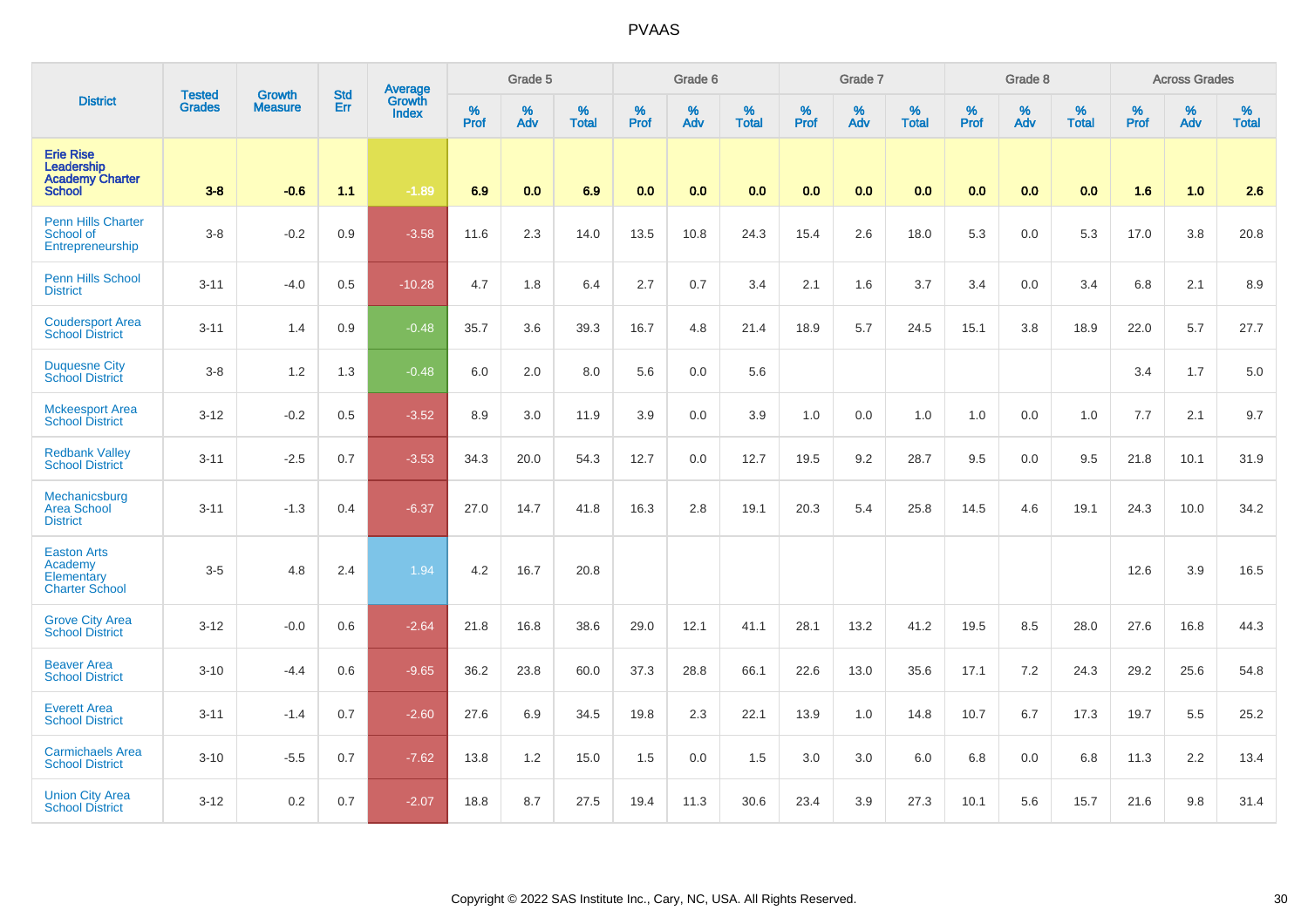# PVAAS

| District | Tested Grades | Growth Measure | Std Err | Average Growth Index | Grade 5 | | | Grade 6 | | | Grade 7 | | | Grade 8 | | | Across Grades | | |
|---|---|---|---|---|---|---|---|---|---|---|---|---|---|---|---|---|---|---|---|
| | | | | | % Prof | % Adv | % Total | % Prof | % Adv | % Total | % Prof | % Adv | % Total | % Prof | % Adv | % Total | % Prof | % Adv | % Total |
| **Erie Rise Leadership Academy Charter School** | **3-8** | **-0.6** | **1.1** | **-1.89** | **6.9** | **0.0** | **6.9** | **0.0** | **0.0** | **0.0** | **0.0** | **0.0** | **0.0** | **0.0** | **0.0** | **0.0** | **1.6** | **1.0** | **2.6** |
| Penn Hills Charter School of Entrepreneurship | 3-8 | -0.2 | 0.9 | -3.58 | 11.6 | 2.3 | 14.0 | 13.5 | 10.8 | 24.3 | 15.4 | 2.6 | 18.0 | 5.3 | 0.0 | 5.3 | 17.0 | 3.8 | 20.8 |
| Penn Hills School District | 3-11 | -4.0 | 0.5 | -10.28 | 4.7 | 1.8 | 6.4 | 2.7 | 0.7 | 3.4 | 2.1 | 1.6 | 3.7 | 3.4 | 0.0 | 3.4 | 6.8 | 2.1 | 8.9 |
| Coudersport Area School District | 3-11 | 1.4 | 0.9 | -0.48 | 35.7 | 3.6 | 39.3 | 16.7 | 4.8 | 21.4 | 18.9 | 5.7 | 24.5 | 15.1 | 3.8 | 18.9 | 22.0 | 5.7 | 27.7 |
| Duquesne City School District | 3-8 | 1.2 | 1.3 | -0.48 | 6.0 | 2.0 | 8.0 | 5.6 | 0.0 | 5.6 | | | | | | | 3.4 | 1.7 | 5.0 |
| Mckeesport Area School District | 3-12 | -0.2 | 0.5 | -3.52 | 8.9 | 3.0 | 11.9 | 3.9 | 0.0 | 3.9 | 1.0 | 0.0 | 1.0 | 1.0 | 0.0 | 1.0 | 7.7 | 2.1 | 9.7 |
| Redbank Valley School District | 3-11 | -2.5 | 0.7 | -3.53 | 34.3 | 20.0 | 54.3 | 12.7 | 0.0 | 12.7 | 19.5 | 9.2 | 28.7 | 9.5 | 0.0 | 9.5 | 21.8 | 10.1 | 31.9 |
| Mechanicsburg Area School District | 3-11 | -1.3 | 0.4 | -6.37 | 27.0 | 14.7 | 41.8 | 16.3 | 2.8 | 19.1 | 20.3 | 5.4 | 25.8 | 14.5 | 4.6 | 19.1 | 24.3 | 10.0 | 34.2 |
| Easton Arts Academy Elementary Charter School | 3-5 | 4.8 | 2.4 | 1.94 | 4.2 | 16.7 | 20.8 | | | | | | | | | | 12.6 | 3.9 | 16.5 |
| Grove City Area School District | 3-12 | -0.0 | 0.6 | -2.64 | 21.8 | 16.8 | 38.6 | 29.0 | 12.1 | 41.1 | 28.1 | 13.2 | 41.2 | 19.5 | 8.5 | 28.0 | 27.6 | 16.8 | 44.3 |
| Beaver Area School District | 3-10 | -4.4 | 0.6 | -9.65 | 36.2 | 23.8 | 60.0 | 37.3 | 28.8 | 66.1 | 22.6 | 13.0 | 35.6 | 17.1 | 7.2 | 24.3 | 29.2 | 25.6 | 54.8 |
| Everett Area School District | 3-11 | -1.4 | 0.7 | -2.60 | 27.6 | 6.9 | 34.5 | 19.8 | 2.3 | 22.1 | 13.9 | 1.0 | 14.8 | 10.7 | 6.7 | 17.3 | 19.7 | 5.5 | 25.2 |
| Carmichaels Area School District | 3-10 | -5.5 | 0.7 | -7.62 | 13.8 | 1.2 | 15.0 | 1.5 | 0.0 | 1.5 | 3.0 | 3.0 | 6.0 | 6.8 | 0.0 | 6.8 | 11.3 | 2.2 | 13.4 |
| Union City Area School District | 3-12 | 0.2 | 0.7 | -2.07 | 18.8 | 8.7 | 27.5 | 19.4 | 11.3 | 30.6 | 23.4 | 3.9 | 27.3 | 10.1 | 5.6 | 15.7 | 21.6 | 9.8 | 31.4 |

Copyright © 2022 SAS Institute Inc., Cary, NC, USA. All Rights Reserved.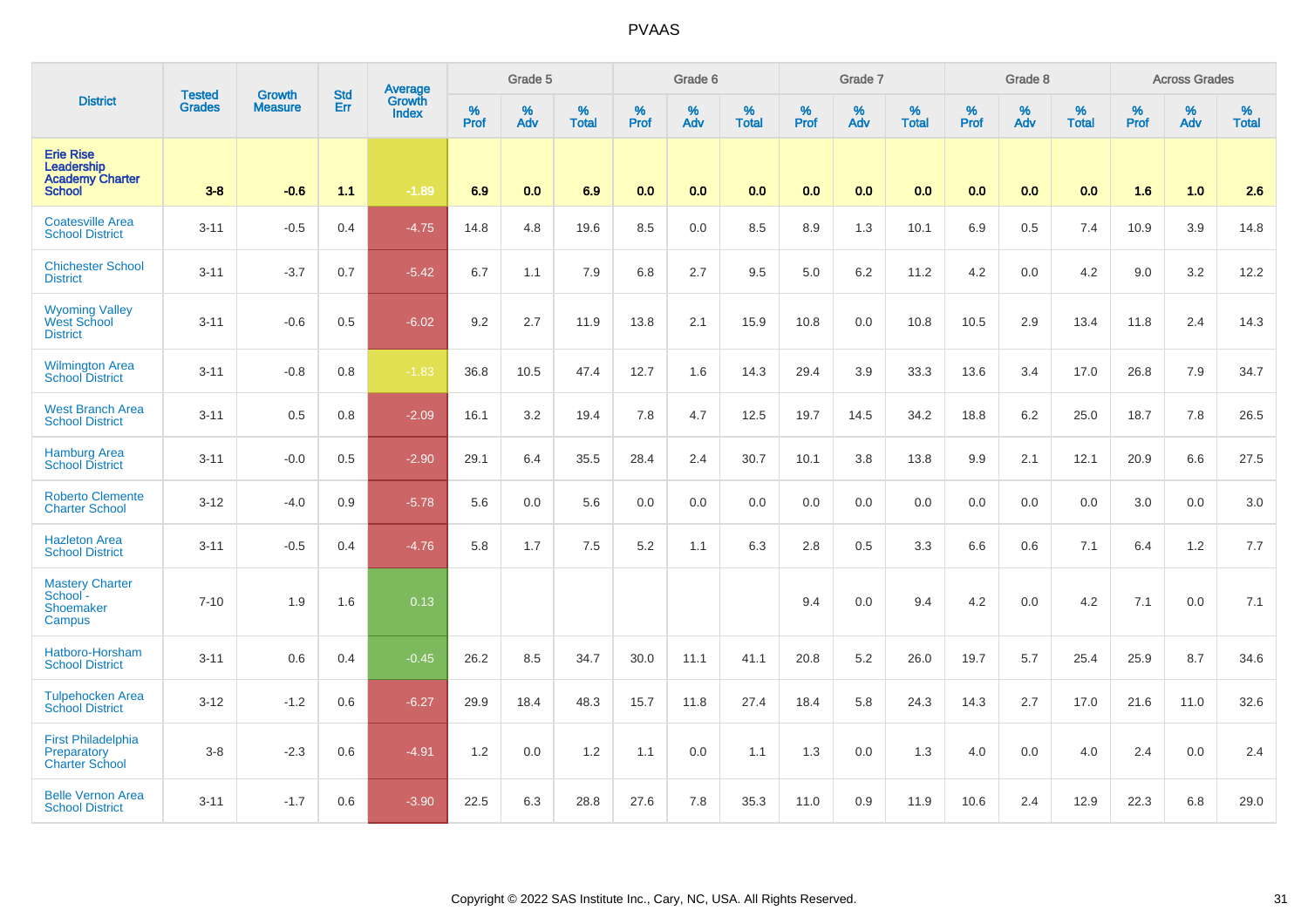# PVAAS

| District | Tested Grades | Growth Measure | Std Err | Average Growth Index | Grade 5 | | | Grade 6 | | | Grade 7 | | | Grade 8 | | | Across Grades | | |
|---|---|---|---|---|---|---|---|---|---|---|---|---|---|---|---|---|---|---|---|
| | | | | | % Prof | % Adv | % Total | % Prof | % Adv | % Total | % Prof | % Adv | % Total | % Prof | % Adv | % Total | % Prof | % Adv | % Total |
| **Erie Rise Leadership Academy Charter School** | **3-8** | **-0.6** | **1.1** | **-1.89** | **6.9** | **0.0** | **6.9** | **0.0** | **0.0** | **0.0** | **0.0** | **0.0** | **0.0** | **0.0** | **0.0** | **0.0** | **1.6** | **1.0** | **2.6** |
| Coatesville Area School District | 3-11 | -0.5 | 0.4 | -4.75 | 14.8 | 4.8 | 19.6 | 8.5 | 0.0 | 8.5 | 8.9 | 1.3 | 10.1 | 6.9 | 0.5 | 7.4 | 10.9 | 3.9 | 14.8 |
| Chichester School District | 3-11 | -3.7 | 0.7 | -5.42 | 6.7 | 1.1 | 7.9 | 6.8 | 2.7 | 9.5 | 5.0 | 6.2 | 11.2 | 4.2 | 0.0 | 4.2 | 9.0 | 3.2 | 12.2 |
| Wyoming Valley West School District | 3-11 | -0.6 | 0.5 | -6.02 | 9.2 | 2.7 | 11.9 | 13.8 | 2.1 | 15.9 | 10.8 | 0.0 | 10.8 | 10.5 | 2.9 | 13.4 | 11.8 | 2.4 | 14.3 |
| Wilmington Area School District | 3-11 | -0.8 | 0.8 | -1.83 | 36.8 | 10.5 | 47.4 | 12.7 | 1.6 | 14.3 | 29.4 | 3.9 | 33.3 | 13.6 | 3.4 | 17.0 | 26.8 | 7.9 | 34.7 |
| West Branch Area School District | 3-11 | 0.5 | 0.8 | -2.09 | 16.1 | 3.2 | 19.4 | 7.8 | 4.7 | 12.5 | 19.7 | 14.5 | 34.2 | 18.8 | 6.2 | 25.0 | 18.7 | 7.8 | 26.5 |
| Hamburg Area School District | 3-11 | -0.0 | 0.5 | -2.90 | 29.1 | 6.4 | 35.5 | 28.4 | 2.4 | 30.7 | 10.1 | 3.8 | 13.8 | 9.9 | 2.1 | 12.1 | 20.9 | 6.6 | 27.5 |
| Roberto Clemente Charter School | 3-12 | -4.0 | 0.9 | -5.78 | 5.6 | 0.0 | 5.6 | 0.0 | 0.0 | 0.0 | 0.0 | 0.0 | 0.0 | 0.0 | 0.0 | 0.0 | 3.0 | 0.0 | 3.0 |
| Hazleton Area School District | 3-11 | -0.5 | 0.4 | -4.76 | 5.8 | 1.7 | 7.5 | 5.2 | 1.1 | 6.3 | 2.8 | 0.5 | 3.3 | 6.6 | 0.6 | 7.1 | 6.4 | 1.2 | 7.7 |
| Mastery Charter School - Shoemaker Campus | 7-10 | 1.9 | 1.6 | 0.13 | | | | | | | 9.4 | 0.0 | 9.4 | 4.2 | 0.0 | 4.2 | 7.1 | 0.0 | 7.1 |
| Hatboro-Horsham School District | 3-11 | 0.6 | 0.4 | -0.45 | 26.2 | 8.5 | 34.7 | 30.0 | 11.1 | 41.1 | 20.8 | 5.2 | 26.0 | 19.7 | 5.7 | 25.4 | 25.9 | 8.7 | 34.6 |
| Tulpehocken Area School District | 3-12 | -1.2 | 0.6 | -6.27 | 29.9 | 18.4 | 48.3 | 15.7 | 11.8 | 27.4 | 18.4 | 5.8 | 24.3 | 14.3 | 2.7 | 17.0 | 21.6 | 11.0 | 32.6 |
| First Philadelphia Preparatory Charter School | 3-8 | -2.3 | 0.6 | -4.91 | 1.2 | 0.0 | 1.2 | 1.1 | 0.0 | 1.1 | 1.3 | 0.0 | 1.3 | 4.0 | 0.0 | 4.0 | 2.4 | 0.0 | 2.4 |
| Belle Vernon Area School District | 3-11 | -1.7 | 0.6 | -3.90 | 22.5 | 6.3 | 28.8 | 27.6 | 7.8 | 35.3 | 11.0 | 0.9 | 11.9 | 10.6 | 2.4 | 12.9 | 22.3 | 6.8 | 29.0 |

Copyright © 2022 SAS Institute Inc., Cary, NC, USA. All Rights Reserved.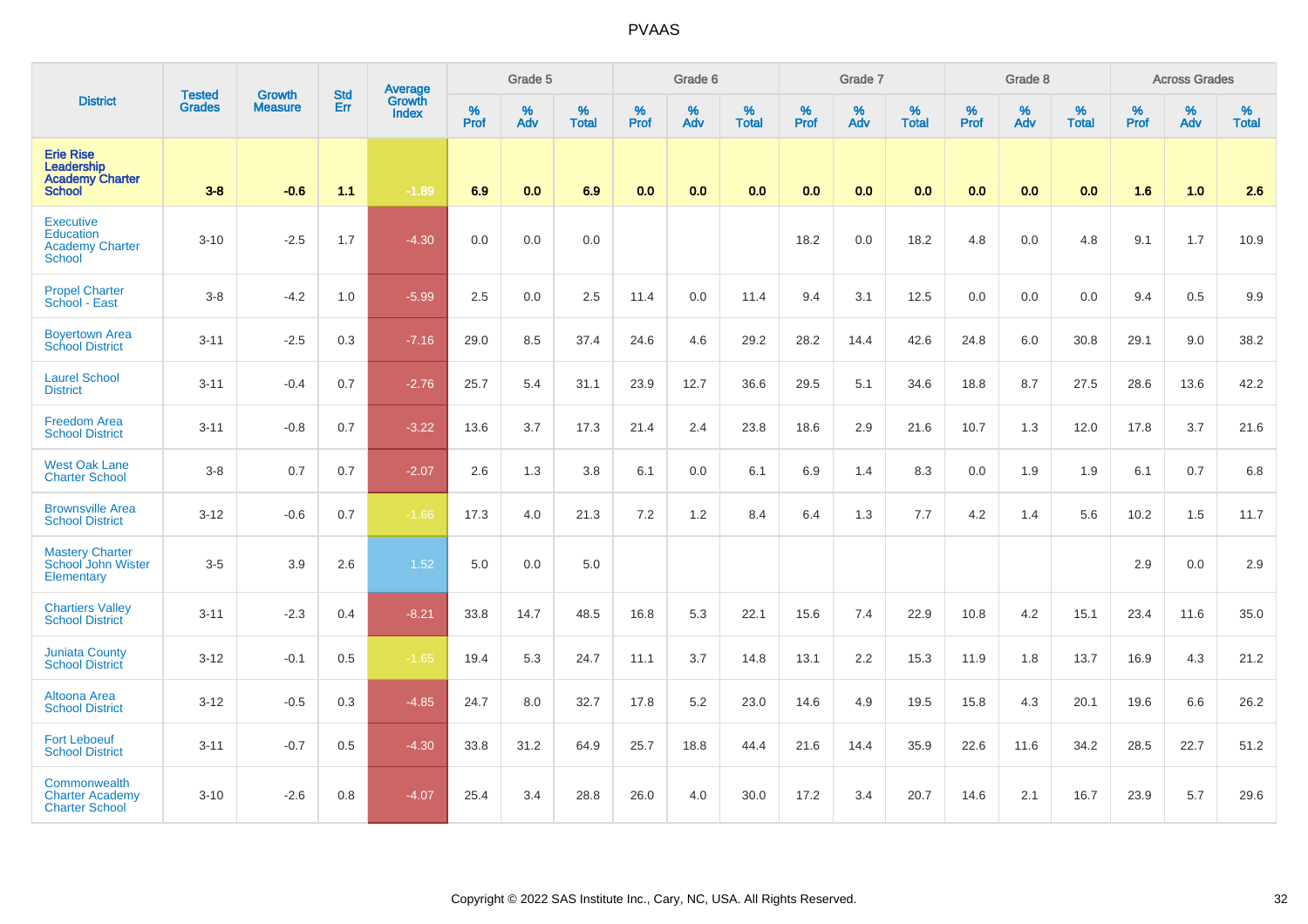# PVAAS

| District | Tested Grades | Growth Measure | Std Err | Average Growth Index | Grade 5 | | | Grade 6 | | | Grade 7 | | | Grade 8 | | | Across Grades | | |
|---|---|---|---|---|---|---|---|---|---|---|---|---|---|---|---|---|---|---|---|
| | | | | | % Prof | % Adv | % Total | % Prof | % Adv | % Total | % Prof | % Adv | % Total | % Prof | % Adv | % Total | % Prof | % Adv | % Total |
| **Erie Rise Leadership Academy Charter School** | **3-8** | **-0.6** | **1.1** | **-1.89** | **6.9** | **0.0** | **6.9** | **0.0** | **0.0** | **0.0** | **0.0** | **0.0** | **0.0** | **0.0** | **0.0** | **0.0** | **1.6** | **1.0** | **2.6** |
| Executive Education Academy Charter School | 3-10 | -2.5 | 1.7 | -4.30 | 0.0 | 0.0 | 0.0 | | | | 18.2 | 0.0 | 18.2 | 4.8 | 0.0 | 4.8 | 9.1 | 1.7 | 10.9 |
| Propel Charter School - East | 3-8 | -4.2 | 1.0 | -5.99 | 2.5 | 0.0 | 2.5 | 11.4 | 0.0 | 11.4 | 9.4 | 3.1 | 12.5 | 0.0 | 0.0 | 0.0 | 9.4 | 0.5 | 9.9 |
| Boyertown Area School District | 3-11 | -2.5 | 0.3 | -7.16 | 29.0 | 8.5 | 37.4 | 24.6 | 4.6 | 29.2 | 28.2 | 14.4 | 42.6 | 24.8 | 6.0 | 30.8 | 29.1 | 9.0 | 38.2 |
| Laurel School District | 3-11 | -0.4 | 0.7 | -2.76 | 25.7 | 5.4 | 31.1 | 23.9 | 12.7 | 36.6 | 29.5 | 5.1 | 34.6 | 18.8 | 8.7 | 27.5 | 28.6 | 13.6 | 42.2 |
| Freedom Area School District | 3-11 | -0.8 | 0.7 | -3.22 | 13.6 | 3.7 | 17.3 | 21.4 | 2.4 | 23.8 | 18.6 | 2.9 | 21.6 | 10.7 | 1.3 | 12.0 | 17.8 | 3.7 | 21.6 |
| West Oak Lane Charter School | 3-8 | 0.7 | 0.7 | -2.07 | 2.6 | 1.3 | 3.8 | 6.1 | 0.0 | 6.1 | 6.9 | 1.4 | 8.3 | 0.0 | 1.9 | 1.9 | 6.1 | 0.7 | 6.8 |
| Brownsville Area School District | 3-12 | -0.6 | 0.7 | -1.66 | 17.3 | 4.0 | 21.3 | 7.2 | 1.2 | 8.4 | 6.4 | 1.3 | 7.7 | 4.2 | 1.4 | 5.6 | 10.2 | 1.5 | 11.7 |
| Mastery Charter School John Wister Elementary | 3-5 | 3.9 | 2.6 | 1.52 | 5.0 | 0.0 | 5.0 | | | | | | | | | | 2.9 | 0.0 | 2.9 |
| Chartiers Valley School District | 3-11 | -2.3 | 0.4 | -8.21 | 33.8 | 14.7 | 48.5 | 16.8 | 5.3 | 22.1 | 15.6 | 7.4 | 22.9 | 10.8 | 4.2 | 15.1 | 23.4 | 11.6 | 35.0 |
| Juniata County School District | 3-12 | -0.1 | 0.5 | -1.65 | 19.4 | 5.3 | 24.7 | 11.1 | 3.7 | 14.8 | 13.1 | 2.2 | 15.3 | 11.9 | 1.8 | 13.7 | 16.9 | 4.3 | 21.2 |
| Altoona Area School District | 3-12 | -0.5 | 0.3 | -4.85 | 24.7 | 8.0 | 32.7 | 17.8 | 5.2 | 23.0 | 14.6 | 4.9 | 19.5 | 15.8 | 4.3 | 20.1 | 19.6 | 6.6 | 26.2 |
| Fort Leboeuf School District | 3-11 | -0.7 | 0.5 | -4.30 | 33.8 | 31.2 | 64.9 | 25.7 | 18.8 | 44.4 | 21.6 | 14.4 | 35.9 | 22.6 | 11.6 | 34.2 | 28.5 | 22.7 | 51.2 |
| Commonwealth Charter Academy Charter School | 3-10 | -2.6 | 0.8 | -4.07 | 25.4 | 3.4 | 28.8 | 26.0 | 4.0 | 30.0 | 17.2 | 3.4 | 20.7 | 14.6 | 2.1 | 16.7 | 23.9 | 5.7 | 29.6 |

Copyright © 2022 SAS Institute Inc., Cary, NC, USA. All Rights Reserved.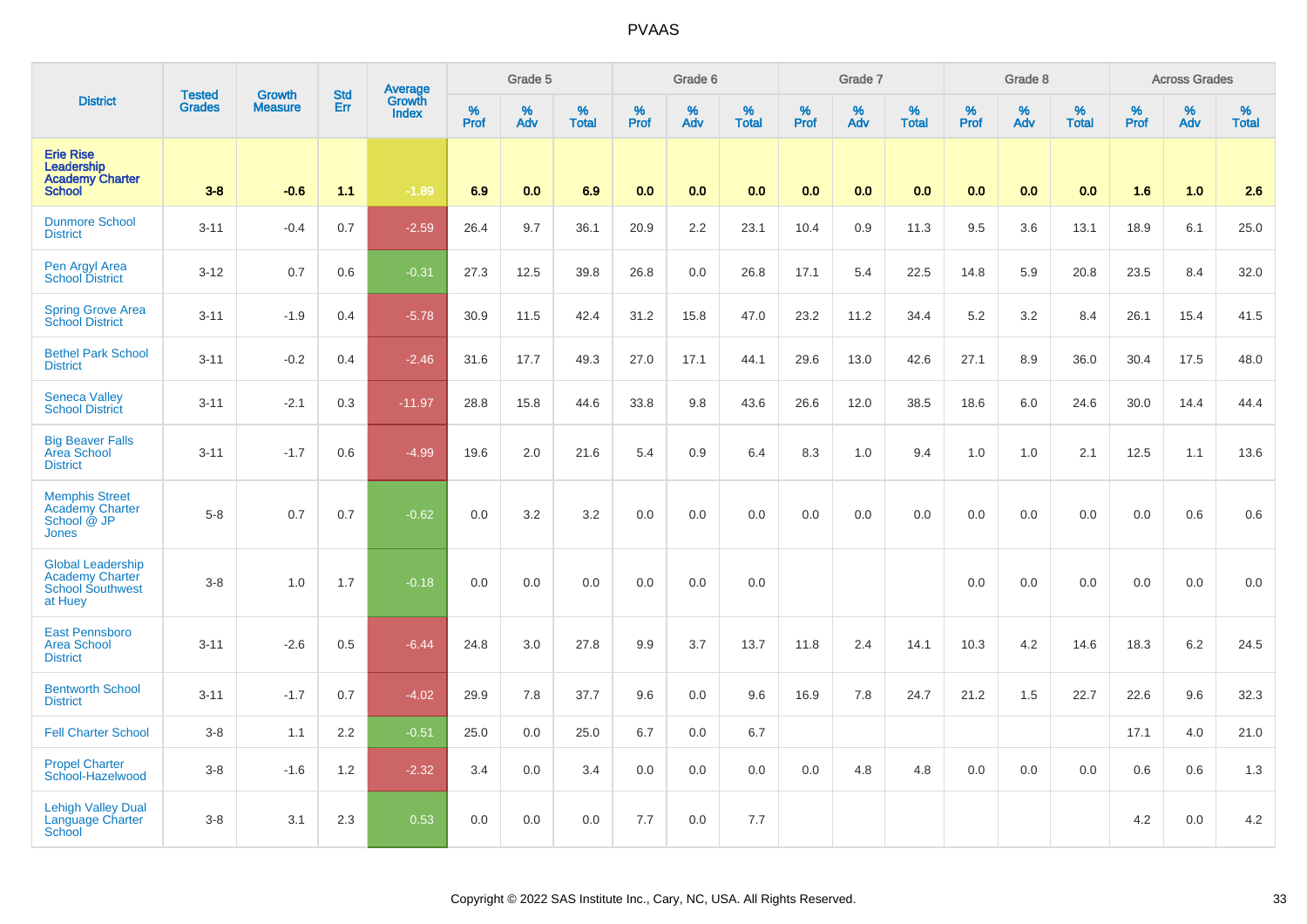# PVAAS

| District | Tested Grades | Growth Measure | Std Err | Average Growth Index | Grade 5 | | | Grade 6 | | | Grade 7 | | | Grade 8 | | | Across Grades | | |
|---|---|---|---|---|---|---|---|---|---|---|---|---|---|---|---|---|---|---|---|
| | | | | | % Prof | % Adv | % Total | % Prof | % Adv | % Total | % Prof | % Adv | % Total | % Prof | % Adv | % Total | % Prof | % Adv | % Total |
| **Erie Rise Leadership Academy Charter School** | **3-8** | **-0.6** | **1.1** | **-1.89** | **6.9** | **0.0** | **6.9** | **0.0** | **0.0** | **0.0** | **0.0** | **0.0** | **0.0** | **0.0** | **0.0** | **0.0** | **1.6** | **1.0** | **2.6** |
| Dunmore School District | 3-11 | -0.4 | 0.7 | -2.59 | 26.4 | 9.7 | 36.1 | 20.9 | 2.2 | 23.1 | 10.4 | 0.9 | 11.3 | 9.5 | 3.6 | 13.1 | 18.9 | 6.1 | 25.0 |
| Pen Argyl Area School District | 3-12 | 0.7 | 0.6 | -0.31 | 27.3 | 12.5 | 39.8 | 26.8 | 0.0 | 26.8 | 17.1 | 5.4 | 22.5 | 14.8 | 5.9 | 20.8 | 23.5 | 8.4 | 32.0 |
| Spring Grove Area School District | 3-11 | -1.9 | 0.4 | -5.78 | 30.9 | 11.5 | 42.4 | 31.2 | 15.8 | 47.0 | 23.2 | 11.2 | 34.4 | 5.2 | 3.2 | 8.4 | 26.1 | 15.4 | 41.5 |
| Bethel Park School District | 3-11 | -0.2 | 0.4 | -2.46 | 31.6 | 17.7 | 49.3 | 27.0 | 17.1 | 44.1 | 29.6 | 13.0 | 42.6 | 27.1 | 8.9 | 36.0 | 30.4 | 17.5 | 48.0 |
| Seneca Valley School District | 3-11 | -2.1 | 0.3 | -11.97 | 28.8 | 15.8 | 44.6 | 33.8 | 9.8 | 43.6 | 26.6 | 12.0 | 38.5 | 18.6 | 6.0 | 24.6 | 30.0 | 14.4 | 44.4 |
| Big Beaver Falls Area School District | 3-11 | -1.7 | 0.6 | -4.99 | 19.6 | 2.0 | 21.6 | 5.4 | 0.9 | 6.4 | 8.3 | 1.0 | 9.4 | 1.0 | 1.0 | 2.1 | 12.5 | 1.1 | 13.6 |
| Memphis Street Academy Charter School @ JP Jones | 5-8 | 0.7 | 0.7 | -0.62 | 0.0 | 3.2 | 3.2 | 0.0 | 0.0 | 0.0 | 0.0 | 0.0 | 0.0 | 0.0 | 0.0 | 0.0 | 0.0 | 0.6 | 0.6 |
| Global Leadership Academy Charter School Southwest at Huey | 3-8 | 1.0 | 1.7 | -0.18 | 0.0 | 0.0 | 0.0 | 0.0 | 0.0 | 0.0 | | | | 0.0 | 0.0 | 0.0 | 0.0 | 0.0 | 0.0 |
| East Pennsboro Area School District | 3-11 | -2.6 | 0.5 | -6.44 | 24.8 | 3.0 | 27.8 | 9.9 | 3.7 | 13.7 | 11.8 | 2.4 | 14.1 | 10.3 | 4.2 | 14.6 | 18.3 | 6.2 | 24.5 |
| Bentworth School District | 3-11 | -1.7 | 0.7 | -4.02 | 29.9 | 7.8 | 37.7 | 9.6 | 0.0 | 9.6 | 16.9 | 7.8 | 24.7 | 21.2 | 1.5 | 22.7 | 22.6 | 9.6 | 32.3 |
| Fell Charter School | 3-8 | 1.1 | 2.2 | -0.51 | 25.0 | 0.0 | 25.0 | 6.7 | 0.0 | 6.7 | | | | | | | 17.1 | 4.0 | 21.0 |
| Propel Charter School-Hazelwood | 3-8 | -1.6 | 1.2 | -2.32 | 3.4 | 0.0 | 3.4 | 0.0 | 0.0 | 0.0 | 0.0 | 4.8 | 4.8 | 0.0 | 0.0 | 0.0 | 0.6 | 0.6 | 1.3 |
| Lehigh Valley Dual Language Charter School | 3-8 | 3.1 | 2.3 | 0.53 | 0.0 | 0.0 | 0.0 | 7.7 | 0.0 | 7.7 | | | | | | | 4.2 | 0.0 | 4.2 |

Copyright © 2022 SAS Institute Inc., Cary, NC, USA. All Rights Reserved.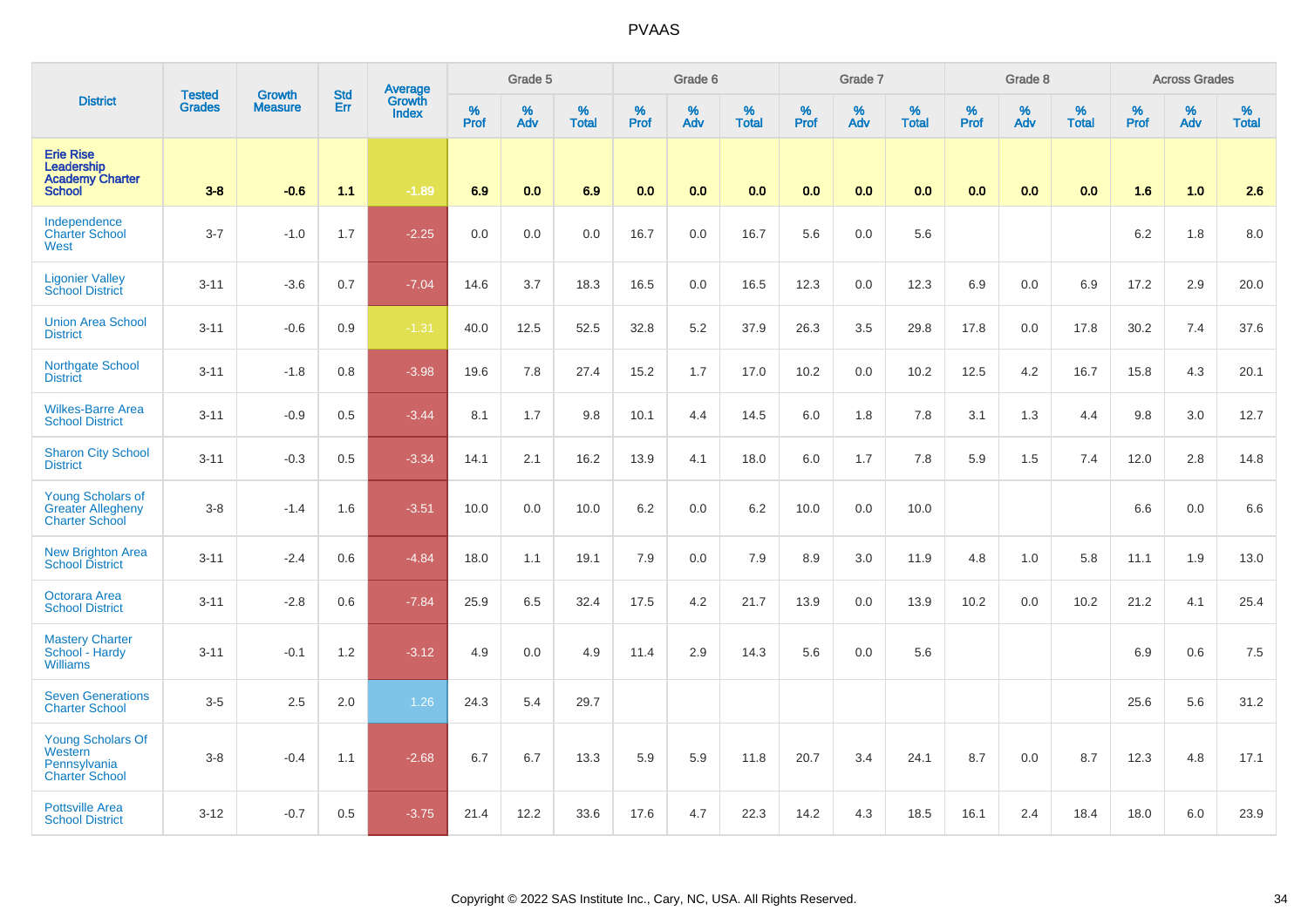# PVAAS

| District | Tested Grades | Growth Measure | Std Err | Average Growth Index | Grade 5 | | | Grade 6 | | | Grade 7 | | | Grade 8 | | | Across Grades | | |
|---|---|---|---|---|---|---|---|---|---|---|---|---|---|---|---|---|---|---|---|
| | | | | | % Prof | % Adv | % Total | % Prof | % Adv | % Total | % Prof | % Adv | % Total | % Prof | % Adv | % Total | % Prof | % Adv | % Total |
| **Erie Rise Leadership Academy Charter School** | **3-8** | **-0.6** | **1.1** | **-1.89** | **6.9** | **0.0** | **6.9** | **0.0** | **0.0** | **0.0** | **0.0** | **0.0** | **0.0** | **0.0** | **0.0** | **0.0** | **1.6** | **1.0** | **2.6** |
| Independence Charter School West | 3-7 | -1.0 | 1.7 | -2.25 | 0.0 | 0.0 | 0.0 | 16.7 | 0.0 | 16.7 | 5.6 | 0.0 | 5.6 | | | | 6.2 | 1.8 | 8.0 |
| Ligonier Valley School District | 3-11 | -3.6 | 0.7 | -7.04 | 14.6 | 3.7 | 18.3 | 16.5 | 0.0 | 16.5 | 12.3 | 0.0 | 12.3 | 6.9 | 0.0 | 6.9 | 17.2 | 2.9 | 20.0 |
| Union Area School District | 3-11 | -0.6 | 0.9 | -1.31 | 40.0 | 12.5 | 52.5 | 32.8 | 5.2 | 37.9 | 26.3 | 3.5 | 29.8 | 17.8 | 0.0 | 17.8 | 30.2 | 7.4 | 37.6 |
| Northgate School District | 3-11 | -1.8 | 0.8 | -3.98 | 19.6 | 7.8 | 27.4 | 15.2 | 1.7 | 17.0 | 10.2 | 0.0 | 10.2 | 12.5 | 4.2 | 16.7 | 15.8 | 4.3 | 20.1 |
| Wilkes-Barre Area School District | 3-11 | -0.9 | 0.5 | -3.44 | 8.1 | 1.7 | 9.8 | 10.1 | 4.4 | 14.5 | 6.0 | 1.8 | 7.8 | 3.1 | 1.3 | 4.4 | 9.8 | 3.0 | 12.7 |
| Sharon City School District | 3-11 | -0.3 | 0.5 | -3.34 | 14.1 | 2.1 | 16.2 | 13.9 | 4.1 | 18.0 | 6.0 | 1.7 | 7.8 | 5.9 | 1.5 | 7.4 | 12.0 | 2.8 | 14.8 |
| Young Scholars of Greater Allegheny Charter School | 3-8 | -1.4 | 1.6 | -3.51 | 10.0 | 0.0 | 10.0 | 6.2 | 0.0 | 6.2 | 10.0 | 0.0 | 10.0 | | | | 6.6 | 0.0 | 6.6 |
| New Brighton Area School District | 3-11 | -2.4 | 0.6 | -4.84 | 18.0 | 1.1 | 19.1 | 7.9 | 0.0 | 7.9 | 8.9 | 3.0 | 11.9 | 4.8 | 1.0 | 5.8 | 11.1 | 1.9 | 13.0 |
| Octorara Area School District | 3-11 | -2.8 | 0.6 | -7.84 | 25.9 | 6.5 | 32.4 | 17.5 | 4.2 | 21.7 | 13.9 | 0.0 | 13.9 | 10.2 | 0.0 | 10.2 | 21.2 | 4.1 | 25.4 |
| Mastery Charter School - Hardy Williams | 3-11 | -0.1 | 1.2 | -3.12 | 4.9 | 0.0 | 4.9 | 11.4 | 2.9 | 14.3 | 5.6 | 0.0 | 5.6 | | | | 6.9 | 0.6 | 7.5 |
| Seven Generations Charter School | 3-5 | 2.5 | 2.0 | 1.26 | 24.3 | 5.4 | 29.7 | | | | | | | | | | 25.6 | 5.6 | 31.2 |
| Young Scholars Of Western Pennsylvania Charter School | 3-8 | -0.4 | 1.1 | -2.68 | 6.7 | 6.7 | 13.3 | 5.9 | 5.9 | 11.8 | 20.7 | 3.4 | 24.1 | 8.7 | 0.0 | 8.7 | 12.3 | 4.8 | 17.1 |
| Pottsville Area School District | 3-12 | -0.7 | 0.5 | -3.75 | 21.4 | 12.2 | 33.6 | 17.6 | 4.7 | 22.3 | 14.2 | 4.3 | 18.5 | 16.1 | 2.4 | 18.4 | 18.0 | 6.0 | 23.9 |

Copyright © 2022 SAS Institute Inc., Cary, NC, USA. All Rights Reserved.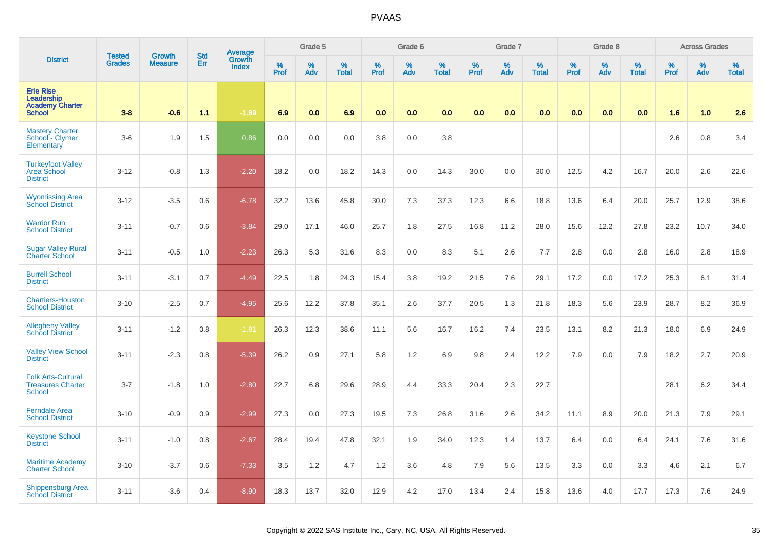| District | Tested Grades | Growth Measure | Std Err | Average Growth Index | Grade 5 | | | Grade 6 | | | Grade 7 | | | Grade 8 | | | Across Grades | | |
|---|---|---|---|---|---|---|---|---|---|---|---|---|---|---|---|---|---|---|---|
| | | | | | % Prof | % Adv | % Total | % Prof | % Adv | % Total | % Prof | % Adv | % Total | % Prof | % Adv | % Total | % Prof | % Adv | % Total |
| **Erie Rise Leadership Academy Charter School** | **3-8** | **-0.6** | **1.1** | **-1.89** | **6.9** | **0.0** | **6.9** | **0.0** | **0.0** | **0.0** | **0.0** | **0.0** | **0.0** | **0.0** | **0.0** | **0.0** | **1.6** | **1.0** | **2.6** |
| Mastery Charter School - Clymer Elementary | 3-6 | 1.9 | 1.5 | 0.86 | 0.0 | 0.0 | 0.0 | 3.8 | 0.0 | 3.8 | | | | | | | 2.6 | 0.8 | 3.4 |
| Turkeyfoot Valley Area School District | 3-12 | -0.8 | 1.3 | -2.20 | 18.2 | 0.0 | 18.2 | 14.3 | 0.0 | 14.3 | 30.0 | 0.0 | 30.0 | 12.5 | 4.2 | 16.7 | 20.0 | 2.6 | 22.6 |
| Wyomissing Area School District | 3-12 | -3.5 | 0.6 | -6.78 | 32.2 | 13.6 | 45.8 | 30.0 | 7.3 | 37.3 | 12.3 | 6.6 | 18.8 | 13.6 | 6.4 | 20.0 | 25.7 | 12.9 | 38.6 |
| Warrior Run School District | 3-11 | -0.7 | 0.6 | -3.84 | 29.0 | 17.1 | 46.0 | 25.7 | 1.8 | 27.5 | 16.8 | 11.2 | 28.0 | 15.6 | 12.2 | 27.8 | 23.2 | 10.7 | 34.0 |
| Sugar Valley Rural Charter School | 3-11 | -0.5 | 1.0 | -2.23 | 26.3 | 5.3 | 31.6 | 8.3 | 0.0 | 8.3 | 5.1 | 2.6 | 7.7 | 2.8 | 0.0 | 2.8 | 16.0 | 2.8 | 18.9 |
| Burrell School District | 3-11 | -3.1 | 0.7 | -4.49 | 22.5 | 1.8 | 24.3 | 15.4 | 3.8 | 19.2 | 21.5 | 7.6 | 29.1 | 17.2 | 0.0 | 17.2 | 25.3 | 6.1 | 31.4 |
| Chartiers-Houston School District | 3-10 | -2.5 | 0.7 | -4.95 | 25.6 | 12.2 | 37.8 | 35.1 | 2.6 | 37.7 | 20.5 | 1.3 | 21.8 | 18.3 | 5.6 | 23.9 | 28.7 | 8.2 | 36.9 |
| Allegheny Valley School District | 3-11 | -1.2 | 0.8 | -1.81 | 26.3 | 12.3 | 38.6 | 11.1 | 5.6 | 16.7 | 16.2 | 7.4 | 23.5 | 13.1 | 8.2 | 21.3 | 18.0 | 6.9 | 24.9 |
| Valley View School District | 3-11 | -2.3 | 0.8 | -5.39 | 26.2 | 0.9 | 27.1 | 5.8 | 1.2 | 6.9 | 9.8 | 2.4 | 12.2 | 7.9 | 0.0 | 7.9 | 18.2 | 2.7 | 20.9 |
| Folk Arts-Cultural Treasures Charter School | 3-7 | -1.8 | 1.0 | -2.80 | 22.7 | 6.8 | 29.6 | 28.9 | 4.4 | 33.3 | 20.4 | 2.3 | 22.7 | | | | 28.1 | 6.2 | 34.4 |
| Ferndale Area School District | 3-10 | -0.9 | 0.9 | -2.99 | 27.3 | 0.0 | 27.3 | 19.5 | 7.3 | 26.8 | 31.6 | 2.6 | 34.2 | 11.1 | 8.9 | 20.0 | 21.3 | 7.9 | 29.1 |
| Keystone School District | 3-11 | -1.0 | 0.8 | -2.67 | 28.4 | 19.4 | 47.8 | 32.1 | 1.9 | 34.0 | 12.3 | 1.4 | 13.7 | 6.4 | 0.0 | 6.4 | 24.1 | 7.6 | 31.6 |
| Maritime Academy Charter School | 3-10 | -3.7 | 0.6 | -7.33 | 3.5 | 1.2 | 4.7 | 1.2 | 3.6 | 4.8 | 7.9 | 5.6 | 13.5 | 3.3 | 0.0 | 3.3 | 4.6 | 2.1 | 6.7 |
| Shippensburg Area School District | 3-11 | -3.6 | 0.4 | -8.90 | 18.3 | 13.7 | 32.0 | 12.9 | 4.2 | 17.0 | 13.4 | 2.4 | 15.8 | 13.6 | 4.0 | 17.7 | 17.3 | 7.6 | 24.9 |

Copyright © 2022 SAS Institute Inc., Cary, NC, USA. All Rights Reserved.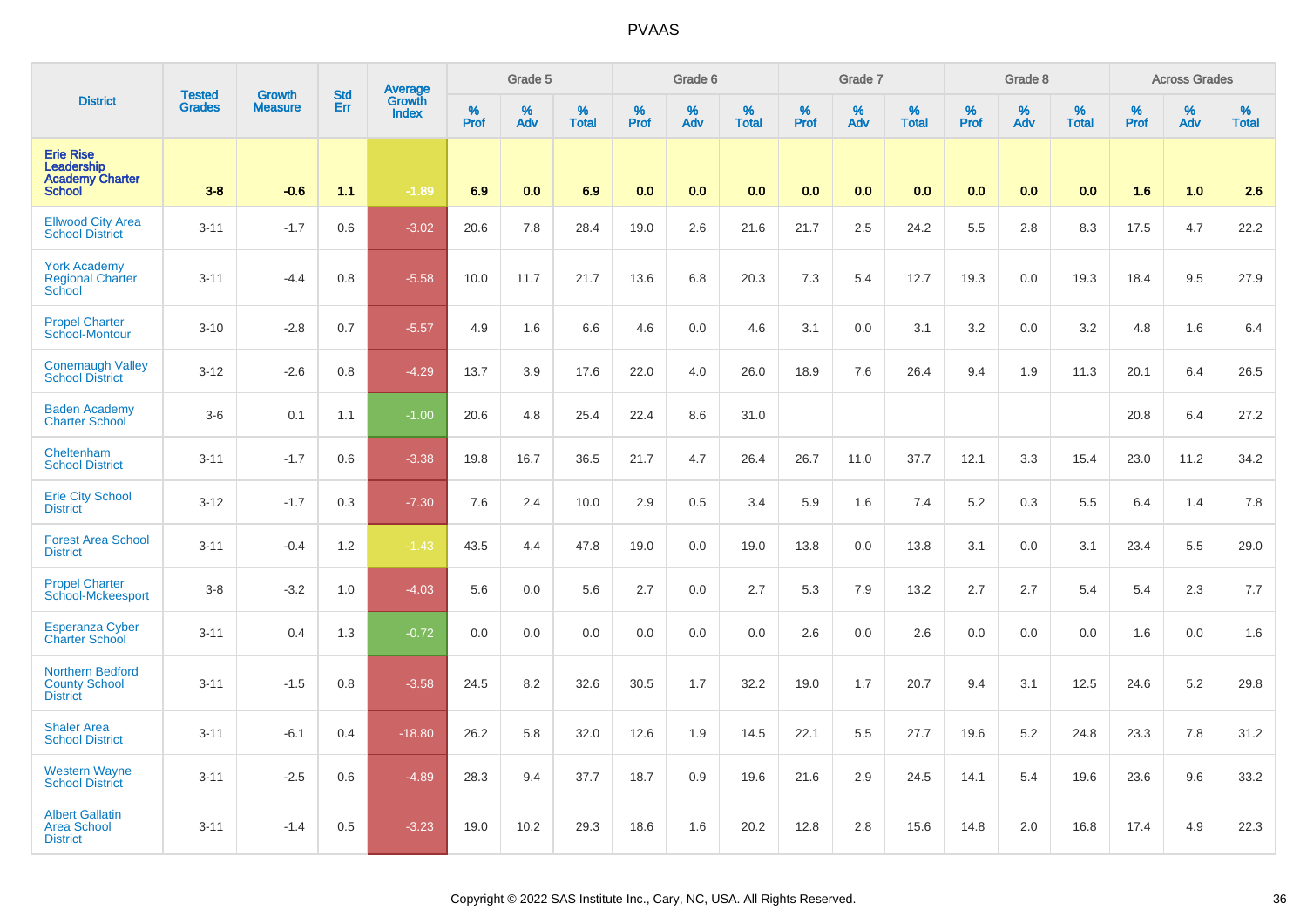| District | Tested Grades | Growth Measure | Std Err | Average Growth Index | Grade 5 | | | Grade 6 | | | Grade 7 | | | Grade 8 | | | Across Grades | | |
|---|---|---|---|---|---|---|---|---|---|---|---|---|---|---|---|---|---|---|---|
| | | | | | % Prof | % Adv | % Total | % Prof | % Adv | % Total | % Prof | % Adv | % Total | % Prof | % Adv | % Total | % Prof | % Adv | % Total |
| **Erie Rise Leadership Academy Charter School** | **3-8** | **-0.6** | **1.1** | **-1.89** | **6.9** | **0.0** | **6.9** | **0.0** | **0.0** | **0.0** | **0.0** | **0.0** | **0.0** | **0.0** | **0.0** | **0.0** | **1.6** | **1.0** | **2.6** |
| Ellwood City Area School District | 3-11 | -1.7 | 0.6 | -3.02 | 20.6 | 7.8 | 28.4 | 19.0 | 2.6 | 21.6 | 21.7 | 2.5 | 24.2 | 5.5 | 2.8 | 8.3 | 17.5 | 4.7 | 22.2 |
| York Academy Regional Charter School | 3-11 | -4.4 | 0.8 | -5.58 | 10.0 | 11.7 | 21.7 | 13.6 | 6.8 | 20.3 | 7.3 | 5.4 | 12.7 | 19.3 | 0.0 | 19.3 | 18.4 | 9.5 | 27.9 |
| Propel Charter School-Montour | 3-10 | -2.8 | 0.7 | -5.57 | 4.9 | 1.6 | 6.6 | 4.6 | 0.0 | 4.6 | 3.1 | 0.0 | 3.1 | 3.2 | 0.0 | 3.2 | 4.8 | 1.6 | 6.4 |
| Conemaugh Valley School District | 3-12 | -2.6 | 0.8 | -4.29 | 13.7 | 3.9 | 17.6 | 22.0 | 4.0 | 26.0 | 18.9 | 7.6 | 26.4 | 9.4 | 1.9 | 11.3 | 20.1 | 6.4 | 26.5 |
| Baden Academy Charter School | 3-6 | 0.1 | 1.1 | -1.00 | 20.6 | 4.8 | 25.4 | 22.4 | 8.6 | 31.0 | | | | | | | 20.8 | 6.4 | 27.2 |
| Cheltenham School District | 3-11 | -1.7 | 0.6 | -3.38 | 19.8 | 16.7 | 36.5 | 21.7 | 4.7 | 26.4 | 26.7 | 11.0 | 37.7 | 12.1 | 3.3 | 15.4 | 23.0 | 11.2 | 34.2 |
| Erie City School District | 3-12 | -1.7 | 0.3 | -7.30 | 7.6 | 2.4 | 10.0 | 2.9 | 0.5 | 3.4 | 5.9 | 1.6 | 7.4 | 5.2 | 0.3 | 5.5 | 6.4 | 1.4 | 7.8 |
| Forest Area School District | 3-11 | -0.4 | 1.2 | -1.43 | 43.5 | 4.4 | 47.8 | 19.0 | 0.0 | 19.0 | 13.8 | 0.0 | 13.8 | 3.1 | 0.0 | 3.1 | 23.4 | 5.5 | 29.0 |
| Propel Charter School-Mckeesport | 3-8 | -3.2 | 1.0 | -4.03 | 5.6 | 0.0 | 5.6 | 2.7 | 0.0 | 2.7 | 5.3 | 7.9 | 13.2 | 2.7 | 2.7 | 5.4 | 5.4 | 2.3 | 7.7 |
| Esperanza Cyber Charter School | 3-11 | 0.4 | 1.3 | -0.72 | 0.0 | 0.0 | 0.0 | 0.0 | 0.0 | 0.0 | 2.6 | 0.0 | 2.6 | 0.0 | 0.0 | 0.0 | 1.6 | 0.0 | 1.6 |
| Northern Bedford County School District | 3-11 | -1.5 | 0.8 | -3.58 | 24.5 | 8.2 | 32.6 | 30.5 | 1.7 | 32.2 | 19.0 | 1.7 | 20.7 | 9.4 | 3.1 | 12.5 | 24.6 | 5.2 | 29.8 |
| Shaler Area School District | 3-11 | -6.1 | 0.4 | -18.80 | 26.2 | 5.8 | 32.0 | 12.6 | 1.9 | 14.5 | 22.1 | 5.5 | 27.7 | 19.6 | 5.2 | 24.8 | 23.3 | 7.8 | 31.2 |
| Western Wayne School District | 3-11 | -2.5 | 0.6 | -4.89 | 28.3 | 9.4 | 37.7 | 18.7 | 0.9 | 19.6 | 21.6 | 2.9 | 24.5 | 14.1 | 5.4 | 19.6 | 23.6 | 9.6 | 33.2 |
| Albert Gallatin Area School District | 3-11 | -1.4 | 0.5 | -3.23 | 19.0 | 10.2 | 29.3 | 18.6 | 1.6 | 20.2 | 12.8 | 2.8 | 15.6 | 14.8 | 2.0 | 16.8 | 17.4 | 4.9 | 22.3 |

Copyright © 2022 SAS Institute Inc., Cary, NC, USA. All Rights Reserved.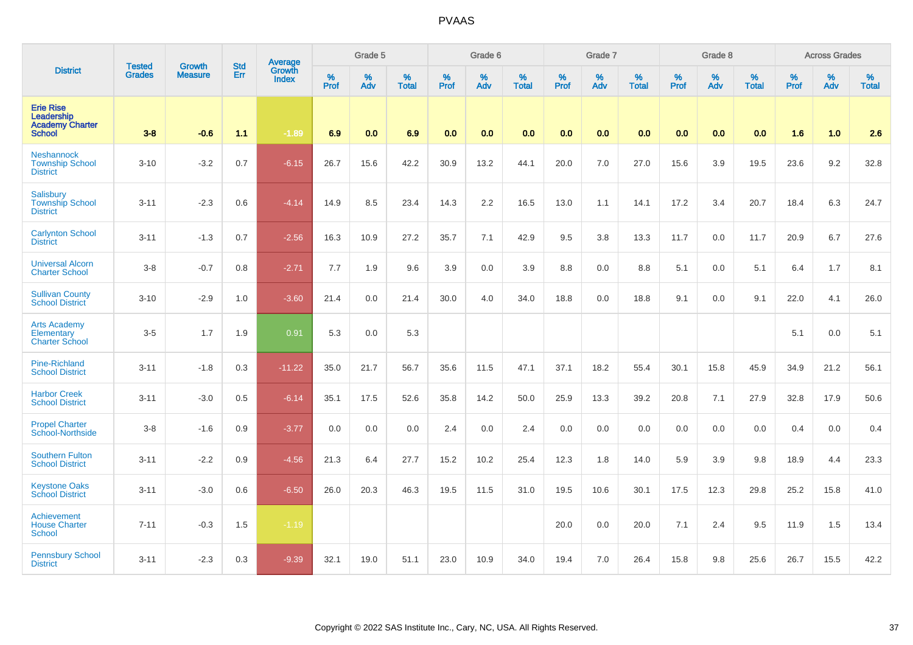# PVAAS

| District | Tested Grades | Growth Measure | Std Err | Average Growth Index | Grade 5 | | | Grade 6 | | | Grade 7 | | | Grade 8 | | | Across Grades | | |
|---|---|---|---|---|---|---|---|---|---|---|---|---|---|---|---|---|---|---|---|
| | | | | | % Prof | % Adv | % Total | % Prof | % Adv | % Total | % Prof | % Adv | % Total | % Prof | % Adv | % Total | % Prof | % Adv | % Total |
| **Erie Rise Leadership Academy Charter School** | **3-8** | **-0.6** | **1.1** | **-1.89** | **6.9** | **0.0** | **6.9** | **0.0** | **0.0** | **0.0** | **0.0** | **0.0** | **0.0** | **0.0** | **0.0** | **0.0** | **1.6** | **1.0** | **2.6** |
| Neshannock Township School District | 3-10 | -3.2 | 0.7 | -6.15 | 26.7 | 15.6 | 42.2 | 30.9 | 13.2 | 44.1 | 20.0 | 7.0 | 27.0 | 15.6 | 3.9 | 19.5 | 23.6 | 9.2 | 32.8 |
| Salisbury Township School District | 3-11 | -2.3 | 0.6 | -4.14 | 14.9 | 8.5 | 23.4 | 14.3 | 2.2 | 16.5 | 13.0 | 1.1 | 14.1 | 17.2 | 3.4 | 20.7 | 18.4 | 6.3 | 24.7 |
| Carlynton School District | 3-11 | -1.3 | 0.7 | -2.56 | 16.3 | 10.9 | 27.2 | 35.7 | 7.1 | 42.9 | 9.5 | 3.8 | 13.3 | 11.7 | 0.0 | 11.7 | 20.9 | 6.7 | 27.6 |
| Universal Alcorn Charter School | 3-8 | -0.7 | 0.8 | -2.71 | 7.7 | 1.9 | 9.6 | 3.9 | 0.0 | 3.9 | 8.8 | 0.0 | 8.8 | 5.1 | 0.0 | 5.1 | 6.4 | 1.7 | 8.1 |
| Sullivan County School District | 3-10 | -2.9 | 1.0 | -3.60 | 21.4 | 0.0 | 21.4 | 30.0 | 4.0 | 34.0 | 18.8 | 0.0 | 18.8 | 9.1 | 0.0 | 9.1 | 22.0 | 4.1 | 26.0 |
| Arts Academy Elementary Charter School | 3-5 | 1.7 | 1.9 | 0.91 | 5.3 | 0.0 | 5.3 | | | | | | | | | | 5.1 | 0.0 | 5.1 |
| Pine-Richland School District | 3-11 | -1.8 | 0.3 | -11.22 | 35.0 | 21.7 | 56.7 | 35.6 | 11.5 | 47.1 | 37.1 | 18.2 | 55.4 | 30.1 | 15.8 | 45.9 | 34.9 | 21.2 | 56.1 |
| Harbor Creek School District | 3-11 | -3.0 | 0.5 | -6.14 | 35.1 | 17.5 | 52.6 | 35.8 | 14.2 | 50.0 | 25.9 | 13.3 | 39.2 | 20.8 | 7.1 | 27.9 | 32.8 | 17.9 | 50.6 |
| Propel Charter School-Northside | 3-8 | -1.6 | 0.9 | -3.77 | 0.0 | 0.0 | 0.0 | 2.4 | 0.0 | 2.4 | 0.0 | 0.0 | 0.0 | 0.0 | 0.0 | 0.0 | 0.4 | 0.0 | 0.4 |
| Southern Fulton School District | 3-11 | -2.2 | 0.9 | -4.56 | 21.3 | 6.4 | 27.7 | 15.2 | 10.2 | 25.4 | 12.3 | 1.8 | 14.0 | 5.9 | 3.9 | 9.8 | 18.9 | 4.4 | 23.3 |
| Keystone Oaks School District | 3-11 | -3.0 | 0.6 | -6.50 | 26.0 | 20.3 | 46.3 | 19.5 | 11.5 | 31.0 | 19.5 | 10.6 | 30.1 | 17.5 | 12.3 | 29.8 | 25.2 | 15.8 | 41.0 |
| Achievement House Charter School | 7-11 | -0.3 | 1.5 | -1.19 | | | | | | | 20.0 | 0.0 | 20.0 | 7.1 | 2.4 | 9.5 | 11.9 | 1.5 | 13.4 |
| Pennsbury School District | 3-11 | -2.3 | 0.3 | -9.39 | 32.1 | 19.0 | 51.1 | 23.0 | 10.9 | 34.0 | 19.4 | 7.0 | 26.4 | 15.8 | 9.8 | 25.6 | 26.7 | 15.5 | 42.2 |

Copyright © 2022 SAS Institute Inc., Cary, NC, USA. All Rights Reserved.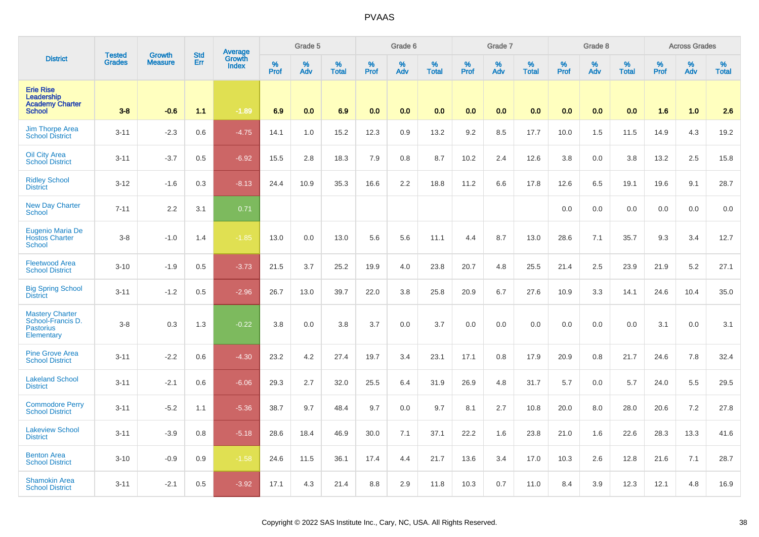# PVAAS

| District | Tested Grades | Growth Measure | Std Err | Average Growth Index | Grade 5 | | | Grade 6 | | | Grade 7 | | | Grade 8 | | | Across Grades | | |
|---|---|---|---|---|---|---|---|---|---|---|---|---|---|---|---|---|---|---|---|
| | | | | | % Prof | % Adv | % Total | % Prof | % Adv | % Total | % Prof | % Adv | % Total | % Prof | % Adv | % Total | % Prof | % Adv | % Total |
| **Erie Rise Leadership Academy Charter School** | **3-8** | **-0.6** | **1.1** | **-1.89** | **6.9** | **0.0** | **6.9** | **0.0** | **0.0** | **0.0** | **0.0** | **0.0** | **0.0** | **0.0** | **0.0** | **0.0** | **1.6** | **1.0** | **2.6** |
| Jim Thorpe Area School District | 3-11 | -2.3 | 0.6 | -4.75 | 14.1 | 1.0 | 15.2 | 12.3 | 0.9 | 13.2 | 9.2 | 8.5 | 17.7 | 10.0 | 1.5 | 11.5 | 14.9 | 4.3 | 19.2 |
| Oil City Area School District | 3-11 | -3.7 | 0.5 | -6.92 | 15.5 | 2.8 | 18.3 | 7.9 | 0.8 | 8.7 | 10.2 | 2.4 | 12.6 | 3.8 | 0.0 | 3.8 | 13.2 | 2.5 | 15.8 |
| Ridley School District | 3-12 | -1.6 | 0.3 | -8.13 | 24.4 | 10.9 | 35.3 | 16.6 | 2.2 | 18.8 | 11.2 | 6.6 | 17.8 | 12.6 | 6.5 | 19.1 | 19.6 | 9.1 | 28.7 |
| New Day Charter School | 7-11 | 2.2 | 3.1 | 0.71 | | | | | | | | | | 0.0 | 0.0 | 0.0 | 0.0 | 0.0 | 0.0 |
| Eugenio Maria De Hostos Charter School | 3-8 | -1.0 | 1.4 | -1.85 | 13.0 | 0.0 | 13.0 | 5.6 | 5.6 | 11.1 | 4.4 | 8.7 | 13.0 | 28.6 | 7.1 | 35.7 | 9.3 | 3.4 | 12.7 |
| Fleetwood Area School District | 3-10 | -1.9 | 0.5 | -3.73 | 21.5 | 3.7 | 25.2 | 19.9 | 4.0 | 23.8 | 20.7 | 4.8 | 25.5 | 21.4 | 2.5 | 23.9 | 21.9 | 5.2 | 27.1 |
| Big Spring School District | 3-11 | -1.2 | 0.5 | -2.96 | 26.7 | 13.0 | 39.7 | 22.0 | 3.8 | 25.8 | 20.9 | 6.7 | 27.6 | 10.9 | 3.3 | 14.1 | 24.6 | 10.4 | 35.0 |
| Mastery Charter School-Francis D. Pastorius Elementary | 3-8 | 0.3 | 1.3 | -0.22 | 3.8 | 0.0 | 3.8 | 3.7 | 0.0 | 3.7 | 0.0 | 0.0 | 0.0 | 0.0 | 0.0 | 0.0 | 3.1 | 0.0 | 3.1 |
| Pine Grove Area School District | 3-11 | -2.2 | 0.6 | -4.30 | 23.2 | 4.2 | 27.4 | 19.7 | 3.4 | 23.1 | 17.1 | 0.8 | 17.9 | 20.9 | 0.8 | 21.7 | 24.6 | 7.8 | 32.4 |
| Lakeland School District | 3-11 | -2.1 | 0.6 | -6.06 | 29.3 | 2.7 | 32.0 | 25.5 | 6.4 | 31.9 | 26.9 | 4.8 | 31.7 | 5.7 | 0.0 | 5.7 | 24.0 | 5.5 | 29.5 |
| Commodore Perry School District | 3-11 | -5.2 | 1.1 | -5.36 | 38.7 | 9.7 | 48.4 | 9.7 | 0.0 | 9.7 | 8.1 | 2.7 | 10.8 | 20.0 | 8.0 | 28.0 | 20.6 | 7.2 | 27.8 |
| Lakeview School District | 3-11 | -3.9 | 0.8 | -5.18 | 28.6 | 18.4 | 46.9 | 30.0 | 7.1 | 37.1 | 22.2 | 1.6 | 23.8 | 21.0 | 1.6 | 22.6 | 28.3 | 13.3 | 41.6 |
| Benton Area School District | 3-10 | -0.9 | 0.9 | -1.58 | 24.6 | 11.5 | 36.1 | 17.4 | 4.4 | 21.7 | 13.6 | 3.4 | 17.0 | 10.3 | 2.6 | 12.8 | 21.6 | 7.1 | 28.7 |
| Shamokin Area School District | 3-11 | -2.1 | 0.5 | -3.92 | 17.1 | 4.3 | 21.4 | 8.8 | 2.9 | 11.8 | 10.3 | 0.7 | 11.0 | 8.4 | 3.9 | 12.3 | 12.1 | 4.8 | 16.9 |

Copyright © 2022 SAS Institute Inc., Cary, NC, USA. All Rights Reserved.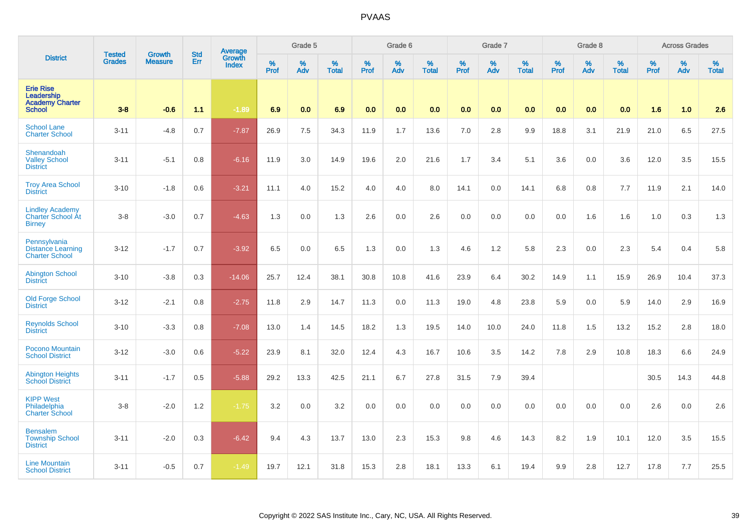# PVAAS

| District | Tested Grades | Growth Measure | Std Err | Average Growth Index | Grade 5 | | | Grade 6 | | | Grade 7 | | | Grade 8 | | | Across Grades | | |
|---|---|---|---|---|---|---|---|---|---|---|---|---|---|---|---|---|---|---|---|
| | | | | | % Prof | % Adv | % Total | % Prof | % Adv | % Total | % Prof | % Adv | % Total | % Prof | % Adv | % Total | % Prof | % Adv | % Total |
| **Erie Rise Leadership Academy Charter School** | **3-8** | **-0.6** | **1.1** | **-1.89** | **6.9** | **0.0** | **6.9** | **0.0** | **0.0** | **0.0** | **0.0** | **0.0** | **0.0** | **0.0** | **0.0** | **0.0** | **1.6** | **1.0** | **2.6** |
| School Lane Charter School | 3-11 | -4.8 | 0.7 | -7.87 | 26.9 | 7.5 | 34.3 | 11.9 | 1.7 | 13.6 | 7.0 | 2.8 | 9.9 | 18.8 | 3.1 | 21.9 | 21.0 | 6.5 | 27.5 |
| Shenandoah Valley School District | 3-11 | -5.1 | 0.8 | -6.16 | 11.9 | 3.0 | 14.9 | 19.6 | 2.0 | 21.6 | 1.7 | 3.4 | 5.1 | 3.6 | 0.0 | 3.6 | 12.0 | 3.5 | 15.5 |
| Troy Area School District | 3-10 | -1.8 | 0.6 | -3.21 | 11.1 | 4.0 | 15.2 | 4.0 | 4.0 | 8.0 | 14.1 | 0.0 | 14.1 | 6.8 | 0.8 | 7.7 | 11.9 | 2.1 | 14.0 |
| Lindley Academy Charter School At Birney | 3-8 | -3.0 | 0.7 | -4.63 | 1.3 | 0.0 | 1.3 | 2.6 | 0.0 | 2.6 | 0.0 | 0.0 | 0.0 | 0.0 | 1.6 | 1.6 | 1.0 | 0.3 | 1.3 |
| Pennsylvania Distance Learning Charter School | 3-12 | -1.7 | 0.7 | -3.92 | 6.5 | 0.0 | 6.5 | 1.3 | 0.0 | 1.3 | 4.6 | 1.2 | 5.8 | 2.3 | 0.0 | 2.3 | 5.4 | 0.4 | 5.8 |
| Abington School District | 3-10 | -3.8 | 0.3 | -14.06 | 25.7 | 12.4 | 38.1 | 30.8 | 10.8 | 41.6 | 23.9 | 6.4 | 30.2 | 14.9 | 1.1 | 15.9 | 26.9 | 10.4 | 37.3 |
| Old Forge School District | 3-12 | -2.1 | 0.8 | -2.75 | 11.8 | 2.9 | 14.7 | 11.3 | 0.0 | 11.3 | 19.0 | 4.8 | 23.8 | 5.9 | 0.0 | 5.9 | 14.0 | 2.9 | 16.9 |
| Reynolds School District | 3-10 | -3.3 | 0.8 | -7.08 | 13.0 | 1.4 | 14.5 | 18.2 | 1.3 | 19.5 | 14.0 | 10.0 | 24.0 | 11.8 | 1.5 | 13.2 | 15.2 | 2.8 | 18.0 |
| Pocono Mountain School District | 3-12 | -3.0 | 0.6 | -5.22 | 23.9 | 8.1 | 32.0 | 12.4 | 4.3 | 16.7 | 10.6 | 3.5 | 14.2 | 7.8 | 2.9 | 10.8 | 18.3 | 6.6 | 24.9 |
| Abington Heights School District | 3-11 | -1.7 | 0.5 | -5.88 | 29.2 | 13.3 | 42.5 | 21.1 | 6.7 | 27.8 | 31.5 | 7.9 | 39.4 | | | | 30.5 | 14.3 | 44.8 |
| KIPP West Philadelphia Charter School | 3-8 | -2.0 | 1.2 | -1.75 | 3.2 | 0.0 | 3.2 | 0.0 | 0.0 | 0.0 | 0.0 | 0.0 | 0.0 | 0.0 | 0.0 | 0.0 | 2.6 | 0.0 | 2.6 |
| Bensalem Township School District | 3-11 | -2.0 | 0.3 | -6.42 | 9.4 | 4.3 | 13.7 | 13.0 | 2.3 | 15.3 | 9.8 | 4.6 | 14.3 | 8.2 | 1.9 | 10.1 | 12.0 | 3.5 | 15.5 |
| Line Mountain School District | 3-11 | -0.5 | 0.7 | -1.49 | 19.7 | 12.1 | 31.8 | 15.3 | 2.8 | 18.1 | 13.3 | 6.1 | 19.4 | 9.9 | 2.8 | 12.7 | 17.8 | 7.7 | 25.5 |

Copyright © 2022 SAS Institute Inc., Cary, NC, USA. All Rights Reserved.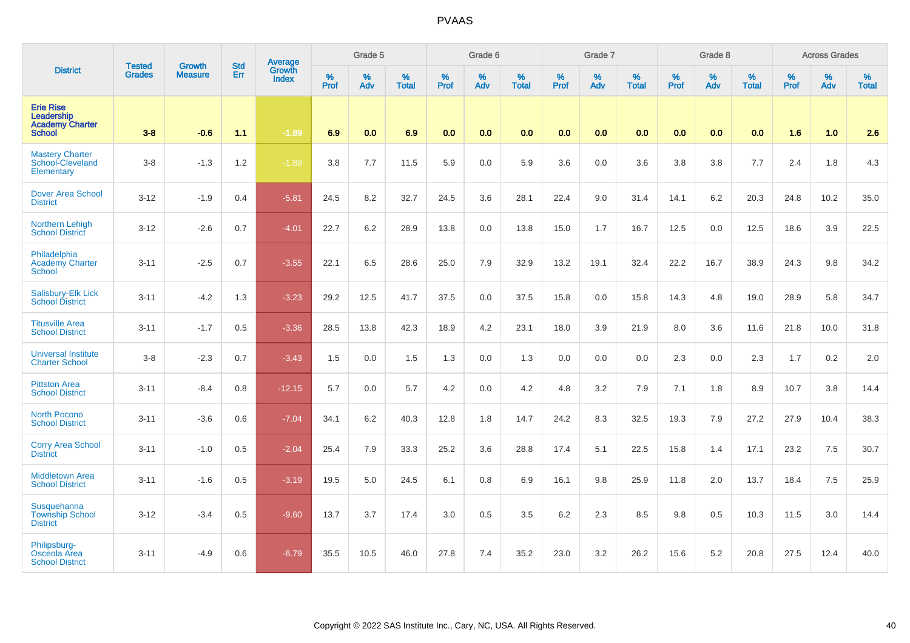# PVAAS

| District | Tested Grades | Growth Measure | Std Err | Average Growth Index | Grade 5 | | | Grade 6 | | | Grade 7 | | | Grade 8 | | | Across Grades | | |
|---|---|---|---|---|---|---|---|---|---|---|---|---|---|---|---|---|---|---|---|
| | | | | | % Prof | % Adv | % Total | % Prof | % Adv | % Total | % Prof | % Adv | % Total | % Prof | % Adv | % Total | % Prof | % Adv | % Total |
| **Erie Rise Leadership Academy Charter School** | **3-8** | **-0.6** | **1.1** | **-1.89** | **6.9** | **0.0** | **6.9** | **0.0** | **0.0** | **0.0** | **0.0** | **0.0** | **0.0** | **0.0** | **0.0** | **0.0** | **1.6** | **1.0** | **2.6** |
| Mastery Charter School-Cleveland Elementary | 3-8 | -1.3 | 1.2 | -1.89 | 3.8 | 7.7 | 11.5 | 5.9 | 0.0 | 5.9 | 3.6 | 0.0 | 3.6 | 3.8 | 3.8 | 7.7 | 2.4 | 1.8 | 4.3 |
| Dover Area School District | 3-12 | -1.9 | 0.4 | -5.81 | 24.5 | 8.2 | 32.7 | 24.5 | 3.6 | 28.1 | 22.4 | 9.0 | 31.4 | 14.1 | 6.2 | 20.3 | 24.8 | 10.2 | 35.0 |
| Northern Lehigh School District | 3-12 | -2.6 | 0.7 | -4.01 | 22.7 | 6.2 | 28.9 | 13.8 | 0.0 | 13.8 | 15.0 | 1.7 | 16.7 | 12.5 | 0.0 | 12.5 | 18.6 | 3.9 | 22.5 |
| Philadelphia Academy Charter School | 3-11 | -2.5 | 0.7 | -3.55 | 22.1 | 6.5 | 28.6 | 25.0 | 7.9 | 32.9 | 13.2 | 19.1 | 32.4 | 22.2 | 16.7 | 38.9 | 24.3 | 9.8 | 34.2 |
| Salisbury-Elk Lick School District | 3-11 | -4.2 | 1.3 | -3.23 | 29.2 | 12.5 | 41.7 | 37.5 | 0.0 | 37.5 | 15.8 | 0.0 | 15.8 | 14.3 | 4.8 | 19.0 | 28.9 | 5.8 | 34.7 |
| Titusville Area School District | 3-11 | -1.7 | 0.5 | -3.36 | 28.5 | 13.8 | 42.3 | 18.9 | 4.2 | 23.1 | 18.0 | 3.9 | 21.9 | 8.0 | 3.6 | 11.6 | 21.8 | 10.0 | 31.8 |
| Universal Institute Charter School | 3-8 | -2.3 | 0.7 | -3.43 | 1.5 | 0.0 | 1.5 | 1.3 | 0.0 | 1.3 | 0.0 | 0.0 | 0.0 | 2.3 | 0.0 | 2.3 | 1.7 | 0.2 | 2.0 |
| Pittston Area School District | 3-11 | -8.4 | 0.8 | -12.15 | 5.7 | 0.0 | 5.7 | 4.2 | 0.0 | 4.2 | 4.8 | 3.2 | 7.9 | 7.1 | 1.8 | 8.9 | 10.7 | 3.8 | 14.4 |
| North Pocono School District | 3-11 | -3.6 | 0.6 | -7.04 | 34.1 | 6.2 | 40.3 | 12.8 | 1.8 | 14.7 | 24.2 | 8.3 | 32.5 | 19.3 | 7.9 | 27.2 | 27.9 | 10.4 | 38.3 |
| Corry Area School District | 3-11 | -1.0 | 0.5 | -2.04 | 25.4 | 7.9 | 33.3 | 25.2 | 3.6 | 28.8 | 17.4 | 5.1 | 22.5 | 15.8 | 1.4 | 17.1 | 23.2 | 7.5 | 30.7 |
| Middletown Area School District | 3-11 | -1.6 | 0.5 | -3.19 | 19.5 | 5.0 | 24.5 | 6.1 | 0.8 | 6.9 | 16.1 | 9.8 | 25.9 | 11.8 | 2.0 | 13.7 | 18.4 | 7.5 | 25.9 |
| Susquehanna Township School District | 3-12 | -3.4 | 0.5 | -9.60 | 13.7 | 3.7 | 17.4 | 3.0 | 0.5 | 3.5 | 6.2 | 2.3 | 8.5 | 9.8 | 0.5 | 10.3 | 11.5 | 3.0 | 14.4 |
| Philipsburg-Osceola Area School District | 3-11 | -4.9 | 0.6 | -8.79 | 35.5 | 10.5 | 46.0 | 27.8 | 7.4 | 35.2 | 23.0 | 3.2 | 26.2 | 15.6 | 5.2 | 20.8 | 27.5 | 12.4 | 40.0 |

Copyright © 2022 SAS Institute Inc., Cary, NC, USA. All Rights Reserved.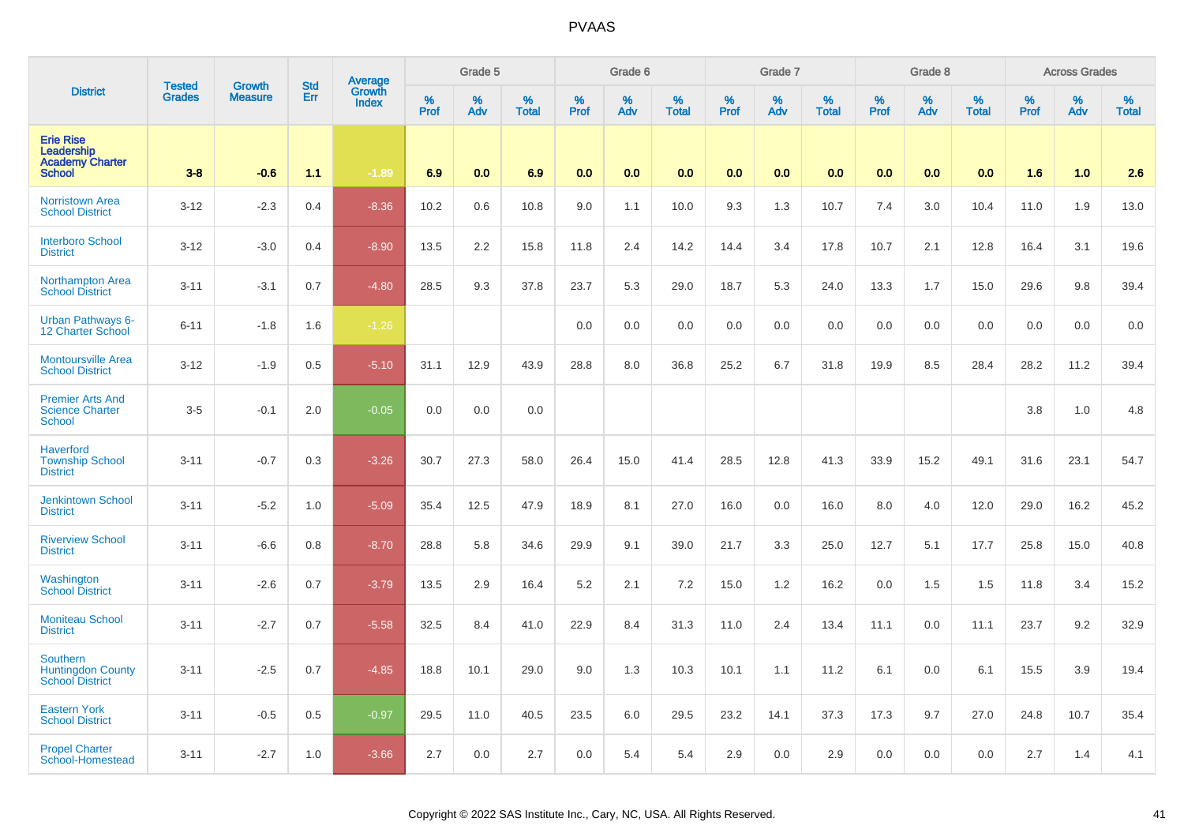# PVAAS

| District | Tested Grades | Growth Measure | Std Err | Average Growth Index | Grade 5 | | | Grade 6 | | | Grade 7 | | | Grade 8 | | | Across Grades | | |
|---|---|---|---|---|---|---|---|---|---|---|---|---|---|---|---|---|---|---|---|
| | | | | | % Prof | % Adv | % Total | % Prof | % Adv | % Total | % Prof | % Adv | % Total | % Prof | % Adv | % Total | % Prof | % Adv | % Total |
| **Erie Rise Leadership Academy Charter School** | **3-8** | **-0.6** | **1.1** | **-1.89** | **6.9** | **0.0** | **6.9** | **0.0** | **0.0** | **0.0** | **0.0** | **0.0** | **0.0** | **0.0** | **0.0** | **0.0** | **1.6** | **1.0** | **2.6** |
| Norristown Area School District | 3-12 | -2.3 | 0.4 | -8.36 | 10.2 | 0.6 | 10.8 | 9.0 | 1.1 | 10.0 | 9.3 | 1.3 | 10.7 | 7.4 | 3.0 | 10.4 | 11.0 | 1.9 | 13.0 |
| Interboro School District | 3-12 | -3.0 | 0.4 | -8.90 | 13.5 | 2.2 | 15.8 | 11.8 | 2.4 | 14.2 | 14.4 | 3.4 | 17.8 | 10.7 | 2.1 | 12.8 | 16.4 | 3.1 | 19.6 |
| Northampton Area School District | 3-11 | -3.1 | 0.7 | -4.80 | 28.5 | 9.3 | 37.8 | 23.7 | 5.3 | 29.0 | 18.7 | 5.3 | 24.0 | 13.3 | 1.7 | 15.0 | 29.6 | 9.8 | 39.4 |
| Urban Pathways 6-12 Charter School | 6-11 | -1.8 | 1.6 | -1.26 | | | | 0.0 | 0.0 | 0.0 | 0.0 | 0.0 | 0.0 | 0.0 | 0.0 | 0.0 | 0.0 | 0.0 | 0.0 |
| Montoursville Area School District | 3-12 | -1.9 | 0.5 | -5.10 | 31.1 | 12.9 | 43.9 | 28.8 | 8.0 | 36.8 | 25.2 | 6.7 | 31.8 | 19.9 | 8.5 | 28.4 | 28.2 | 11.2 | 39.4 |
| Premier Arts And Science Charter School | 3-5 | -0.1 | 2.0 | -0.05 | 0.0 | 0.0 | 0.0 | | | | | | | | | | 3.8 | 1.0 | 4.8 |
| Haverford Township School District | 3-11 | -0.7 | 0.3 | -3.26 | 30.7 | 27.3 | 58.0 | 26.4 | 15.0 | 41.4 | 28.5 | 12.8 | 41.3 | 33.9 | 15.2 | 49.1 | 31.6 | 23.1 | 54.7 |
| Jenkintown School District | 3-11 | -5.2 | 1.0 | -5.09 | 35.4 | 12.5 | 47.9 | 18.9 | 8.1 | 27.0 | 16.0 | 0.0 | 16.0 | 8.0 | 4.0 | 12.0 | 29.0 | 16.2 | 45.2 |
| Riverview School District | 3-11 | -6.6 | 0.8 | -8.70 | 28.8 | 5.8 | 34.6 | 29.9 | 9.1 | 39.0 | 21.7 | 3.3 | 25.0 | 12.7 | 5.1 | 17.7 | 25.8 | 15.0 | 40.8 |
| Washington School District | 3-11 | -2.6 | 0.7 | -3.79 | 13.5 | 2.9 | 16.4 | 5.2 | 2.1 | 7.2 | 15.0 | 1.2 | 16.2 | 0.0 | 1.5 | 1.5 | 11.8 | 3.4 | 15.2 |
| Moniteau School District | 3-11 | -2.7 | 0.7 | -5.58 | 32.5 | 8.4 | 41.0 | 22.9 | 8.4 | 31.3 | 11.0 | 2.4 | 13.4 | 11.1 | 0.0 | 11.1 | 23.7 | 9.2 | 32.9 |
| Southern Huntingdon County School District | 3-11 | -2.5 | 0.7 | -4.85 | 18.8 | 10.1 | 29.0 | 9.0 | 1.3 | 10.3 | 10.1 | 1.1 | 11.2 | 6.1 | 0.0 | 6.1 | 15.5 | 3.9 | 19.4 |
| Eastern York School District | 3-11 | -0.5 | 0.5 | -0.97 | 29.5 | 11.0 | 40.5 | 23.5 | 6.0 | 29.5 | 23.2 | 14.1 | 37.3 | 17.3 | 9.7 | 27.0 | 24.8 | 10.7 | 35.4 |
| Propel Charter School-Homestead | 3-11 | -2.7 | 1.0 | -3.66 | 2.7 | 0.0 | 2.7 | 0.0 | 5.4 | 5.4 | 2.9 | 0.0 | 2.9 | 0.0 | 0.0 | 0.0 | 2.7 | 1.4 | 4.1 |

Copyright © 2022 SAS Institute Inc., Cary, NC, USA. All Rights Reserved.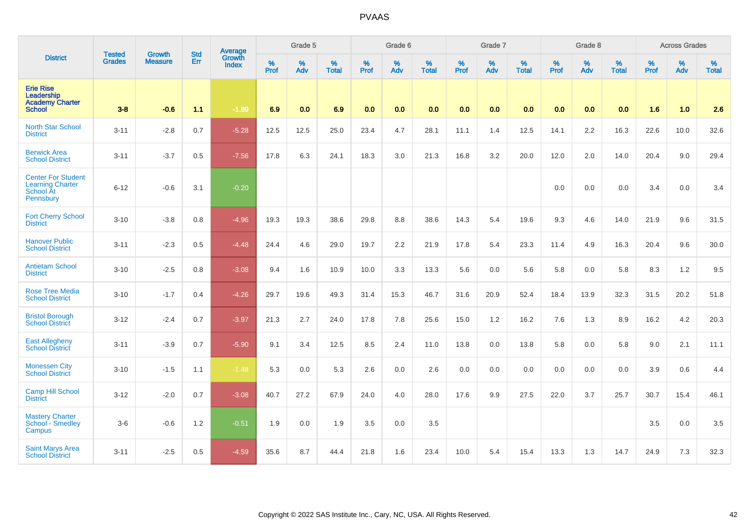# PVAAS

| District | Tested Grades | Growth Measure | Std Err | Average Growth Index | Grade 5 | | | Grade 6 | | | Grade 7 | | | Grade 8 | | | Across Grades | | |
|---|---|---|---|---|---|---|---|---|---|---|---|---|---|---|---|---|---|---|---|
| | | | | | % Prof | % Adv | % Total | % Prof | % Adv | % Total | % Prof | % Adv | % Total | % Prof | % Adv | % Total | % Prof | % Adv | % Total |
| **Erie Rise Leadership Academy Charter School** | **3-8** | **-0.6** | **1.1** | **-1.89** | **6.9** | **0.0** | **6.9** | **0.0** | **0.0** | **0.0** | **0.0** | **0.0** | **0.0** | **0.0** | **0.0** | **0.0** | **1.6** | **1.0** | **2.6** |
| North Star School District | 3-11 | -2.8 | 0.7 | -5.28 | 12.5 | 12.5 | 25.0 | 23.4 | 4.7 | 28.1 | 11.1 | 1.4 | 12.5 | 14.1 | 2.2 | 16.3 | 22.6 | 10.0 | 32.6 |
| Berwick Area School District | 3-11 | -3.7 | 0.5 | -7.56 | 17.8 | 6.3 | 24.1 | 18.3 | 3.0 | 21.3 | 16.8 | 3.2 | 20.0 | 12.0 | 2.0 | 14.0 | 20.4 | 9.0 | 29.4 |
| Center For Student Learning Charter School At Pennsbury | 6-12 | -0.6 | 3.1 | -0.20 | | | | | | | | | | 0.0 | 0.0 | 0.0 | 3.4 | 0.0 | 3.4 |
| Fort Cherry School District | 3-10 | -3.8 | 0.8 | -4.96 | 19.3 | 19.3 | 38.6 | 29.8 | 8.8 | 38.6 | 14.3 | 5.4 | 19.6 | 9.3 | 4.6 | 14.0 | 21.9 | 9.6 | 31.5 |
| Hanover Public School District | 3-11 | -2.3 | 0.5 | -4.48 | 24.4 | 4.6 | 29.0 | 19.7 | 2.2 | 21.9 | 17.8 | 5.4 | 23.3 | 11.4 | 4.9 | 16.3 | 20.4 | 9.6 | 30.0 |
| Antietam School District | 3-10 | -2.5 | 0.8 | -3.08 | 9.4 | 1.6 | 10.9 | 10.0 | 3.3 | 13.3 | 5.6 | 0.0 | 5.6 | 5.8 | 0.0 | 5.8 | 8.3 | 1.2 | 9.5 |
| Rose Tree Media School District | 3-10 | -1.7 | 0.4 | -4.26 | 29.7 | 19.6 | 49.3 | 31.4 | 15.3 | 46.7 | 31.6 | 20.9 | 52.4 | 18.4 | 13.9 | 32.3 | 31.5 | 20.2 | 51.8 |
| Bristol Borough School District | 3-12 | -2.4 | 0.7 | -3.97 | 21.3 | 2.7 | 24.0 | 17.8 | 7.8 | 25.6 | 15.0 | 1.2 | 16.2 | 7.6 | 1.3 | 8.9 | 16.2 | 4.2 | 20.3 |
| East Allegheny School District | 3-11 | -3.9 | 0.7 | -5.90 | 9.1 | 3.4 | 12.5 | 8.5 | 2.4 | 11.0 | 13.8 | 0.0 | 13.8 | 5.8 | 0.0 | 5.8 | 9.0 | 2.1 | 11.1 |
| Monessen City School District | 3-10 | -1.5 | 1.1 | -1.48 | 5.3 | 0.0 | 5.3 | 2.6 | 0.0 | 2.6 | 0.0 | 0.0 | 0.0 | 0.0 | 0.0 | 0.0 | 3.9 | 0.6 | 4.4 |
| Camp Hill School District | 3-12 | -2.0 | 0.7 | -3.08 | 40.7 | 27.2 | 67.9 | 24.0 | 4.0 | 28.0 | 17.6 | 9.9 | 27.5 | 22.0 | 3.7 | 25.7 | 30.7 | 15.4 | 46.1 |
| Mastery Charter School - Smedley Campus | 3-6 | -0.6 | 1.2 | -0.51 | 1.9 | 0.0 | 1.9 | 3.5 | 0.0 | 3.5 | | | | | | | 3.5 | 0.0 | 3.5 |
| Saint Marys Area School District | 3-11 | -2.5 | 0.5 | -4.59 | 35.6 | 8.7 | 44.4 | 21.8 | 1.6 | 23.4 | 10.0 | 5.4 | 15.4 | 13.3 | 1.3 | 14.7 | 24.9 | 7.3 | 32.3 |

Copyright © 2022 SAS Institute Inc., Cary, NC, USA. All Rights Reserved.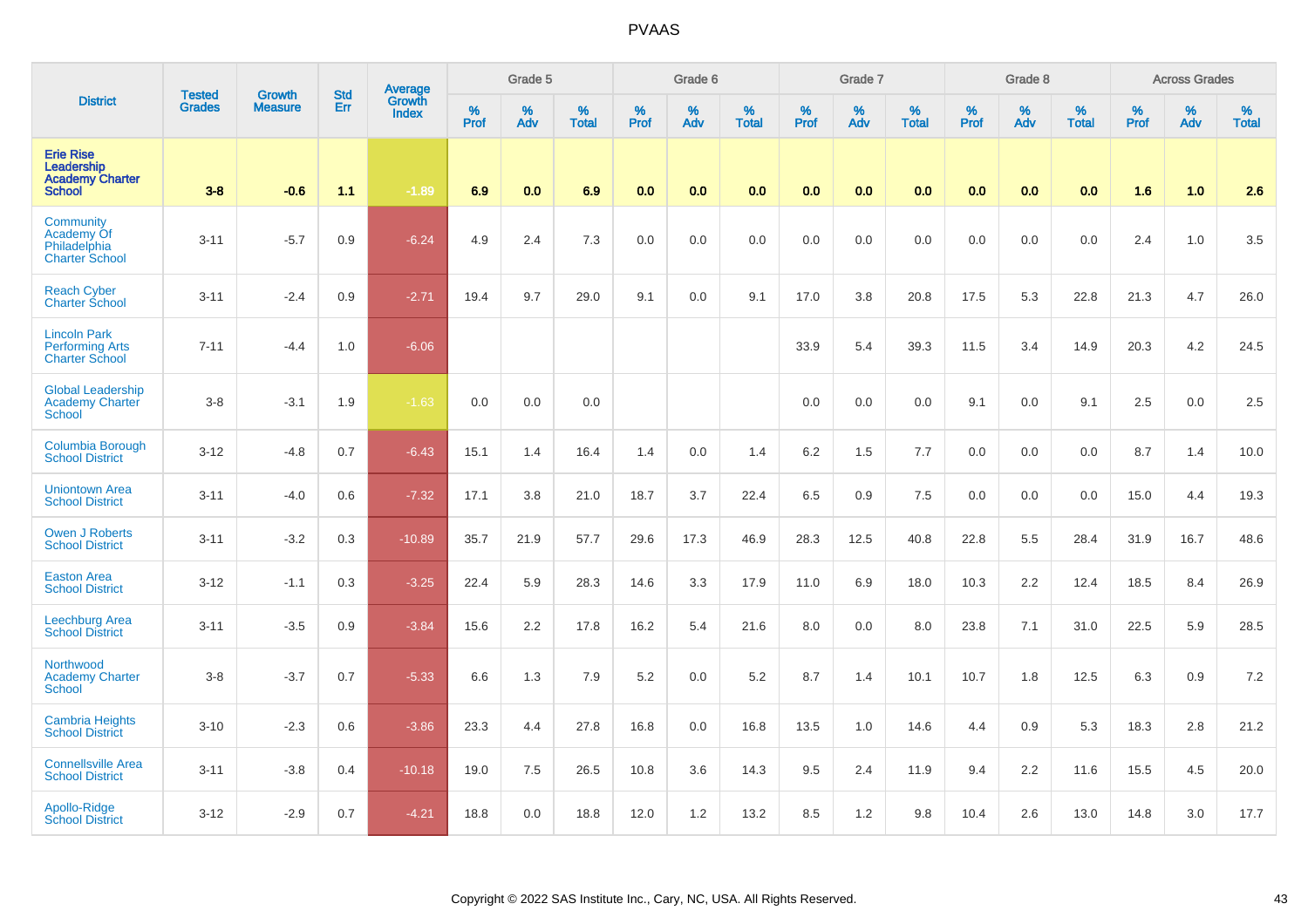# PVAAS

| District | Tested Grades | Growth Measure | Std Err | Average Growth Index | Grade 5 | | | Grade 6 | | | Grade 7 | | | Grade 8 | | | Across Grades | | |
|---|---|---|---|---|---|---|---|---|---|---|---|---|---|---|---|---|---|---|---|
| | | | | | % Prof | % Adv | % Total | % Prof | % Adv | % Total | % Prof | % Adv | % Total | % Prof | % Adv | % Total | % Prof | % Adv | % Total |
| **Erie Rise Leadership Academy Charter School** | **3-8** | **-0.6** | **1.1** | **-1.89** | **6.9** | **0.0** | **6.9** | **0.0** | **0.0** | **0.0** | **0.0** | **0.0** | **0.0** | **0.0** | **0.0** | **0.0** | **1.6** | **1.0** | **2.6** |
| Community Academy Of Philadelphia Charter School | 3-11 | -5.7 | 0.9 | -6.24 | 4.9 | 2.4 | 7.3 | 0.0 | 0.0 | 0.0 | 0.0 | 0.0 | 0.0 | 0.0 | 0.0 | 0.0 | 2.4 | 1.0 | 3.5 |
| Reach Cyber Charter School | 3-11 | -2.4 | 0.9 | -2.71 | 19.4 | 9.7 | 29.0 | 9.1 | 0.0 | 9.1 | 17.0 | 3.8 | 20.8 | 17.5 | 5.3 | 22.8 | 21.3 | 4.7 | 26.0 |
| Lincoln Park Performing Arts Charter School | 7-11 | -4.4 | 1.0 | -6.06 | | | | | | | 33.9 | 5.4 | 39.3 | 11.5 | 3.4 | 14.9 | 20.3 | 4.2 | 24.5 |
| Global Leadership Academy Charter School | 3-8 | -3.1 | 1.9 | -1.63 | 0.0 | 0.0 | 0.0 | | | | 0.0 | 0.0 | 0.0 | 9.1 | 0.0 | 9.1 | 2.5 | 0.0 | 2.5 |
| Columbia Borough School District | 3-12 | -4.8 | 0.7 | -6.43 | 15.1 | 1.4 | 16.4 | 1.4 | 0.0 | 1.4 | 6.2 | 1.5 | 7.7 | 0.0 | 0.0 | 0.0 | 8.7 | 1.4 | 10.0 |
| Uniontown Area School District | 3-11 | -4.0 | 0.6 | -7.32 | 17.1 | 3.8 | 21.0 | 18.7 | 3.7 | 22.4 | 6.5 | 0.9 | 7.5 | 0.0 | 0.0 | 0.0 | 15.0 | 4.4 | 19.3 |
| Owen J Roberts School District | 3-11 | -3.2 | 0.3 | -10.89 | 35.7 | 21.9 | 57.7 | 29.6 | 17.3 | 46.9 | 28.3 | 12.5 | 40.8 | 22.8 | 5.5 | 28.4 | 31.9 | 16.7 | 48.6 |
| Easton Area School District | 3-12 | -1.1 | 0.3 | -3.25 | 22.4 | 5.9 | 28.3 | 14.6 | 3.3 | 17.9 | 11.0 | 6.9 | 18.0 | 10.3 | 2.2 | 12.4 | 18.5 | 8.4 | 26.9 |
| Leechburg Area School District | 3-11 | -3.5 | 0.9 | -3.84 | 15.6 | 2.2 | 17.8 | 16.2 | 5.4 | 21.6 | 8.0 | 0.0 | 8.0 | 23.8 | 7.1 | 31.0 | 22.5 | 5.9 | 28.5 |
| Northwood Academy Charter School | 3-8 | -3.7 | 0.7 | -5.33 | 6.6 | 1.3 | 7.9 | 5.2 | 0.0 | 5.2 | 8.7 | 1.4 | 10.1 | 10.7 | 1.8 | 12.5 | 6.3 | 0.9 | 7.2 |
| Cambria Heights School District | 3-10 | -2.3 | 0.6 | -3.86 | 23.3 | 4.4 | 27.8 | 16.8 | 0.0 | 16.8 | 13.5 | 1.0 | 14.6 | 4.4 | 0.9 | 5.3 | 18.3 | 2.8 | 21.2 |
| Connellsville Area School District | 3-11 | -3.8 | 0.4 | -10.18 | 19.0 | 7.5 | 26.5 | 10.8 | 3.6 | 14.3 | 9.5 | 2.4 | 11.9 | 9.4 | 2.2 | 11.6 | 15.5 | 4.5 | 20.0 |
| Apollo-Ridge School District | 3-12 | -2.9 | 0.7 | -4.21 | 18.8 | 0.0 | 18.8 | 12.0 | 1.2 | 13.2 | 8.5 | 1.2 | 9.8 | 10.4 | 2.6 | 13.0 | 14.8 | 3.0 | 17.7 |

Copyright © 2022 SAS Institute Inc., Cary, NC, USA. All Rights Reserved.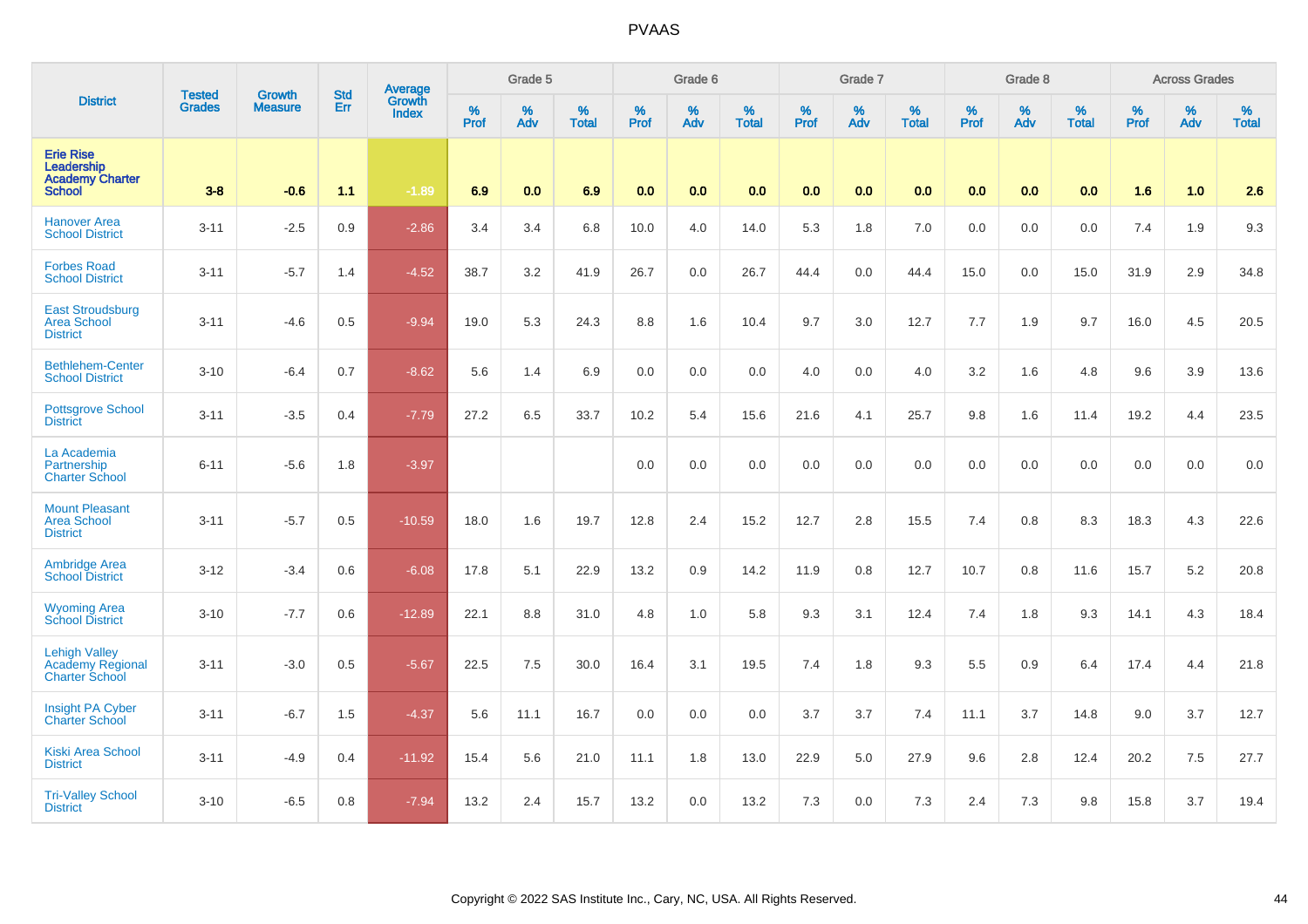| District | Tested Grades | Growth Measure | Std Err | Average Growth Index | Grade 5 | | | Grade 6 | | | Grade 7 | | | Grade 8 | | | Across Grades | | |
|---|---|---|---|---|---|---|---|---|---|---|---|---|---|---|---|---|---|---|---|
| | | | | | % Prof | % Adv | % Total | % Prof | % Adv | % Total | % Prof | % Adv | % Total | % Prof | % Adv | % Total | % Prof | % Adv | % Total |
| **Erie Rise Leadership Academy Charter School** | **3-8** | **-0.6** | **1.1** | **-1.89** | **6.9** | **0.0** | **6.9** | **0.0** | **0.0** | **0.0** | **0.0** | **0.0** | **0.0** | **0.0** | **0.0** | **0.0** | **1.6** | **1.0** | **2.6** |
| Hanover Area School District | 3-11 | -2.5 | 0.9 | -2.86 | 3.4 | 3.4 | 6.8 | 10.0 | 4.0 | 14.0 | 5.3 | 1.8 | 7.0 | 0.0 | 0.0 | 0.0 | 7.4 | 1.9 | 9.3 |
| Forbes Road School District | 3-11 | -5.7 | 1.4 | -4.52 | 38.7 | 3.2 | 41.9 | 26.7 | 0.0 | 26.7 | 44.4 | 0.0 | 44.4 | 15.0 | 0.0 | 15.0 | 31.9 | 2.9 | 34.8 |
| East Stroudsburg Area School District | 3-11 | -4.6 | 0.5 | -9.94 | 19.0 | 5.3 | 24.3 | 8.8 | 1.6 | 10.4 | 9.7 | 3.0 | 12.7 | 7.7 | 1.9 | 9.7 | 16.0 | 4.5 | 20.5 |
| Bethlehem-Center School District | 3-10 | -6.4 | 0.7 | -8.62 | 5.6 | 1.4 | 6.9 | 0.0 | 0.0 | 0.0 | 4.0 | 0.0 | 4.0 | 3.2 | 1.6 | 4.8 | 9.6 | 3.9 | 13.6 |
| Pottsgrove School District | 3-11 | -3.5 | 0.4 | -7.79 | 27.2 | 6.5 | 33.7 | 10.2 | 5.4 | 15.6 | 21.6 | 4.1 | 25.7 | 9.8 | 1.6 | 11.4 | 19.2 | 4.4 | 23.5 |
| La Academia Partnership Charter School | 6-11 | -5.6 | 1.8 | -3.97 | | | | 0.0 | 0.0 | 0.0 | 0.0 | 0.0 | 0.0 | 0.0 | 0.0 | 0.0 | 0.0 | 0.0 | 0.0 |
| Mount Pleasant Area School District | 3-11 | -5.7 | 0.5 | -10.59 | 18.0 | 1.6 | 19.7 | 12.8 | 2.4 | 15.2 | 12.7 | 2.8 | 15.5 | 7.4 | 0.8 | 8.3 | 18.3 | 4.3 | 22.6 |
| Ambridge Area School District | 3-12 | -3.4 | 0.6 | -6.08 | 17.8 | 5.1 | 22.9 | 13.2 | 0.9 | 14.2 | 11.9 | 0.8 | 12.7 | 10.7 | 0.8 | 11.6 | 15.7 | 5.2 | 20.8 |
| Wyoming Area School District | 3-10 | -7.7 | 0.6 | -12.89 | 22.1 | 8.8 | 31.0 | 4.8 | 1.0 | 5.8 | 9.3 | 3.1 | 12.4 | 7.4 | 1.8 | 9.3 | 14.1 | 4.3 | 18.4 |
| Lehigh Valley Academy Regional Charter School | 3-11 | -3.0 | 0.5 | -5.67 | 22.5 | 7.5 | 30.0 | 16.4 | 3.1 | 19.5 | 7.4 | 1.8 | 9.3 | 5.5 | 0.9 | 6.4 | 17.4 | 4.4 | 21.8 |
| Insight PA Cyber Charter School | 3-11 | -6.7 | 1.5 | -4.37 | 5.6 | 11.1 | 16.7 | 0.0 | 0.0 | 0.0 | 3.7 | 3.7 | 7.4 | 11.1 | 3.7 | 14.8 | 9.0 | 3.7 | 12.7 |
| Kiski Area School District | 3-11 | -4.9 | 0.4 | -11.92 | 15.4 | 5.6 | 21.0 | 11.1 | 1.8 | 13.0 | 22.9 | 5.0 | 27.9 | 9.6 | 2.8 | 12.4 | 20.2 | 7.5 | 27.7 |
| Tri-Valley School District | 3-10 | -6.5 | 0.8 | -7.94 | 13.2 | 2.4 | 15.7 | 13.2 | 0.0 | 13.2 | 7.3 | 0.0 | 7.3 | 2.4 | 7.3 | 9.8 | 15.8 | 3.7 | 19.4 |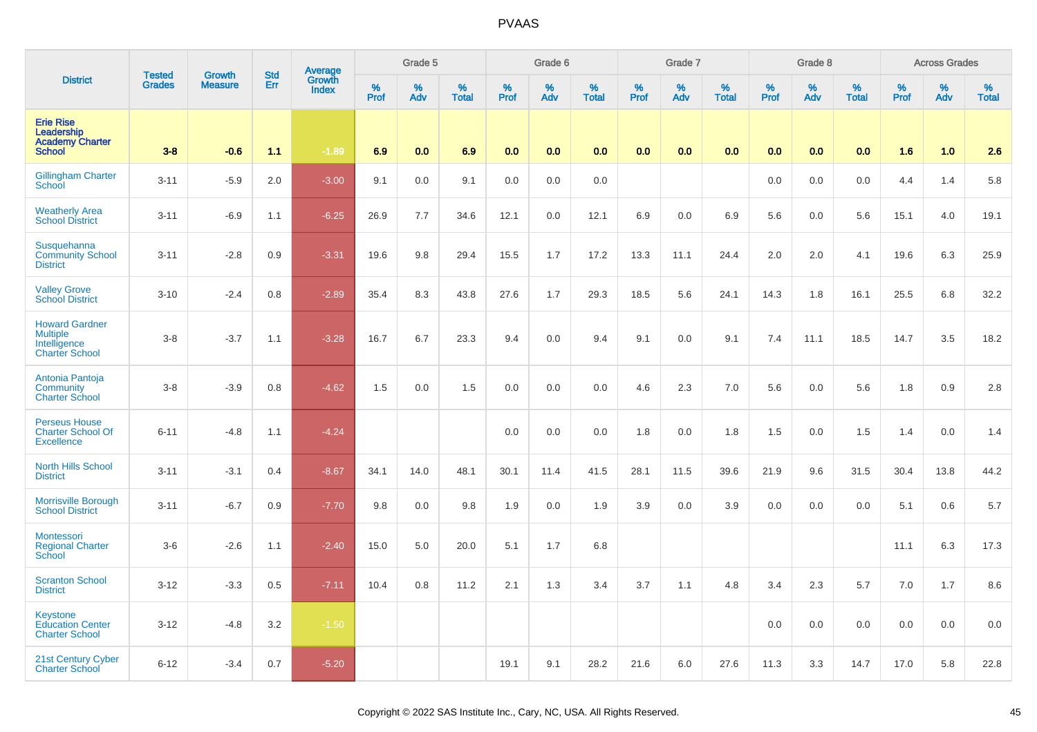# PVAAS

| District | Tested Grades | Growth Measure | Std Err | Average Growth Index | Grade 5 | | | Grade 6 | | | Grade 7 | | | Grade 8 | | | Across Grades | | |
|---|---|---|---|---|---|---|---|---|---|---|---|---|---|---|---|---|---|---|---|
| | | | | | % Prof | % Adv | % Total | % Prof | % Adv | % Total | % Prof | % Adv | % Total | % Prof | % Adv | % Total | % Prof | % Adv | % Total |
| **Erie Rise Leadership Academy Charter School** | **3-8** | **-0.6** | **1.1** | **-1.89** | **6.9** | **0.0** | **6.9** | **0.0** | **0.0** | **0.0** | **0.0** | **0.0** | **0.0** | **0.0** | **0.0** | **0.0** | **1.6** | **1.0** | **2.6** |
| Gillingham Charter School | 3-11 | -5.9 | 2.0 | -3.00 | 9.1 | 0.0 | 9.1 | 0.0 | 0.0 | 0.0 | | | | 0.0 | 0.0 | 0.0 | 4.4 | 1.4 | 5.8 |
| Weatherly Area School District | 3-11 | -6.9 | 1.1 | -6.25 | 26.9 | 7.7 | 34.6 | 12.1 | 0.0 | 12.1 | 6.9 | 0.0 | 6.9 | 5.6 | 0.0 | 5.6 | 15.1 | 4.0 | 19.1 |
| Susquehanna Community School District | 3-11 | -2.8 | 0.9 | -3.31 | 19.6 | 9.8 | 29.4 | 15.5 | 1.7 | 17.2 | 13.3 | 11.1 | 24.4 | 2.0 | 2.0 | 4.1 | 19.6 | 6.3 | 25.9 |
| Valley Grove School District | 3-10 | -2.4 | 0.8 | -2.89 | 35.4 | 8.3 | 43.8 | 27.6 | 1.7 | 29.3 | 18.5 | 5.6 | 24.1 | 14.3 | 1.8 | 16.1 | 25.5 | 6.8 | 32.2 |
| Howard Gardner Multiple Intelligence Charter School | 3-8 | -3.7 | 1.1 | -3.28 | 16.7 | 6.7 | 23.3 | 9.4 | 0.0 | 9.4 | 9.1 | 0.0 | 9.1 | 7.4 | 11.1 | 18.5 | 14.7 | 3.5 | 18.2 |
| Antonia Pantoja Community Charter School | 3-8 | -3.9 | 0.8 | -4.62 | 1.5 | 0.0 | 1.5 | 0.0 | 0.0 | 0.0 | 4.6 | 2.3 | 7.0 | 5.6 | 0.0 | 5.6 | 1.8 | 0.9 | 2.8 |
| Perseus House Charter School Of Excellence | 6-11 | -4.8 | 1.1 | -4.24 | | | | 0.0 | 0.0 | 0.0 | 1.8 | 0.0 | 1.8 | 1.5 | 0.0 | 1.5 | 1.4 | 0.0 | 1.4 |
| North Hills School District | 3-11 | -3.1 | 0.4 | -8.67 | 34.1 | 14.0 | 48.1 | 30.1 | 11.4 | 41.5 | 28.1 | 11.5 | 39.6 | 21.9 | 9.6 | 31.5 | 30.4 | 13.8 | 44.2 |
| Morrisville Borough School District | 3-11 | -6.7 | 0.9 | -7.70 | 9.8 | 0.0 | 9.8 | 1.9 | 0.0 | 1.9 | 3.9 | 0.0 | 3.9 | 0.0 | 0.0 | 0.0 | 5.1 | 0.6 | 5.7 |
| Montessori Regional Charter School | 3-6 | -2.6 | 1.1 | -2.40 | 15.0 | 5.0 | 20.0 | 5.1 | 1.7 | 6.8 | | | | | | | 11.1 | 6.3 | 17.3 |
| Scranton School District | 3-12 | -3.3 | 0.5 | -7.11 | 10.4 | 0.8 | 11.2 | 2.1 | 1.3 | 3.4 | 3.7 | 1.1 | 4.8 | 3.4 | 2.3 | 5.7 | 7.0 | 1.7 | 8.6 |
| Keystone Education Center Charter School | 3-12 | -4.8 | 3.2 | -1.50 | | | | | | | | | | 0.0 | 0.0 | 0.0 | 0.0 | 0.0 | 0.0 |
| 21st Century Cyber Charter School | 6-12 | -3.4 | 0.7 | -5.20 | | | | 19.1 | 9.1 | 28.2 | 21.6 | 6.0 | 27.6 | 11.3 | 3.3 | 14.7 | 17.0 | 5.8 | 22.8 |

Copyright © 2022 SAS Institute Inc., Cary, NC, USA. All Rights Reserved.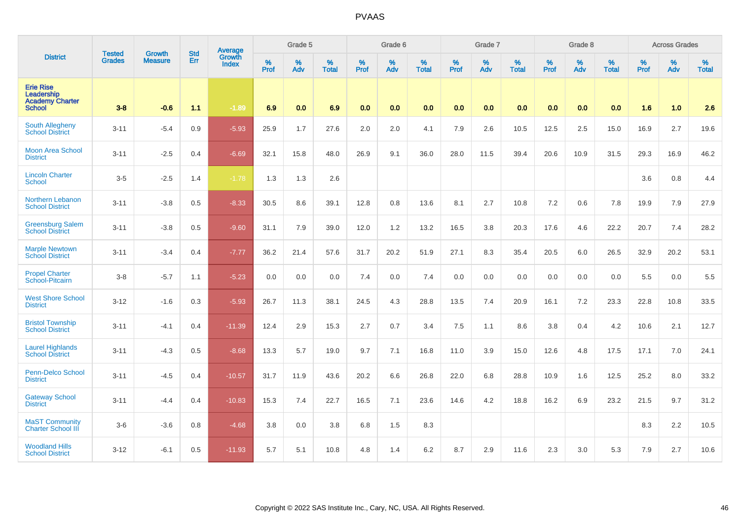# PVAAS

| District | Tested Grades | Growth Measure | Std Err | Average Growth Index | Grade 5 | | | Grade 6 | | | Grade 7 | | | Grade 8 | | | Across Grades | | |
|---|---|---|---|---|---|---|---|---|---|---|---|---|---|---|---|---|---|---|---|
| | | | | | % Prof | % Adv | % Total | % Prof | % Adv | % Total | % Prof | % Adv | % Total | % Prof | % Adv | % Total | % Prof | % Adv | % Total |
| **Erie Rise Leadership Academy Charter School** | **3-8** | **-0.6** | **1.1** | **-1.89** | **6.9** | **0.0** | **6.9** | **0.0** | **0.0** | **0.0** | **0.0** | **0.0** | **0.0** | **0.0** | **0.0** | **0.0** | **1.6** | **1.0** | **2.6** |
| South Allegheny School District | 3-11 | -5.4 | 0.9 | -5.93 | 25.9 | 1.7 | 27.6 | 2.0 | 2.0 | 4.1 | 7.9 | 2.6 | 10.5 | 12.5 | 2.5 | 15.0 | 16.9 | 2.7 | 19.6 |
| Moon Area School District | 3-11 | -2.5 | 0.4 | -6.69 | 32.1 | 15.8 | 48.0 | 26.9 | 9.1 | 36.0 | 28.0 | 11.5 | 39.4 | 20.6 | 10.9 | 31.5 | 29.3 | 16.9 | 46.2 |
| Lincoln Charter School | 3-5 | -2.5 | 1.4 | -1.78 | 1.3 | 1.3 | 2.6 | | | | | | | | | | 3.6 | 0.8 | 4.4 |
| Northern Lebanon School District | 3-11 | -3.8 | 0.5 | -8.33 | 30.5 | 8.6 | 39.1 | 12.8 | 0.8 | 13.6 | 8.1 | 2.7 | 10.8 | 7.2 | 0.6 | 7.8 | 19.9 | 7.9 | 27.9 |
| Greensburg Salem School District | 3-11 | -3.8 | 0.5 | -9.60 | 31.1 | 7.9 | 39.0 | 12.0 | 1.2 | 13.2 | 16.5 | 3.8 | 20.3 | 17.6 | 4.6 | 22.2 | 20.7 | 7.4 | 28.2 |
| Marple Newtown School District | 3-11 | -3.4 | 0.4 | -7.77 | 36.2 | 21.4 | 57.6 | 31.7 | 20.2 | 51.9 | 27.1 | 8.3 | 35.4 | 20.5 | 6.0 | 26.5 | 32.9 | 20.2 | 53.1 |
| Propel Charter School-Pitcairn | 3-8 | -5.7 | 1.1 | -5.23 | 0.0 | 0.0 | 0.0 | 7.4 | 0.0 | 7.4 | 0.0 | 0.0 | 0.0 | 0.0 | 0.0 | 0.0 | 5.5 | 0.0 | 5.5 |
| West Shore School District | 3-12 | -1.6 | 0.3 | -5.93 | 26.7 | 11.3 | 38.1 | 24.5 | 4.3 | 28.8 | 13.5 | 7.4 | 20.9 | 16.1 | 7.2 | 23.3 | 22.8 | 10.8 | 33.5 |
| Bristol Township School District | 3-11 | -4.1 | 0.4 | -11.39 | 12.4 | 2.9 | 15.3 | 2.7 | 0.7 | 3.4 | 7.5 | 1.1 | 8.6 | 3.8 | 0.4 | 4.2 | 10.6 | 2.1 | 12.7 |
| Laurel Highlands School District | 3-11 | -4.3 | 0.5 | -8.68 | 13.3 | 5.7 | 19.0 | 9.7 | 7.1 | 16.8 | 11.0 | 3.9 | 15.0 | 12.6 | 4.8 | 17.5 | 17.1 | 7.0 | 24.1 |
| Penn-Delco School District | 3-11 | -4.5 | 0.4 | -10.57 | 31.7 | 11.9 | 43.6 | 20.2 | 6.6 | 26.8 | 22.0 | 6.8 | 28.8 | 10.9 | 1.6 | 12.5 | 25.2 | 8.0 | 33.2 |
| Gateway School District | 3-11 | -4.4 | 0.4 | -10.83 | 15.3 | 7.4 | 22.7 | 16.5 | 7.1 | 23.6 | 14.6 | 4.2 | 18.8 | 16.2 | 6.9 | 23.2 | 21.5 | 9.7 | 31.2 |
| MaST Community Charter School III | 3-6 | -3.6 | 0.8 | -4.68 | 3.8 | 0.0 | 3.8 | 6.8 | 1.5 | 8.3 | | | | | | | 8.3 | 2.2 | 10.5 |
| Woodland Hills School District | 3-12 | -6.1 | 0.5 | -11.93 | 5.7 | 5.1 | 10.8 | 4.8 | 1.4 | 6.2 | 8.7 | 2.9 | 11.6 | 2.3 | 3.0 | 5.3 | 7.9 | 2.7 | 10.6 |

Copyright © 2022 SAS Institute Inc., Cary, NC, USA. All Rights Reserved.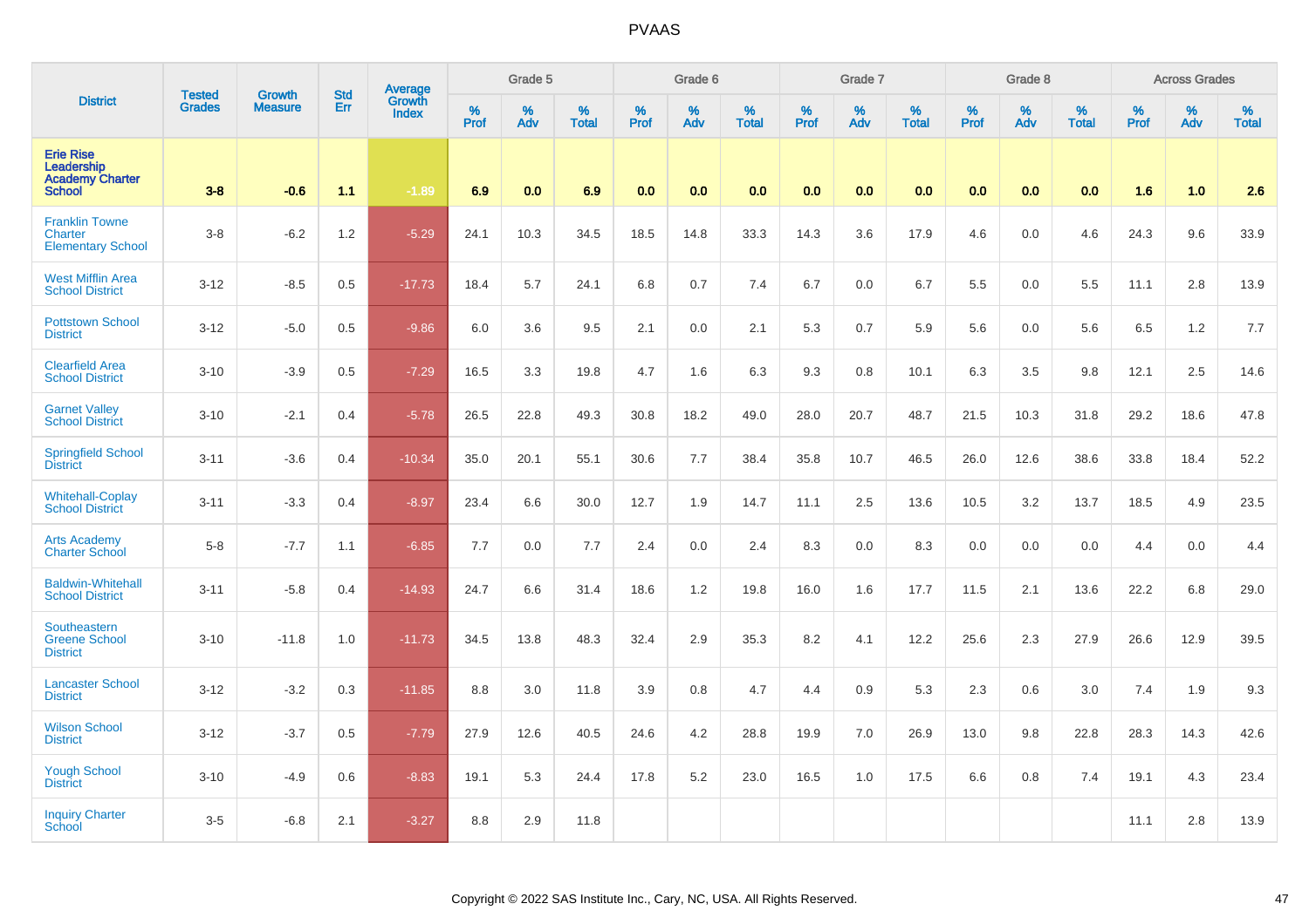# PVAAS

| District | Tested Grades | Growth Measure | Std Err | Average Growth Index | Grade 5 | | | Grade 6 | | | Grade 7 | | | Grade 8 | | | Across Grades | | |
|---|---|---|---|---|---|---|---|---|---|---|---|---|---|---|---|---|---|---|---|
| | | | | | % Prof | % Adv | % Total | % Prof | % Adv | % Total | % Prof | % Adv | % Total | % Prof | % Adv | % Total | % Prof | % Adv | % Total |
| **Erie Rise Leadership Academy Charter School** | **3-8** | **-0.6** | **1.1** | **-1.89** | **6.9** | **0.0** | **6.9** | **0.0** | **0.0** | **0.0** | **0.0** | **0.0** | **0.0** | **0.0** | **0.0** | **0.0** | **1.6** | **1.0** | **2.6** |
| Franklin Towne Charter Elementary School | 3-8 | -6.2 | 1.2 | -5.29 | 24.1 | 10.3 | 34.5 | 18.5 | 14.8 | 33.3 | 14.3 | 3.6 | 17.9 | 4.6 | 0.0 | 4.6 | 24.3 | 9.6 | 33.9 |
| West Mifflin Area School District | 3-12 | -8.5 | 0.5 | -17.73 | 18.4 | 5.7 | 24.1 | 6.8 | 0.7 | 7.4 | 6.7 | 0.0 | 6.7 | 5.5 | 0.0 | 5.5 | 11.1 | 2.8 | 13.9 |
| Pottstown School District | 3-12 | -5.0 | 0.5 | -9.86 | 6.0 | 3.6 | 9.5 | 2.1 | 0.0 | 2.1 | 5.3 | 0.7 | 5.9 | 5.6 | 0.0 | 5.6 | 6.5 | 1.2 | 7.7 |
| Clearfield Area School District | 3-10 | -3.9 | 0.5 | -7.29 | 16.5 | 3.3 | 19.8 | 4.7 | 1.6 | 6.3 | 9.3 | 0.8 | 10.1 | 6.3 | 3.5 | 9.8 | 12.1 | 2.5 | 14.6 |
| Garnet Valley School District | 3-10 | -2.1 | 0.4 | -5.78 | 26.5 | 22.8 | 49.3 | 30.8 | 18.2 | 49.0 | 28.0 | 20.7 | 48.7 | 21.5 | 10.3 | 31.8 | 29.2 | 18.6 | 47.8 |
| Springfield School District | 3-11 | -3.6 | 0.4 | -10.34 | 35.0 | 20.1 | 55.1 | 30.6 | 7.7 | 38.4 | 35.8 | 10.7 | 46.5 | 26.0 | 12.6 | 38.6 | 33.8 | 18.4 | 52.2 |
| Whitehall-Coplay School District | 3-11 | -3.3 | 0.4 | -8.97 | 23.4 | 6.6 | 30.0 | 12.7 | 1.9 | 14.7 | 11.1 | 2.5 | 13.6 | 10.5 | 3.2 | 13.7 | 18.5 | 4.9 | 23.5 |
| Arts Academy Charter School | 5-8 | -7.7 | 1.1 | -6.85 | 7.7 | 0.0 | 7.7 | 2.4 | 0.0 | 2.4 | 8.3 | 0.0 | 8.3 | 0.0 | 0.0 | 0.0 | 4.4 | 0.0 | 4.4 |
| Baldwin-Whitehall School District | 3-11 | -5.8 | 0.4 | -14.93 | 24.7 | 6.6 | 31.4 | 18.6 | 1.2 | 19.8 | 16.0 | 1.6 | 17.7 | 11.5 | 2.1 | 13.6 | 22.2 | 6.8 | 29.0 |
| Southeastern Greene School District | 3-10 | -11.8 | 1.0 | -11.73 | 34.5 | 13.8 | 48.3 | 32.4 | 2.9 | 35.3 | 8.2 | 4.1 | 12.2 | 25.6 | 2.3 | 27.9 | 26.6 | 12.9 | 39.5 |
| Lancaster School District | 3-12 | -3.2 | 0.3 | -11.85 | 8.8 | 3.0 | 11.8 | 3.9 | 0.8 | 4.7 | 4.4 | 0.9 | 5.3 | 2.3 | 0.6 | 3.0 | 7.4 | 1.9 | 9.3 |
| Wilson School District | 3-12 | -3.7 | 0.5 | -7.79 | 27.9 | 12.6 | 40.5 | 24.6 | 4.2 | 28.8 | 19.9 | 7.0 | 26.9 | 13.0 | 9.8 | 22.8 | 28.3 | 14.3 | 42.6 |
| Yough School District | 3-10 | -4.9 | 0.6 | -8.83 | 19.1 | 5.3 | 24.4 | 17.8 | 5.2 | 23.0 | 16.5 | 1.0 | 17.5 | 6.6 | 0.8 | 7.4 | 19.1 | 4.3 | 23.4 |
| Inquiry Charter School | 3-5 | -6.8 | 2.1 | -3.27 | 8.8 | 2.9 | 11.8 | | | | | | | | | | 11.1 | 2.8 | 13.9 |

Copyright © 2022 SAS Institute Inc., Cary, NC, USA. All Rights Reserved.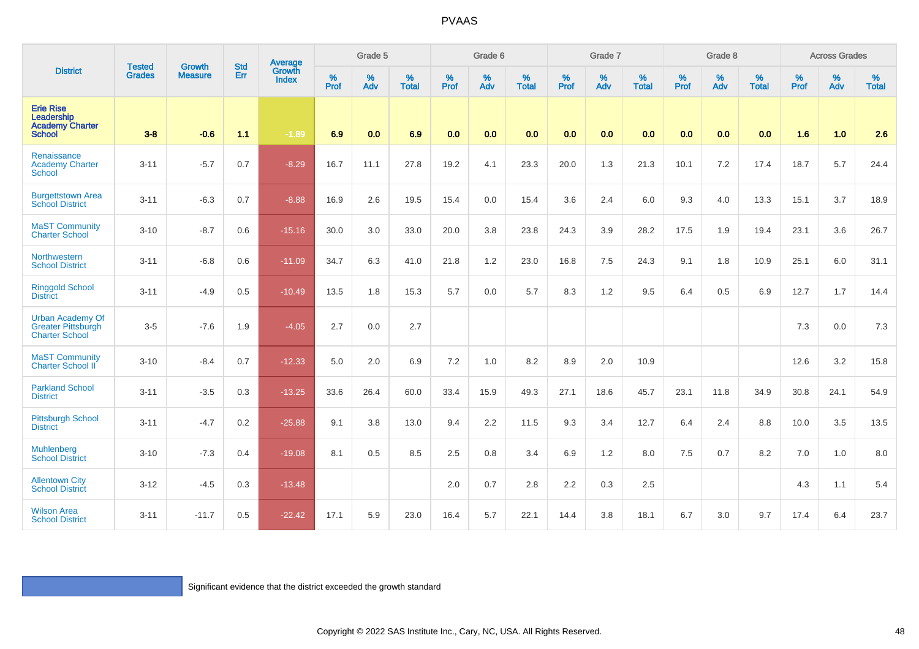| District | Tested Grades | Growth Measure | Std Err | Average Growth Index | Grade 5 | | | Grade 6 | | | Grade 7 | | | Grade 8 | | | Across Grades | | |
|---|---|---|---|---|---|---|---|---|---|---|---|---|---|---|---|---|---|---|---|
| | | | | | % Prof | % Adv | % Total | % Prof | % Adv | % Total | % Prof | % Adv | % Total | % Prof | % Adv | % Total | % Prof | % Adv | % Total |
| **Erie Rise Leadership Academy Charter School** | **3-8** | **-0.6** | **1.1** | **-1.89** | **6.9** | **0.0** | **6.9** | **0.0** | **0.0** | **0.0** | **0.0** | **0.0** | **0.0** | **0.0** | **0.0** | **0.0** | **1.6** | **1.0** | **2.6** |
| Renaissance Academy Charter School | 3-11 | -5.7 | 0.7 | -8.29 | 16.7 | 11.1 | 27.8 | 19.2 | 4.1 | 23.3 | 20.0 | 1.3 | 21.3 | 10.1 | 7.2 | 17.4 | 18.7 | 5.7 | 24.4 |
| Burgettstown Area School District | 3-11 | -6.3 | 0.7 | -8.88 | 16.9 | 2.6 | 19.5 | 15.4 | 0.0 | 15.4 | 3.6 | 2.4 | 6.0 | 9.3 | 4.0 | 13.3 | 15.1 | 3.7 | 18.9 |
| MaST Community Charter School | 3-10 | -8.7 | 0.6 | -15.16 | 30.0 | 3.0 | 33.0 | 20.0 | 3.8 | 23.8 | 24.3 | 3.9 | 28.2 | 17.5 | 1.9 | 19.4 | 23.1 | 3.6 | 26.7 |
| Northwestern School District | 3-11 | -6.8 | 0.6 | -11.09 | 34.7 | 6.3 | 41.0 | 21.8 | 1.2 | 23.0 | 16.8 | 7.5 | 24.3 | 9.1 | 1.8 | 10.9 | 25.1 | 6.0 | 31.1 |
| Ringgold School District | 3-11 | -4.9 | 0.5 | -10.49 | 13.5 | 1.8 | 15.3 | 5.7 | 0.0 | 5.7 | 8.3 | 1.2 | 9.5 | 6.4 | 0.5 | 6.9 | 12.7 | 1.7 | 14.4 |
| Urban Academy Of Greater Pittsburgh Charter School | 3-5 | -7.6 | 1.9 | -4.05 | 2.7 | 0.0 | 2.7 | | | | | | | | | | 7.3 | 0.0 | 7.3 |
| MaST Community Charter School II | 3-10 | -8.4 | 0.7 | -12.33 | 5.0 | 2.0 | 6.9 | 7.2 | 1.0 | 8.2 | 8.9 | 2.0 | 10.9 | | | | 12.6 | 3.2 | 15.8 |
| Parkland School District | 3-11 | -3.5 | 0.3 | -13.25 | 33.6 | 26.4 | 60.0 | 33.4 | 15.9 | 49.3 | 27.1 | 18.6 | 45.7 | 23.1 | 11.8 | 34.9 | 30.8 | 24.1 | 54.9 |
| Pittsburgh School District | 3-11 | -4.7 | 0.2 | -25.88 | 9.1 | 3.8 | 13.0 | 9.4 | 2.2 | 11.5 | 9.3 | 3.4 | 12.7 | 6.4 | 2.4 | 8.8 | 10.0 | 3.5 | 13.5 |
| Muhlenberg School District | 3-10 | -7.3 | 0.4 | -19.08 | 8.1 | 0.5 | 8.5 | 2.5 | 0.8 | 3.4 | 6.9 | 1.2 | 8.0 | 7.5 | 0.7 | 8.2 | 7.0 | 1.0 | 8.0 |
| Allentown City School District | 3-12 | -4.5 | 0.3 | -13.48 | | | | 2.0 | 0.7 | 2.8 | 2.2 | 0.3 | 2.5 | | | | 4.3 | 1.1 | 5.4 |
| Wilson Area School District | 3-11 | -11.7 | 0.5 | -22.42 | 17.1 | 5.9 | 23.0 | 16.4 | 5.7 | 22.1 | 14.4 | 3.8 | 18.1 | 6.7 | 3.0 | 9.7 | 17.4 | 6.4 | 23.7 |

Significant evidence that the district exceeded the growth standard

Copyright © 2022 SAS Institute Inc., Cary, NC, USA. All Rights Reserved.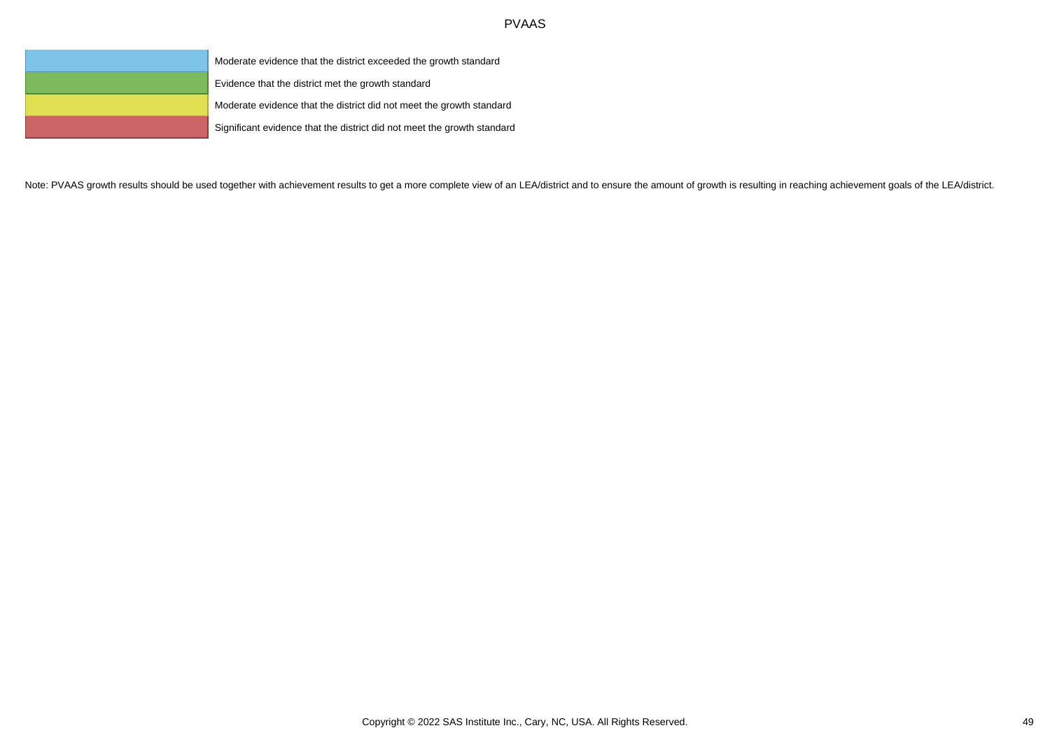# PVAAS

Moderate evidence that the district exceeded the growth standard

Evidence that the district met the growth standard

Moderate evidence that the district did not meet the growth standard

Significant evidence that the district did not meet the growth standard

Note: PVAAS growth results should be used together with achievement results to get a more complete view of an LEA/district and to ensure the amount of growth is resulting in reaching achievement goals of the LEA/district.

Copyright © 2022 SAS Institute Inc., Cary, NC, USA. All Rights Reserved.